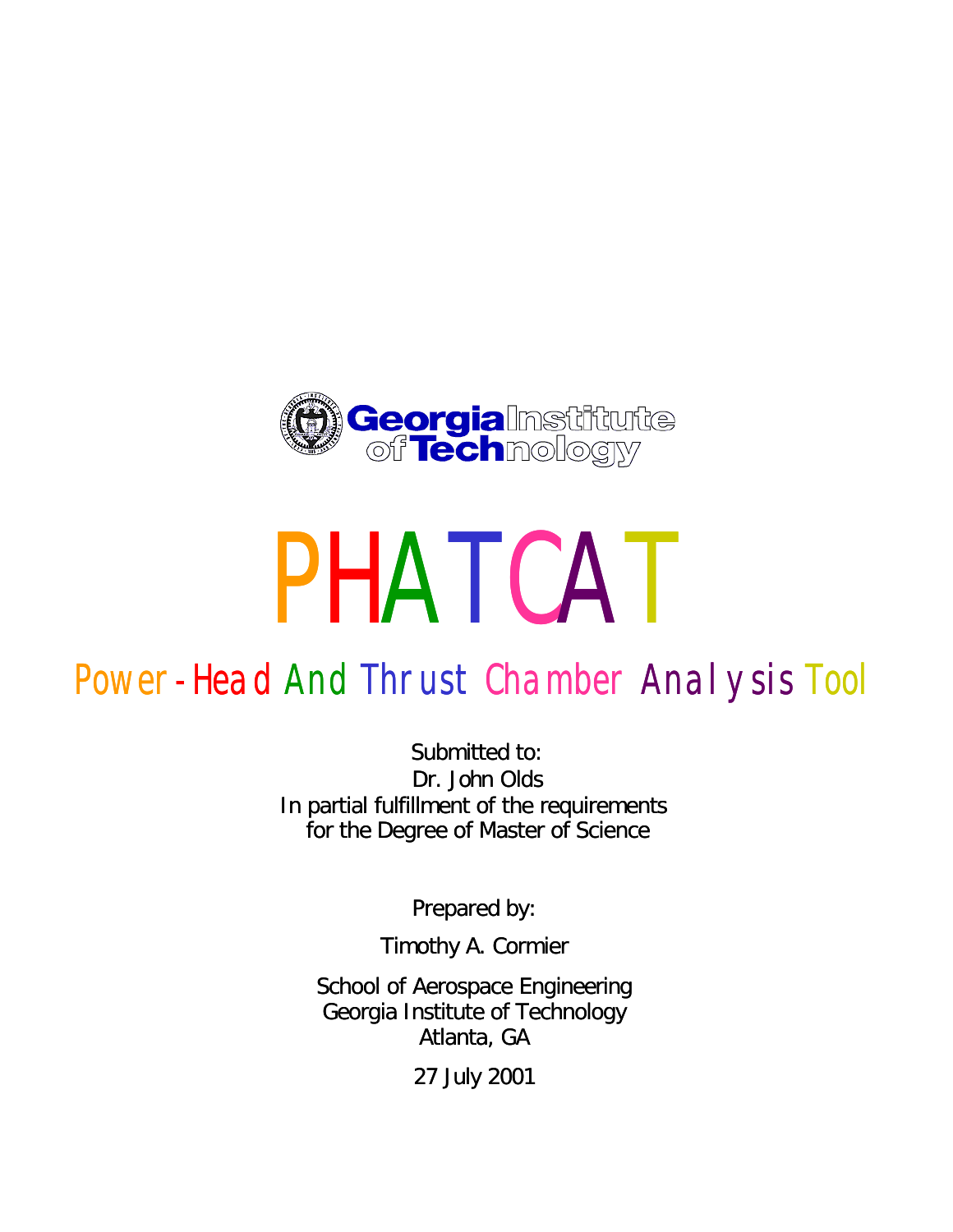Georgia Institute of Technology

# PHATCAT

## Power-Head And Thrust Chamber Analysis Tool

Submitted to:
Dr. John Olds
In partial fulfillment of the requirements
for the Degree of Master of Science

Prepared by:

Timothy A. Cormier

School of Aerospace Engineering
Georgia Institute of Technology
Atlanta, GA

27 July 2001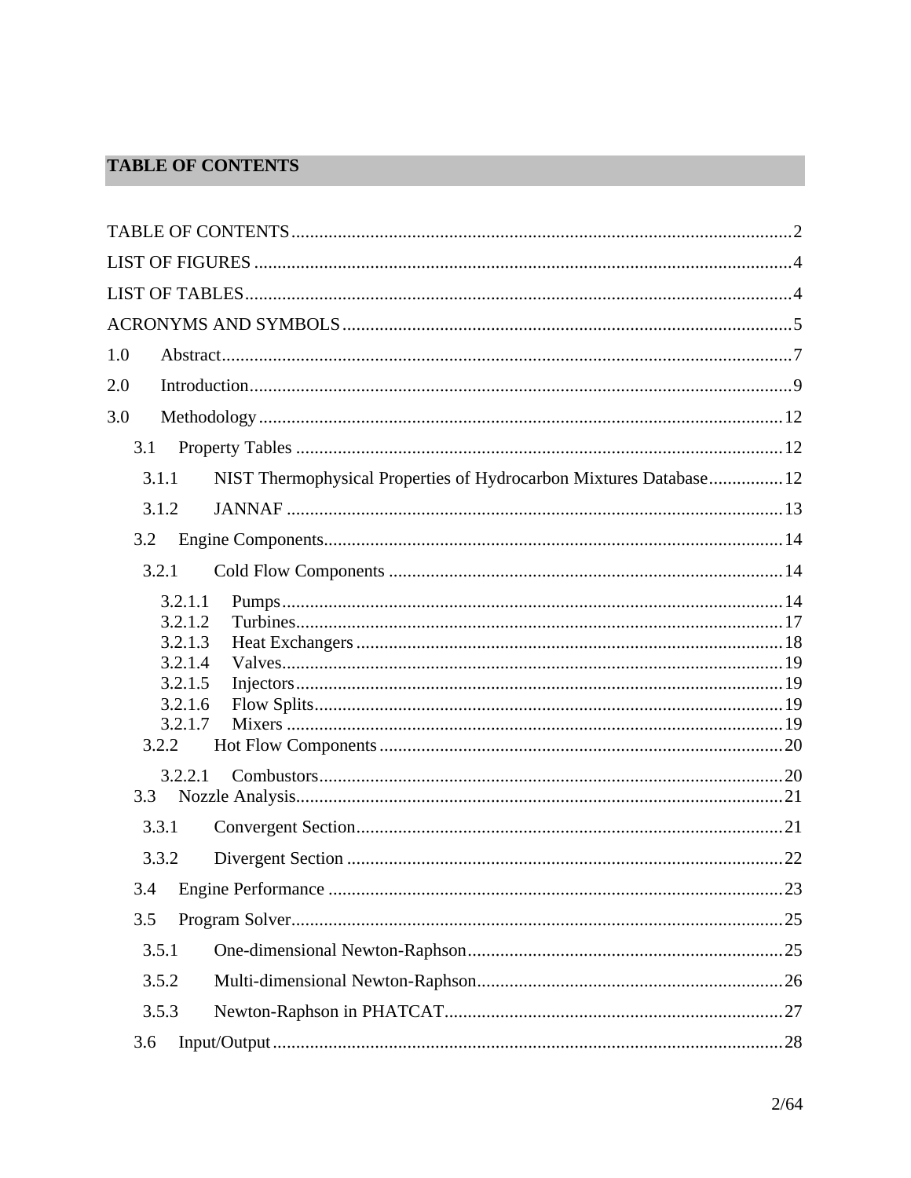# TABLE OF CONTENTS

TABLE OF CONTENTS ..... 2

LIST OF FIGURES ..... 4

LIST OF TABLES ..... 4

ACRONYMS AND SYMBOLS ..... 5

1.0 Abstract ..... 7

2.0 Introduction ..... 9

3.0 Methodology ..... 12

- 3.1 Property Tables ..... 12
  - 3.1.1 NIST Thermophysical Properties of Hydrocarbon Mixtures Database ..... 12
  - 3.1.2 JANNAF ..... 13
- 3.2 Engine Components ..... 14
  - 3.2.1 Cold Flow Components ..... 14
    - 3.2.1.1 Pumps ..... 14
    - 3.2.1.2 Turbines ..... 17
    - 3.2.1.3 Heat Exchangers ..... 18
    - 3.2.1.4 Valves ..... 19
    - 3.2.1.5 Injectors ..... 19
    - 3.2.1.6 Flow Splits ..... 19
    - 3.2.1.7 Mixers ..... 19
  - 3.2.2 Hot Flow Components ..... 20
    - 3.2.2.1 Combustors ..... 20
- 3.3 Nozzle Analysis ..... 21
  - 3.3.1 Convergent Section ..... 21
  - 3.3.2 Divergent Section ..... 22
- 3.4 Engine Performance ..... 23
- 3.5 Program Solver ..... 25
  - 3.5.1 One-dimensional Newton-Raphson ..... 25
  - 3.5.2 Multi-dimensional Newton-Raphson ..... 26
  - 3.5.3 Newton-Raphson in PHATCAT ..... 27
- 3.6 Input/Output ..... 28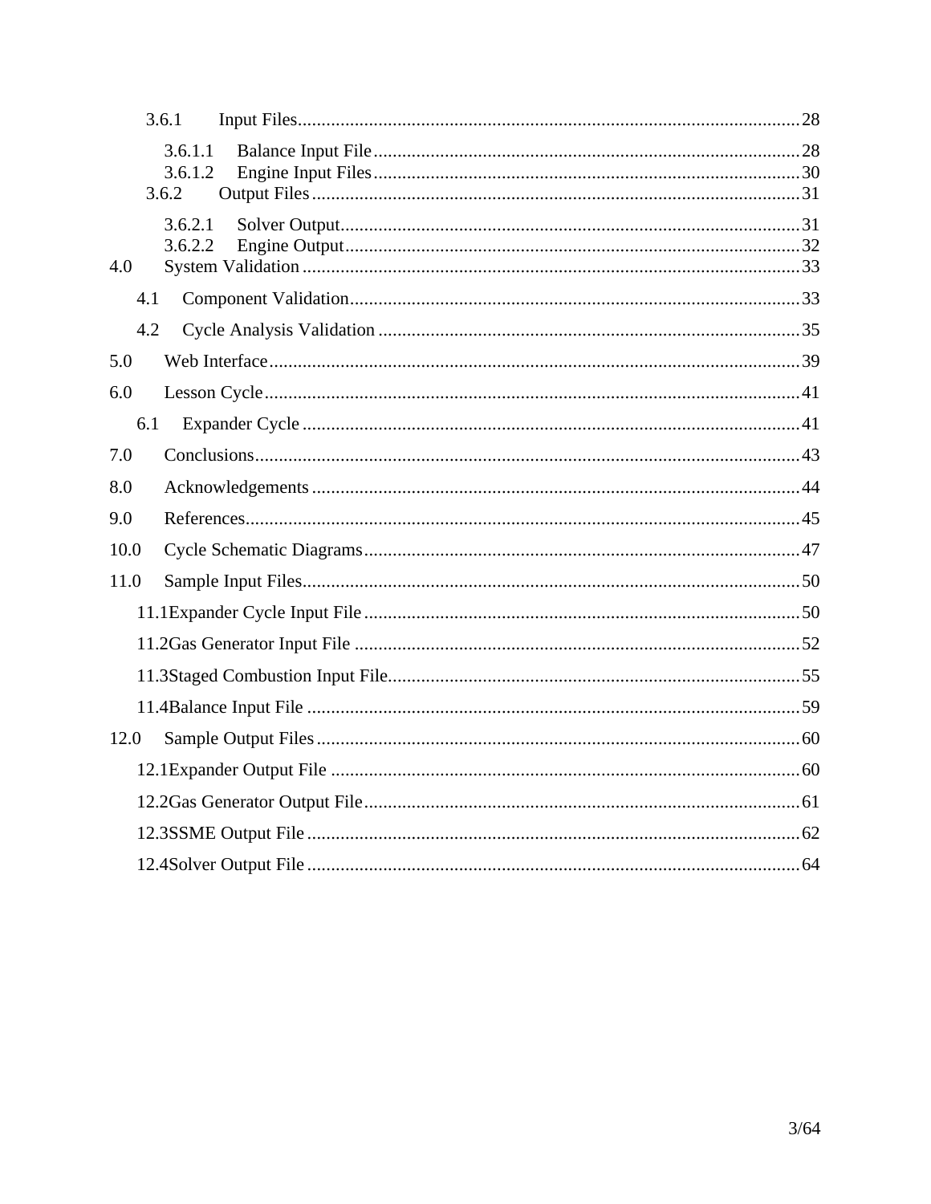3.6.1 Input Files........................................................................................................28

3.6.1.1 Balance Input File........................................................................................28
3.6.1.2 Engine Input Files........................................................................................30

3.6.2 Output Files......................................................................................................31

3.6.2.1 Solver Output................................................................................................31
3.6.2.2 Engine Output...............................................................................................32

4.0 System Validation.......................................................................................................33

4.1 Component Validation..............................................................................................33

4.2 Cycle Analysis Validation........................................................................................35

5.0 Web Interface..............................................................................................................39

6.0 Lesson Cycle...............................................................................................................41

6.1 Expander Cycle........................................................................................................41

7.0 Conclusions.................................................................................................................43

8.0 Acknowledgements.....................................................................................................44

9.0 References...................................................................................................................45

10.0 Cycle Schematic Diagrams........................................................................................47

11.0 Sample Input Files.......................................................................................................50

11.1Expander Cycle Input File..........................................................................................50

11.2Gas Generator Input File............................................................................................52

11.3Staged Combustion Input File.....................................................................................55

11.4Balance Input File.......................................................................................................59

12.0 Sample Output Files....................................................................................................60

12.1Expander Output File.................................................................................................60

12.2Gas Generator Output File..........................................................................................61

12.3SSME Output File.......................................................................................................62

12.4Solver Output File.......................................................................................................64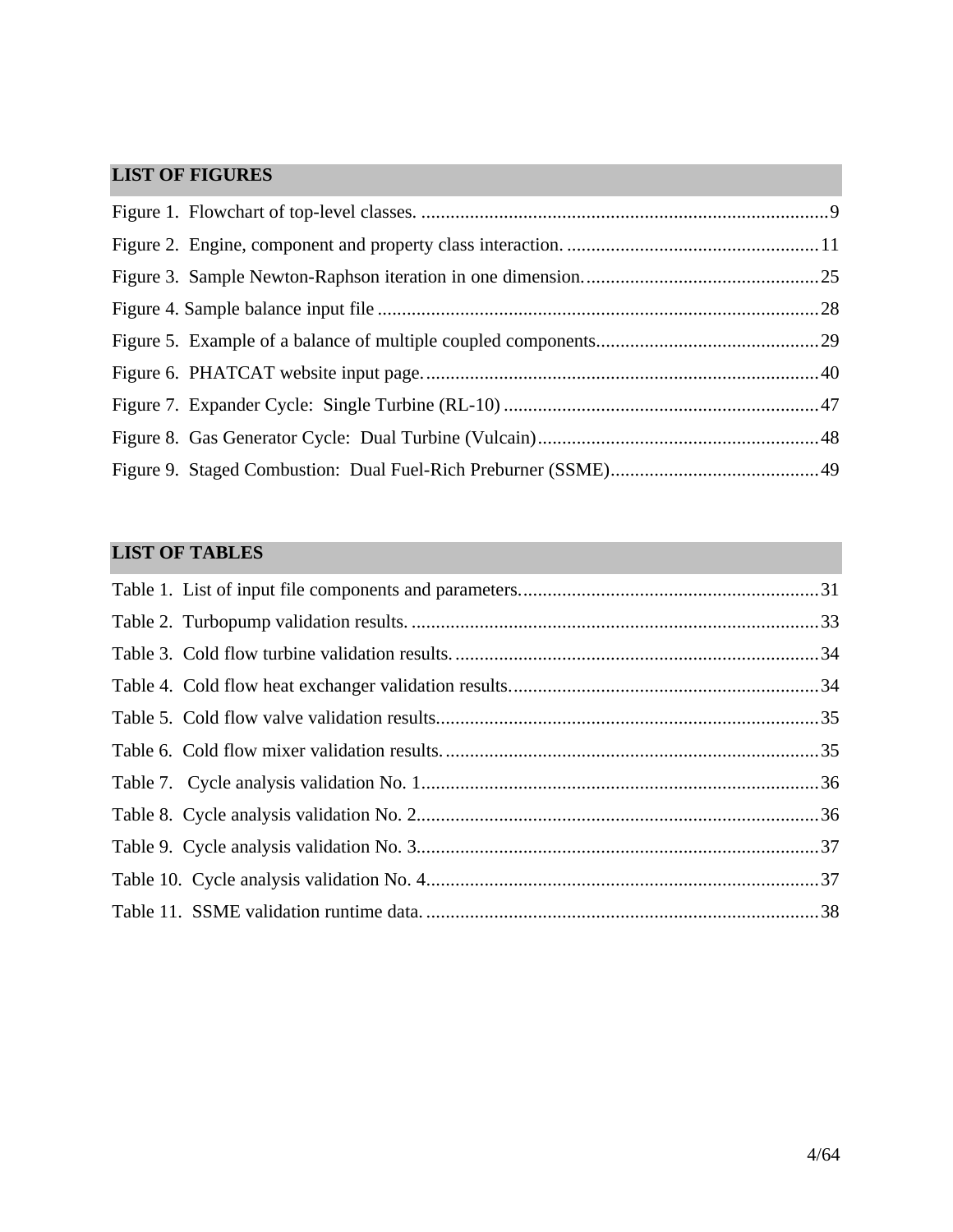## LIST OF FIGURES

Figure 1. Flowchart of top-level classes. .................................................................................... 9

Figure 2. Engine, component and property class interaction. .................................................... 11

Figure 3. Sample Newton-Raphson iteration in one dimension. ................................................ 25

Figure 4. Sample balance input file ........................................................................................... 28

Figure 5. Example of a balance of multiple coupled components ............................................. 29

Figure 6. PHATCAT website input page. ................................................................................. 40

Figure 7. Expander Cycle: Single Turbine (RL-10) ................................................................. 47

Figure 8. Gas Generator Cycle: Dual Turbine (Vulcain) .......................................................... 48

Figure 9. Staged Combustion: Dual Fuel-Rich Preburner (SSME) ........................................... 49

## LIST OF TABLES

Table 1. List of input file components and parameters. ............................................................. 31

Table 2. Turbopump validation results. .................................................................................... 33

Table 3. Cold flow turbine validation results. ........................................................................... 34

Table 4. Cold flow heat exchanger validation results. ............................................................... 34

Table 5. Cold flow valve validation results. .............................................................................. 35

Table 6. Cold flow mixer validation results. ............................................................................. 35

Table 7. Cycle analysis validation No. 1. .................................................................................. 36

Table 8. Cycle analysis validation No. 2. .................................................................................. 36

Table 9. Cycle analysis validation No. 3. .................................................................................. 37

Table 10. Cycle analysis validation No. 4. ................................................................................ 37

Table 11. SSME validation runtime data. .................................................................................. 38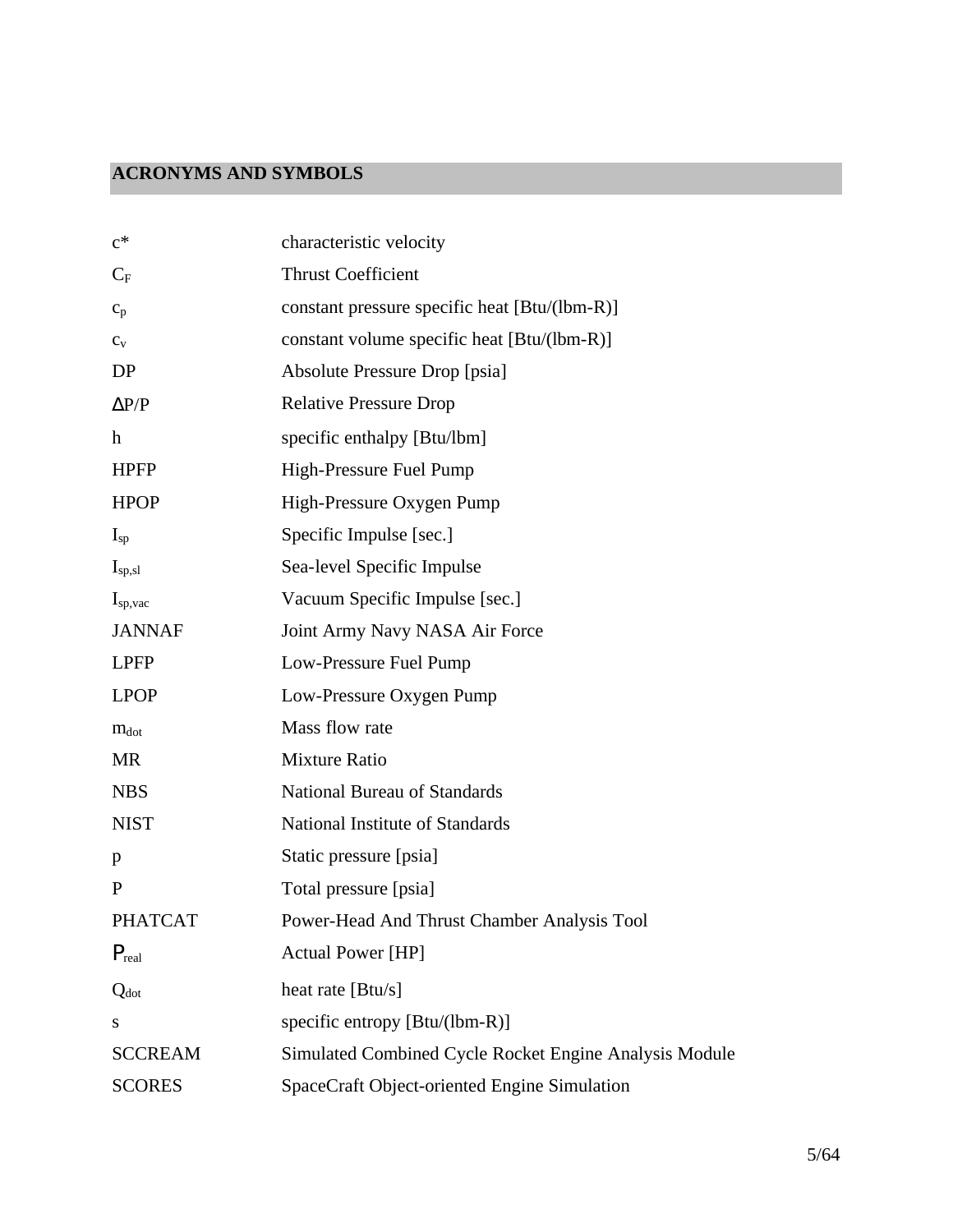## ACRONYMS AND SYMBOLS

| | |
|---|---|
| $c^*$ | characteristic velocity |
| $C_F$ | Thrust Coefficient |
| $c_p$ | constant pressure specific heat [Btu/(lbm-R)] |
| $c_v$ | constant volume specific heat [Btu/(lbm-R)] |
| DP | Absolute Pressure Drop [psia] |
| $\Delta P/P$ | Relative Pressure Drop |
| h | specific enthalpy [Btu/lbm] |
| HPFP | High-Pressure Fuel Pump |
| HPOP | High-Pressure Oxygen Pump |
| $I_{sp}$ | Specific Impulse [sec.] |
| $I_{sp,sl}$ | Sea-level Specific Impulse |
| $I_{sp,vac}$ | Vacuum Specific Impulse [sec.] |
| JANNAF | Joint Army Navy NASA Air Force |
| LPFP | Low-Pressure Fuel Pump |
| LPOP | Low-Pressure Oxygen Pump |
| $m_{dot}$ | Mass flow rate |
| MR | Mixture Ratio |
| NBS | National Bureau of Standards |
| NIST | National Institute of Standards |
| p | Static pressure [psia] |
| P | Total pressure [psia] |
| PHATCAT | Power-Head And Thrust Chamber Analysis Tool |
| $P_{real}$ | Actual Power [HP] |
| $Q_{dot}$ | heat rate [Btu/s] |
| s | specific entropy [Btu/(lbm-R)] |
| SCCREAM | Simulated Combined Cycle Rocket Engine Analysis Module |
| SCORES | SpaceCraft Object-oriented Engine Simulation |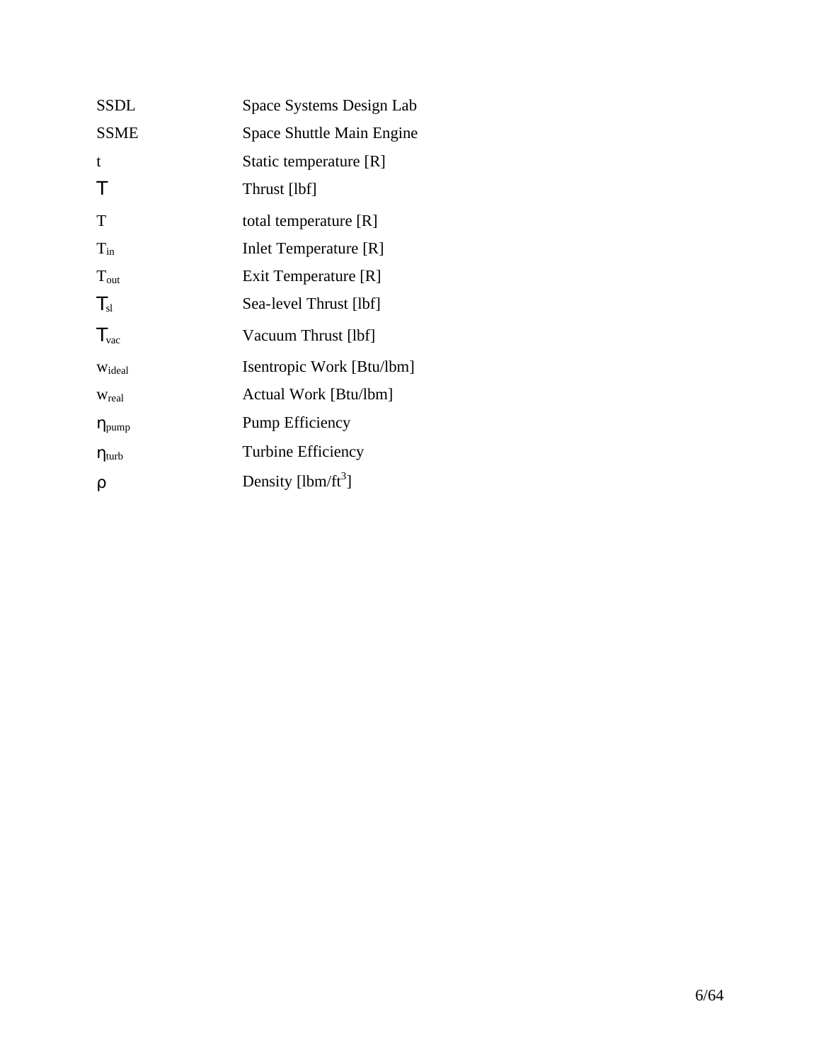| | |
|---|---|
| SSDL | Space Systems Design Lab |
| SSME | Space Shuttle Main Engine |
| t | Static temperature [R] |
| $\mathsf{T}$ | Thrust [lbf] |
| T | total temperature [R] |
| $T_{in}$ | Inlet Temperature [R] |
| $T_{out}$ | Exit Temperature [R] |
| $\mathsf{T}_{sl}$ | Sea-level Thrust [lbf] |
| $\mathsf{T}_{vac}$ | Vacuum Thrust [lbf] |
| $w_{ideal}$ | Isentropic Work [Btu/lbm] |
| $w_{real}$ | Actual Work [Btu/lbm] |
| $\eta_{pump}$ | Pump Efficiency |
| $\eta_{turb}$ | Turbine Efficiency |
| $\rho$ | Density [$lbm/ft^3$] |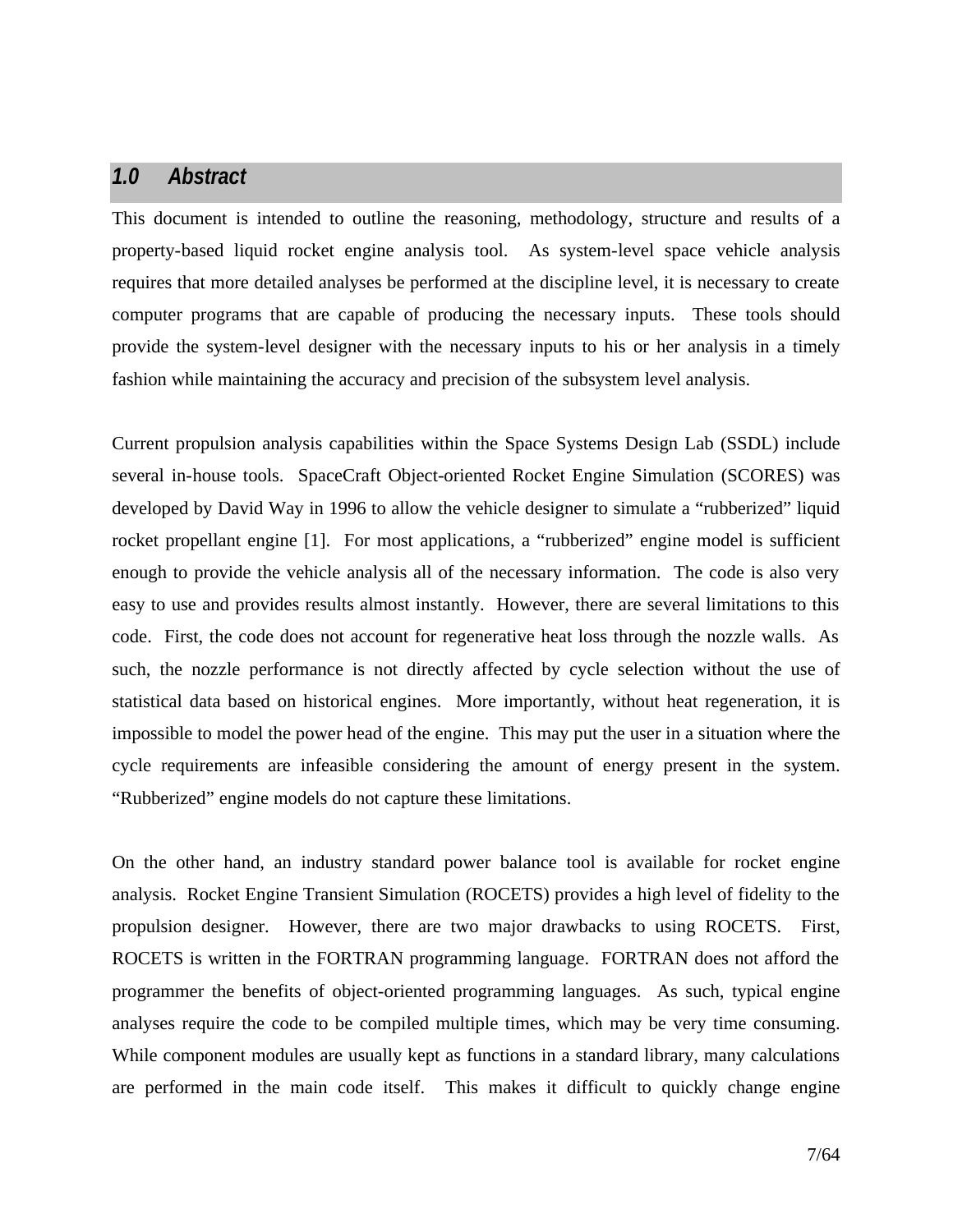## *1.0 Abstract*

This document is intended to outline the reasoning, methodology, structure and results of a property-based liquid rocket engine analysis tool. As system-level space vehicle analysis requires that more detailed analyses be performed at the discipline level, it is necessary to create computer programs that are capable of producing the necessary inputs. These tools should provide the system-level designer with the necessary inputs to his or her analysis in a timely fashion while maintaining the accuracy and precision of the subsystem level analysis.

Current propulsion analysis capabilities within the Space Systems Design Lab (SSDL) include several in-house tools. SpaceCraft Object-oriented Rocket Engine Simulation (SCORES) was developed by David Way in 1996 to allow the vehicle designer to simulate a "rubberized" liquid rocket propellant engine [1]. For most applications, a "rubberized" engine model is sufficient enough to provide the vehicle analysis all of the necessary information. The code is also very easy to use and provides results almost instantly. However, there are several limitations to this code. First, the code does not account for regenerative heat loss through the nozzle walls. As such, the nozzle performance is not directly affected by cycle selection without the use of statistical data based on historical engines. More importantly, without heat regeneration, it is impossible to model the power head of the engine. This may put the user in a situation where the cycle requirements are infeasible considering the amount of energy present in the system. "Rubberized" engine models do not capture these limitations.

On the other hand, an industry standard power balance tool is available for rocket engine analysis. Rocket Engine Transient Simulation (ROCETS) provides a high level of fidelity to the propulsion designer. However, there are two major drawbacks to using ROCETS. First, ROCETS is written in the FORTRAN programming language. FORTRAN does not afford the programmer the benefits of object-oriented programming languages. As such, typical engine analyses require the code to be compiled multiple times, which may be very time consuming. While component modules are usually kept as functions in a standard library, many calculations are performed in the main code itself. This makes it difficult to quickly change engine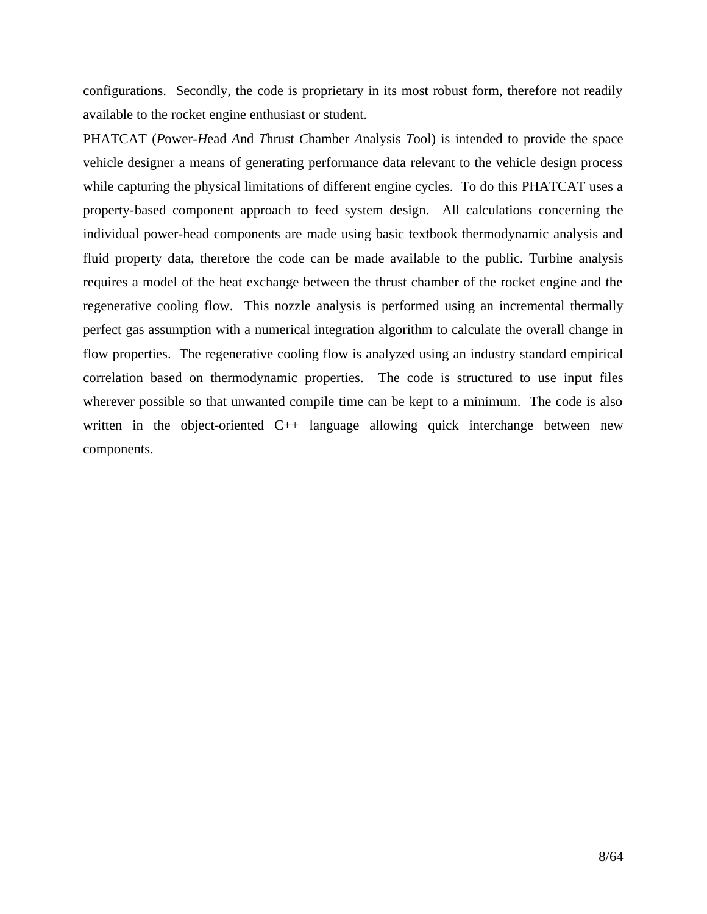configurations. Secondly, the code is proprietary in its most robust form, therefore not readily available to the rocket engine enthusiast or student.

PHATCAT (*P*ower-*H*ead *A*nd *T*hrust *C*hamber *A*nalysis *T*ool) is intended to provide the space vehicle designer a means of generating performance data relevant to the vehicle design process while capturing the physical limitations of different engine cycles. To do this PHATCAT uses a property-based component approach to feed system design. All calculations concerning the individual power-head components are made using basic textbook thermodynamic analysis and fluid property data, therefore the code can be made available to the public. Turbine analysis requires a model of the heat exchange between the thrust chamber of the rocket engine and the regenerative cooling flow. This nozzle analysis is performed using an incremental thermally perfect gas assumption with a numerical integration algorithm to calculate the overall change in flow properties. The regenerative cooling flow is analyzed using an industry standard empirical correlation based on thermodynamic properties. The code is structured to use input files wherever possible so that unwanted compile time can be kept to a minimum. The code is also written in the object-oriented C++ language allowing quick interchange between new components.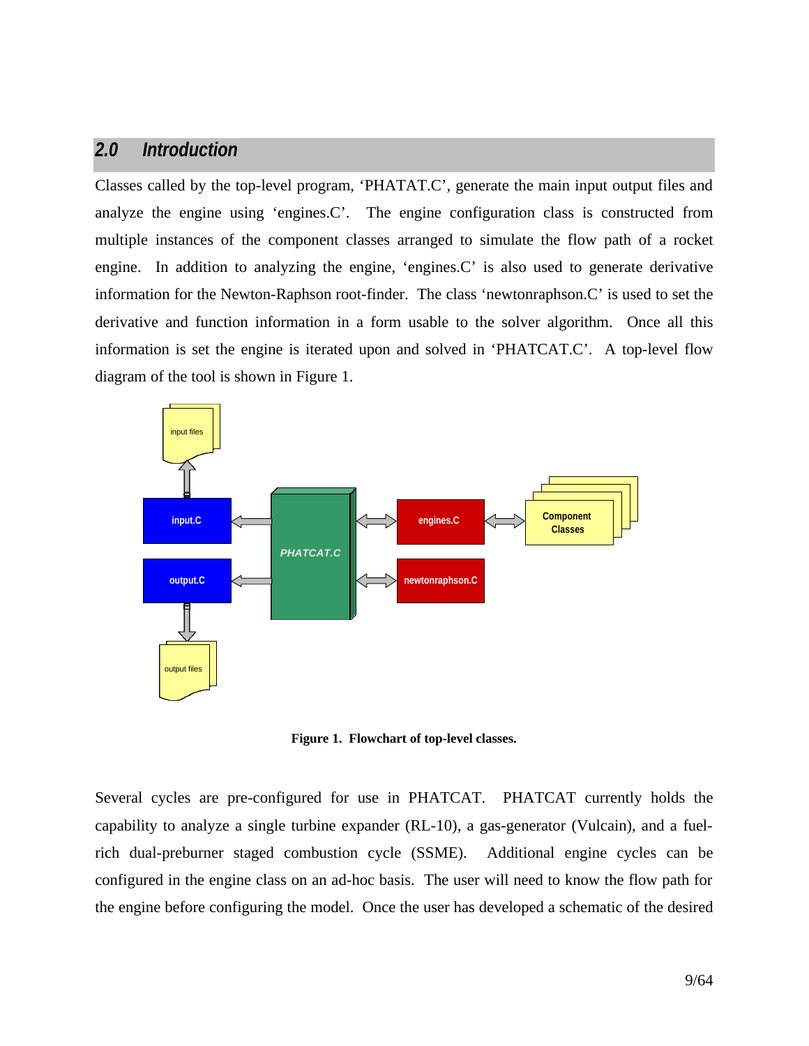## 2.0 Introduction

Classes called by the top-level program, 'PHATAT.C', generate the main input output files and analyze the engine using 'engines.C'. The engine configuration class is constructed from multiple instances of the component classes arranged to simulate the flow path of a rocket engine. In addition to analyzing the engine, 'engines.C' is also used to generate derivative information for the Newton-Raphson root-finder. The class 'newtonraphson.C' is used to set the derivative and function information in a form usable to the solver algorithm. Once all this information is set the engine is iterated upon and solved in 'PHATCAT.C'. A top-level flow diagram of the tool is shown in Figure 1.

**Figure 1. Flowchart of top-level classes.**

Several cycles are pre-configured for use in PHATCAT. PHATCAT currently holds the capability to analyze a single turbine expander (RL-10), a gas-generator (Vulcain), and a fuel-rich dual-preburner staged combustion cycle (SSME). Additional engine cycles can be configured in the engine class on an ad-hoc basis. The user will need to know the flow path for the engine before configuring the model. Once the user has developed a schematic of the desired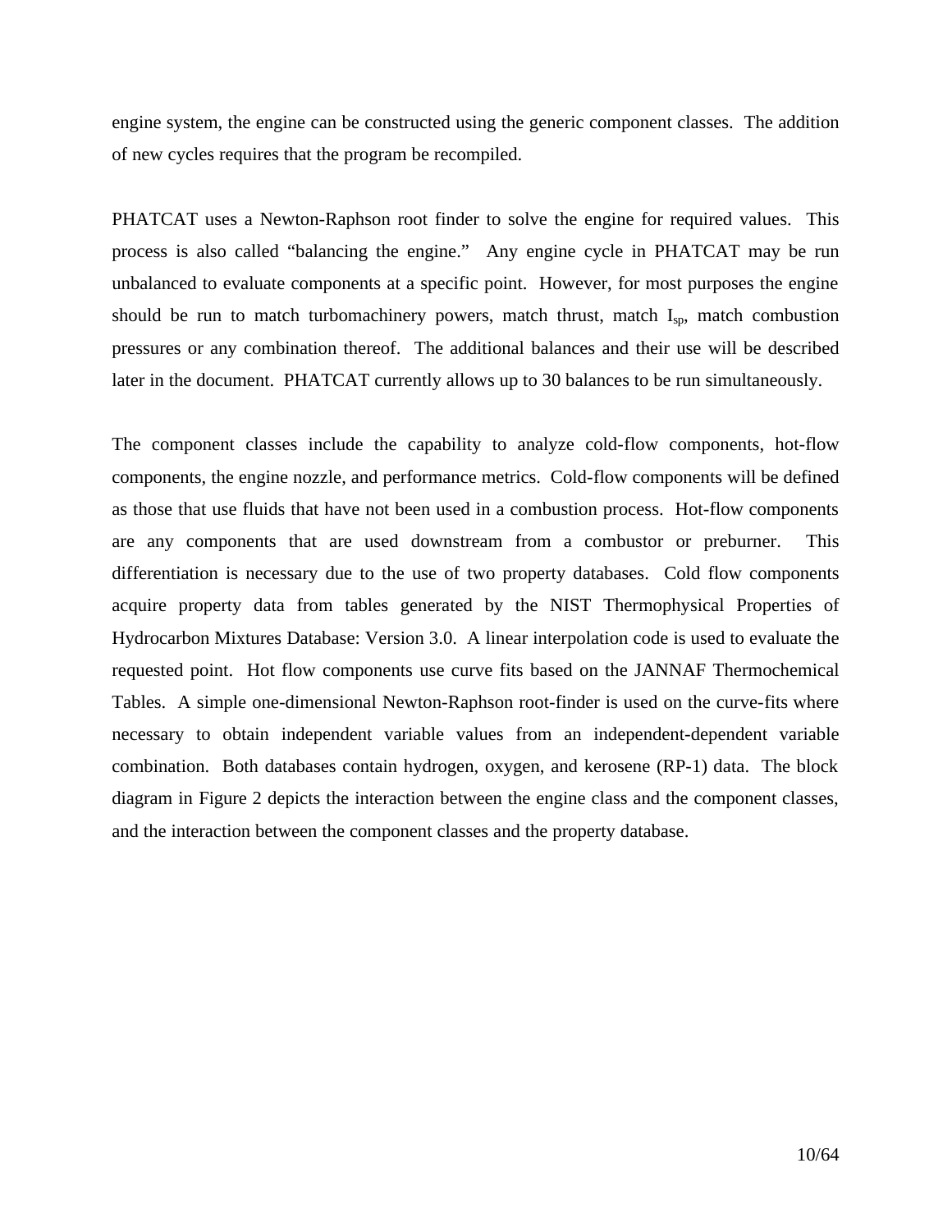engine system, the engine can be constructed using the generic component classes. The addition of new cycles requires that the program be recompiled.

PHATCAT uses a Newton-Raphson root finder to solve the engine for required values. This process is also called "balancing the engine." Any engine cycle in PHATCAT may be run unbalanced to evaluate components at a specific point. However, for most purposes the engine should be run to match turbomachinery powers, match thrust, match $I_{sp}$, match combustion pressures or any combination thereof. The additional balances and their use will be described later in the document. PHATCAT currently allows up to 30 balances to be run simultaneously.

The component classes include the capability to analyze cold-flow components, hot-flow components, the engine nozzle, and performance metrics. Cold-flow components will be defined as those that use fluids that have not been used in a combustion process. Hot-flow components are any components that are used downstream from a combustor or preburner. This differentiation is necessary due to the use of two property databases. Cold flow components acquire property data from tables generated by the NIST Thermophysical Properties of Hydrocarbon Mixtures Database: Version 3.0. A linear interpolation code is used to evaluate the requested point. Hot flow components use curve fits based on the JANNAF Thermochemical Tables. A simple one-dimensional Newton-Raphson root-finder is used on the curve-fits where necessary to obtain independent variable values from an independent-dependent variable combination. Both databases contain hydrogen, oxygen, and kerosene (RP-1) data. The block diagram in Figure 2 depicts the interaction between the engine class and the component classes, and the interaction between the component classes and the property database.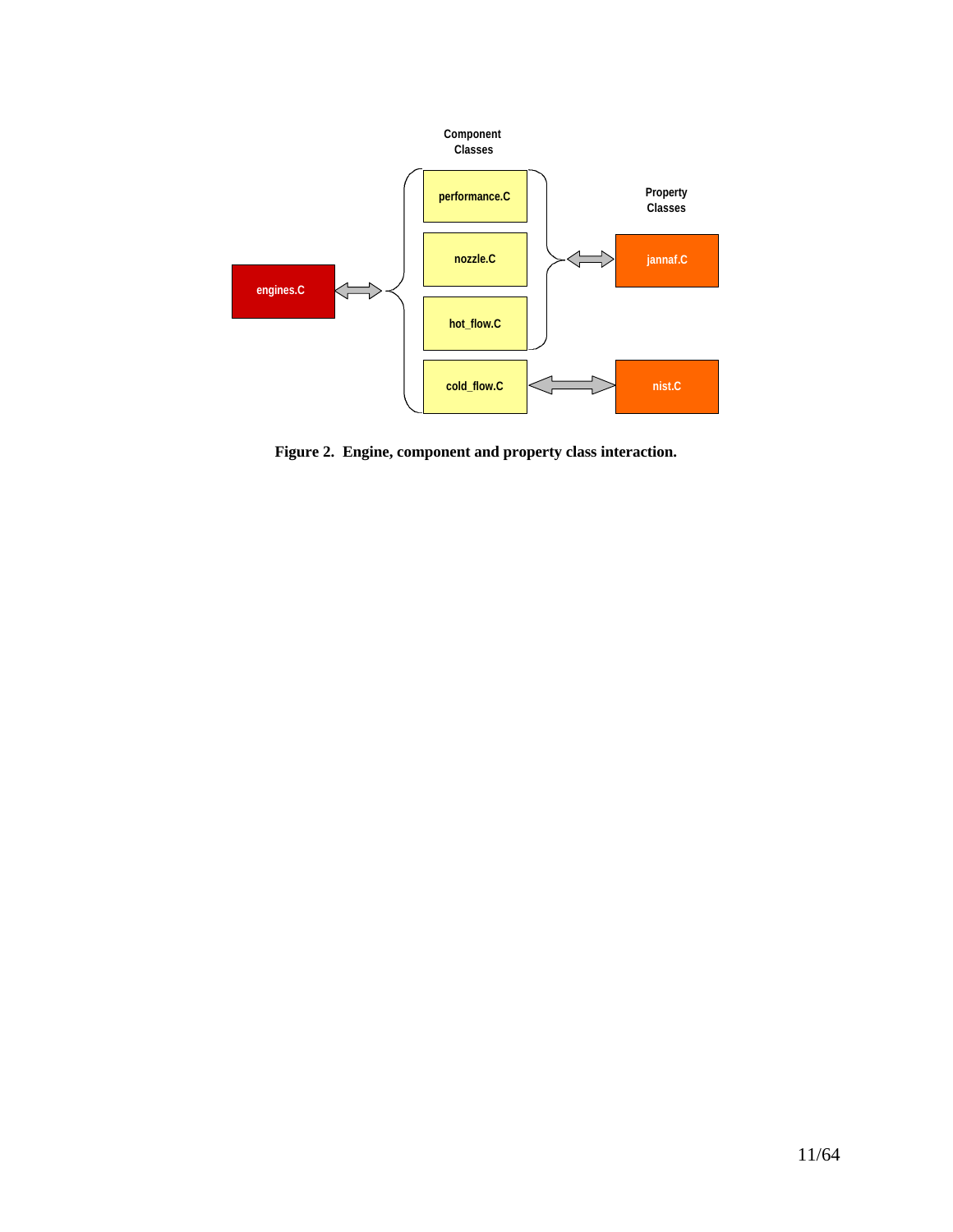Component Classes

performance.C

nozzle.C

hot_flow.C

cold_flow.C

engines.C

Property Classes

jannaf.C

nist.C

**Figure 2. Engine, component and property class interaction.**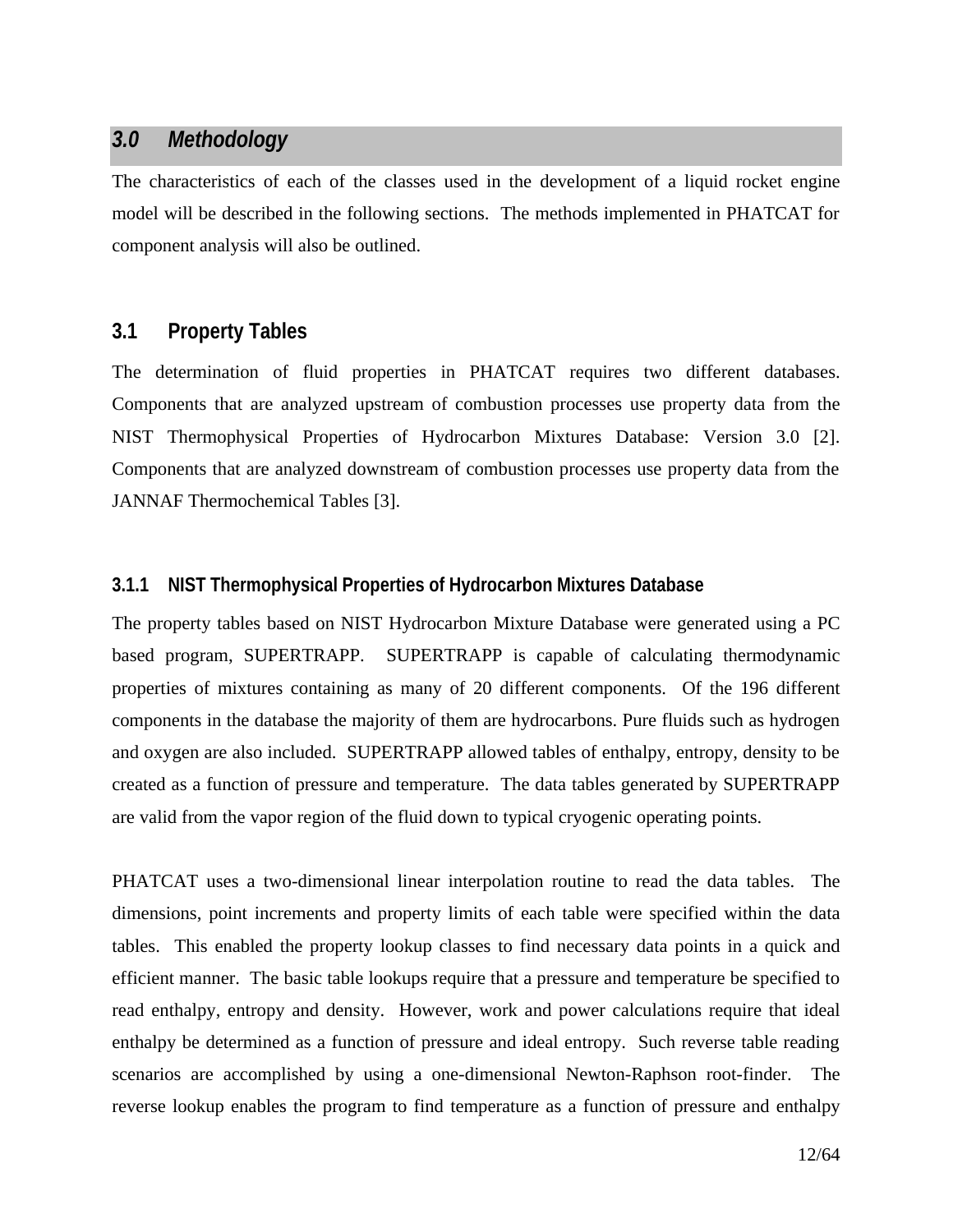## *3.0 Methodology*

The characteristics of each of the classes used in the development of a liquid rocket engine model will be described in the following sections. The methods implemented in PHATCAT for component analysis will also be outlined.

### 3.1 Property Tables

The determination of fluid properties in PHATCAT requires two different databases. Components that are analyzed upstream of combustion processes use property data from the NIST Thermophysical Properties of Hydrocarbon Mixtures Database: Version 3.0 [2]. Components that are analyzed downstream of combustion processes use property data from the JANNAF Thermochemical Tables [3].

#### 3.1.1 NIST Thermophysical Properties of Hydrocarbon Mixtures Database

The property tables based on NIST Hydrocarbon Mixture Database were generated using a PC based program, SUPERTRAPP. SUPERTRAPP is capable of calculating thermodynamic properties of mixtures containing as many of 20 different components. Of the 196 different components in the database the majority of them are hydrocarbons. Pure fluids such as hydrogen and oxygen are also included. SUPERTRAPP allowed tables of enthalpy, entropy, density to be created as a function of pressure and temperature. The data tables generated by SUPERTRAPP are valid from the vapor region of the fluid down to typical cryogenic operating points.

PHATCAT uses a two-dimensional linear interpolation routine to read the data tables. The dimensions, point increments and property limits of each table were specified within the data tables. This enabled the property lookup classes to find necessary data points in a quick and efficient manner. The basic table lookups require that a pressure and temperature be specified to read enthalpy, entropy and density. However, work and power calculations require that ideal enthalpy be determined as a function of pressure and ideal entropy. Such reverse table reading scenarios are accomplished by using a one-dimensional Newton-Raphson root-finder. The reverse lookup enables the program to find temperature as a function of pressure and enthalpy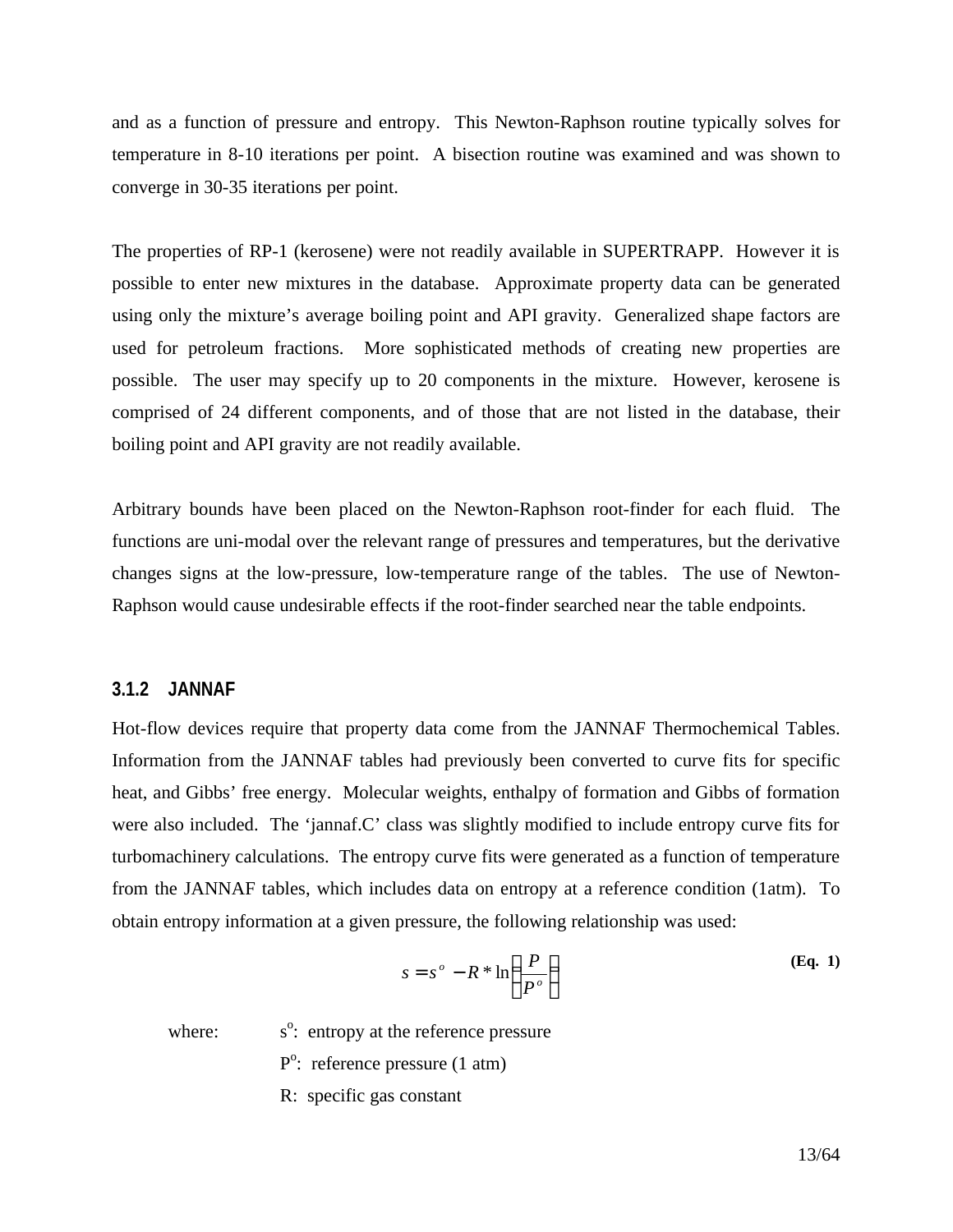and as a function of pressure and entropy. This Newton-Raphson routine typically solves for temperature in 8-10 iterations per point. A bisection routine was examined and was shown to converge in 30-35 iterations per point.

The properties of RP-1 (kerosene) were not readily available in SUPERTRAPP. However it is possible to enter new mixtures in the database. Approximate property data can be generated using only the mixture's average boiling point and API gravity. Generalized shape factors are used for petroleum fractions. More sophisticated methods of creating new properties are possible. The user may specify up to 20 components in the mixture. However, kerosene is comprised of 24 different components, and of those that are not listed in the database, their boiling point and API gravity are not readily available.

Arbitrary bounds have been placed on the Newton-Raphson root-finder for each fluid. The functions are uni-modal over the relevant range of pressures and temperatures, but the derivative changes signs at the low-pressure, low-temperature range of the tables. The use of Newton-Raphson would cause undesirable effects if the root-finder searched near the table endpoints.

### 3.1.2 JANNAF

Hot-flow devices require that property data come from the JANNAF Thermochemical Tables. Information from the JANNAF tables had previously been converted to curve fits for specific heat, and Gibbs' free energy. Molecular weights, enthalpy of formation and Gibbs of formation were also included. The 'jannaf.C' class was slightly modified to include entropy curve fits for turbomachinery calculations. The entropy curve fits were generated as a function of temperature from the JANNAF tables, which includes data on entropy at a reference condition (1atm). To obtain entropy information at a given pressure, the following relationship was used:

$$s = s^o - R * \ln\left(\frac{P}{P^o}\right) \quad \textbf{(Eq. 1)}$$

where: $s^o$: entropy at the reference pressure

$P^o$: reference pressure (1 atm)

R: specific gas constant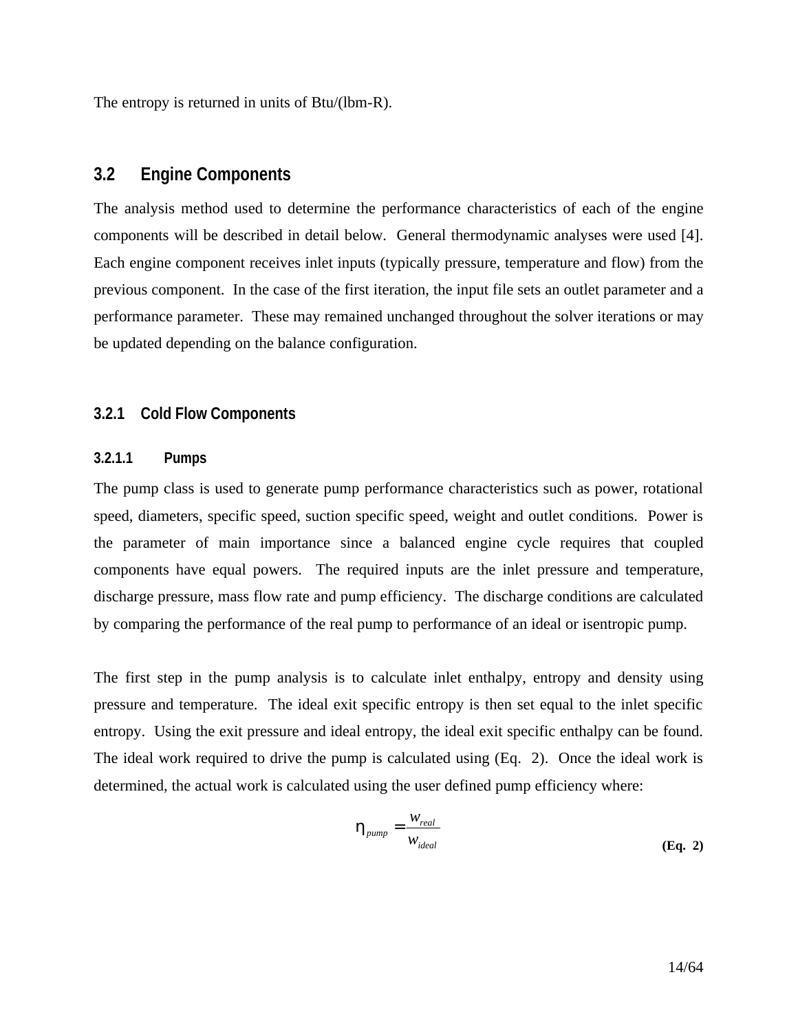The entropy is returned in units of Btu/(lbm-R).

## 3.2 Engine Components

The analysis method used to determine the performance characteristics of each of the engine components will be described in detail below. General thermodynamic analyses were used [4]. Each engine component receives inlet inputs (typically pressure, temperature and flow) from the previous component. In the case of the first iteration, the input file sets an outlet parameter and a performance parameter. These may remained unchanged throughout the solver iterations or may be updated depending on the balance configuration.

### 3.2.1 Cold Flow Components

#### 3.2.1.1 Pumps

The pump class is used to generate pump performance characteristics such as power, rotational speed, diameters, specific speed, suction specific speed, weight and outlet conditions. Power is the parameter of main importance since a balanced engine cycle requires that coupled components have equal powers. The required inputs are the inlet pressure and temperature, discharge pressure, mass flow rate and pump efficiency. The discharge conditions are calculated by comparing the performance of the real pump to performance of an ideal or isentropic pump.

The first step in the pump analysis is to calculate inlet enthalpy, entropy and density using pressure and temperature. The ideal exit specific entropy is then set equal to the inlet specific entropy. Using the exit pressure and ideal entropy, the ideal exit specific enthalpy can be found. The ideal work required to drive the pump is calculated using (Eq. 2). Once the ideal work is determined, the actual work is calculated using the user defined pump efficiency where:

$$\eta_{pump} = \frac{w_{real}}{w_{ideal}} \qquad \textbf{(Eq. 2)}$$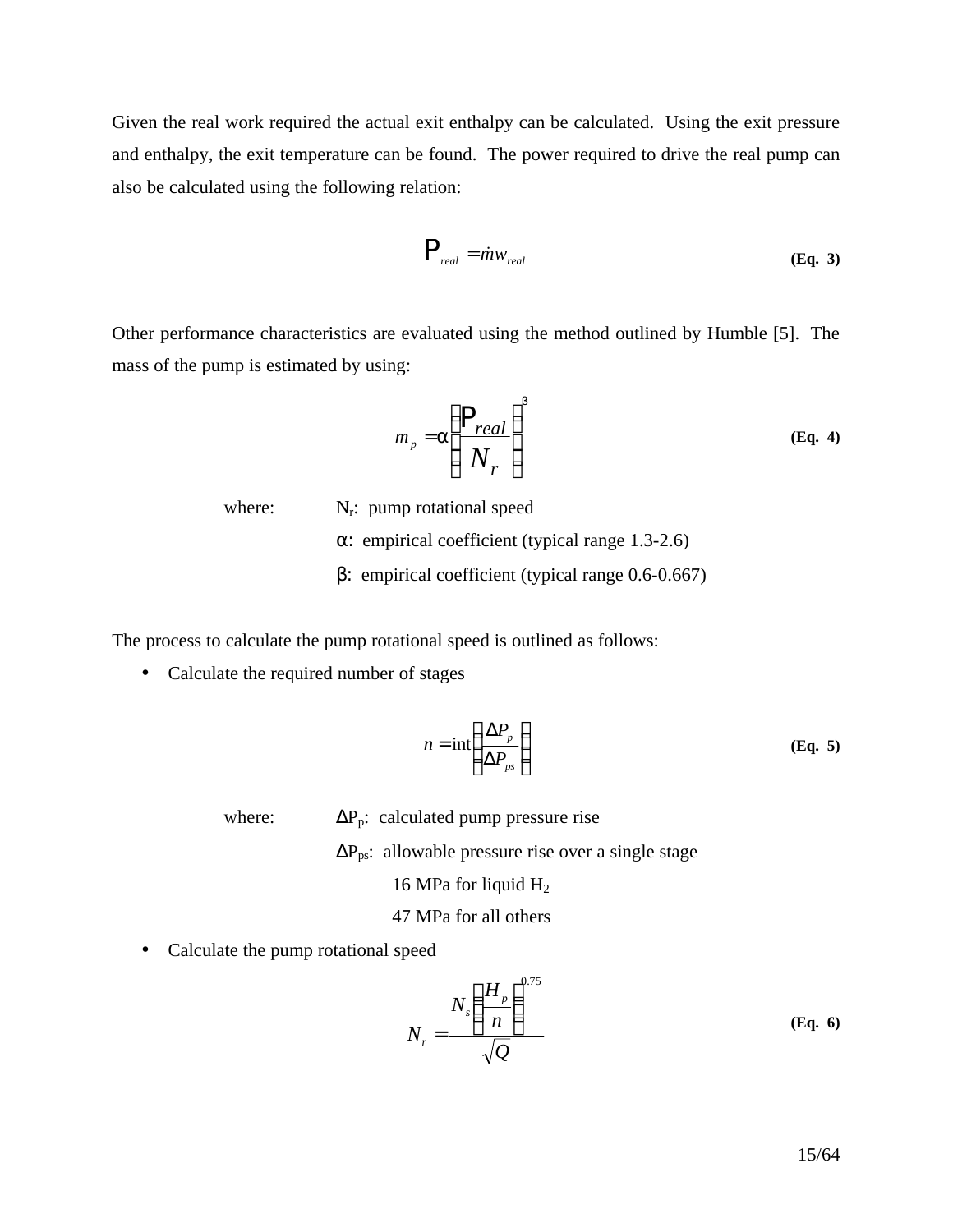Given the real work required the actual exit enthalpy can be calculated. Using the exit pressure and enthalpy, the exit temperature can be found. The power required to drive the real pump can also be calculated using the following relation:

$$\mathrm{P}_{real} = \dot{m} w_{real} \qquad \textbf{(Eq. 3)}$$

Other performance characteristics are evaluated using the method outlined by Humble [5]. The mass of the pump is estimated by using:

$$m_p = \alpha \left( \frac{\mathrm{P}_{real}}{N_r} \right)^{\beta} \qquad \textbf{(Eq. 4)}$$

where:
- $N_r$: pump rotational speed
- $\alpha$: empirical coefficient (typical range 1.3-2.6)
- $\beta$: empirical coefficient (typical range 0.6-0.667)

The process to calculate the pump rotational speed is outlined as follows:

- Calculate the required number of stages

$$n = \mathrm{int}\left( \frac{\Delta P_p}{\Delta P_{ps}} \right) \qquad \textbf{(Eq. 5)}$$

where:
- $\Delta P_p$: calculated pump pressure rise
- $\Delta P_{ps}$: allowable pressure rise over a single stage
  - 16 MPa for liquid $H_2$
  - 47 MPa for all others

- Calculate the pump rotational speed

$$N_r = \frac{N_s \left( \frac{H_p}{n} \right)^{0.75}}{\sqrt{Q}} \qquad \textbf{(Eq. 6)}$$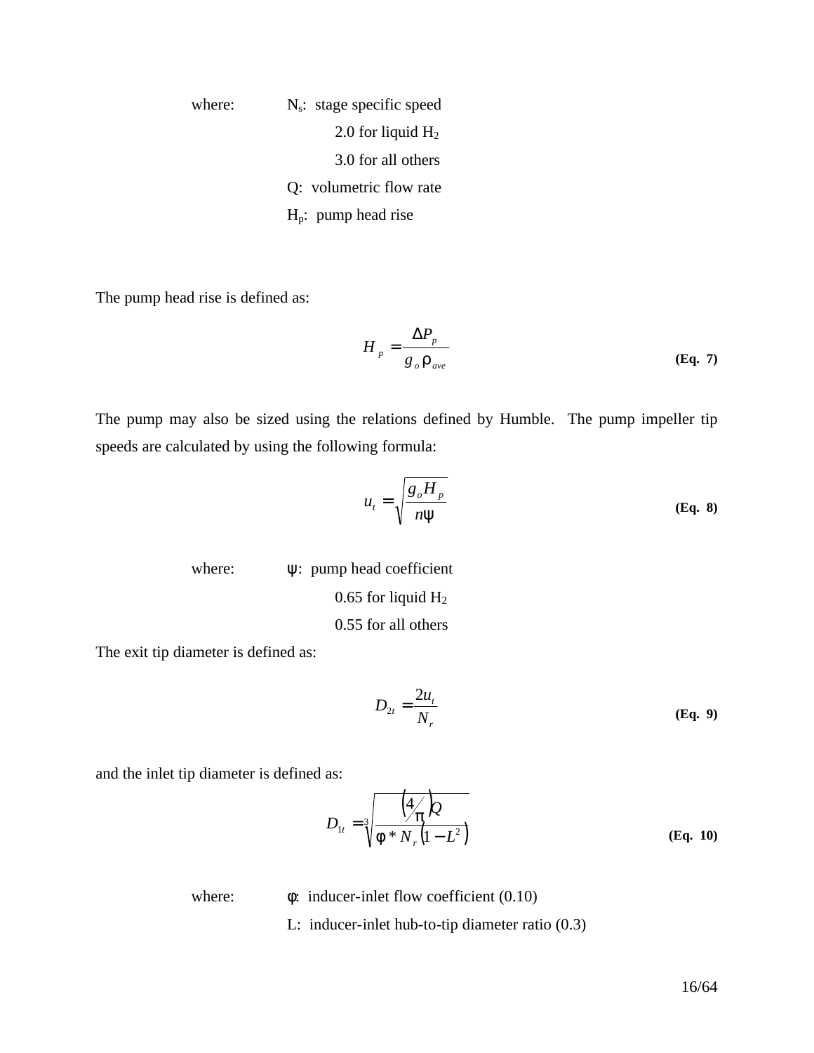where: $N_s$: stage specific speed

2.0 for liquid $H_2$

3.0 for all others

$Q$: volumetric flow rate

$H_p$: pump head rise

The pump head rise is defined as:

$$H_p = \frac{\Delta P_p}{g_o \rho_{ave}} \tag{Eq. 7}$$

The pump may also be sized using the relations defined by Humble. The pump impeller tip speeds are calculated by using the following formula:

$$u_t = \sqrt{\frac{g_o H_p}{n\psi}} \tag{Eq. 8}$$

where: $\psi$: pump head coefficient

0.65 for liquid $H_2$

0.55 for all others

The exit tip diameter is defined as:

$$D_{2t} = \frac{2u_t}{N_r} \tag{Eq. 9}$$

and the inlet tip diameter is defined as:

$$D_{1t} = \sqrt[3]{\frac{\left(4/\pi\right)Q}{\phi * N_r\left(1 - L^2\right)}} \tag{Eq. 10}$$

where: $\phi$: inducer-inlet flow coefficient (0.10)

$L$: inducer-inlet hub-to-tip diameter ratio (0.3)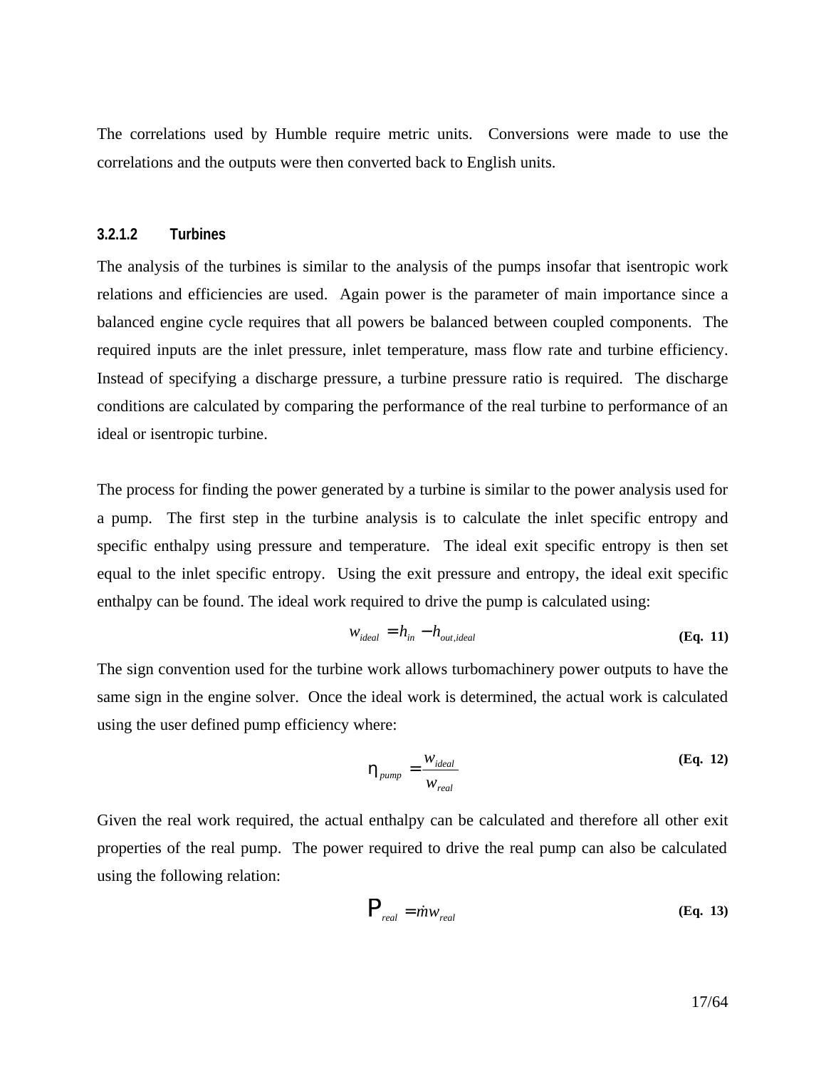The correlations used by Humble require metric units. Conversions were made to use the correlations and the outputs were then converted back to English units.

#### 3.2.1.2 Turbines

The analysis of the turbines is similar to the analysis of the pumps insofar that isentropic work relations and efficiencies are used. Again power is the parameter of main importance since a balanced engine cycle requires that all powers be balanced between coupled components. The required inputs are the inlet pressure, inlet temperature, mass flow rate and turbine efficiency. Instead of specifying a discharge pressure, a turbine pressure ratio is required. The discharge conditions are calculated by comparing the performance of the real turbine to performance of an ideal or isentropic turbine.

The process for finding the power generated by a turbine is similar to the power analysis used for a pump. The first step in the turbine analysis is to calculate the inlet specific entropy and specific enthalpy using pressure and temperature. The ideal exit specific entropy is then set equal to the inlet specific entropy. Using the exit pressure and entropy, the ideal exit specific enthalpy can be found. The ideal work required to drive the pump is calculated using:

$$w_{ideal} = h_{in} - h_{out,ideal} \qquad \textbf{(Eq. 11)}$$

The sign convention used for the turbine work allows turbomachinery power outputs to have the same sign in the engine solver. Once the ideal work is determined, the actual work is calculated using the user defined pump efficiency where:

$$\eta_{pump} = \frac{w_{ideal}}{w_{real}} \qquad \textbf{(Eq. 12)}$$

Given the real work required, the actual enthalpy can be calculated and therefore all other exit properties of the real pump. The power required to drive the real pump can also be calculated using the following relation:

$$P_{real} = \dot{m} w_{real} \qquad \textbf{(Eq. 13)}$$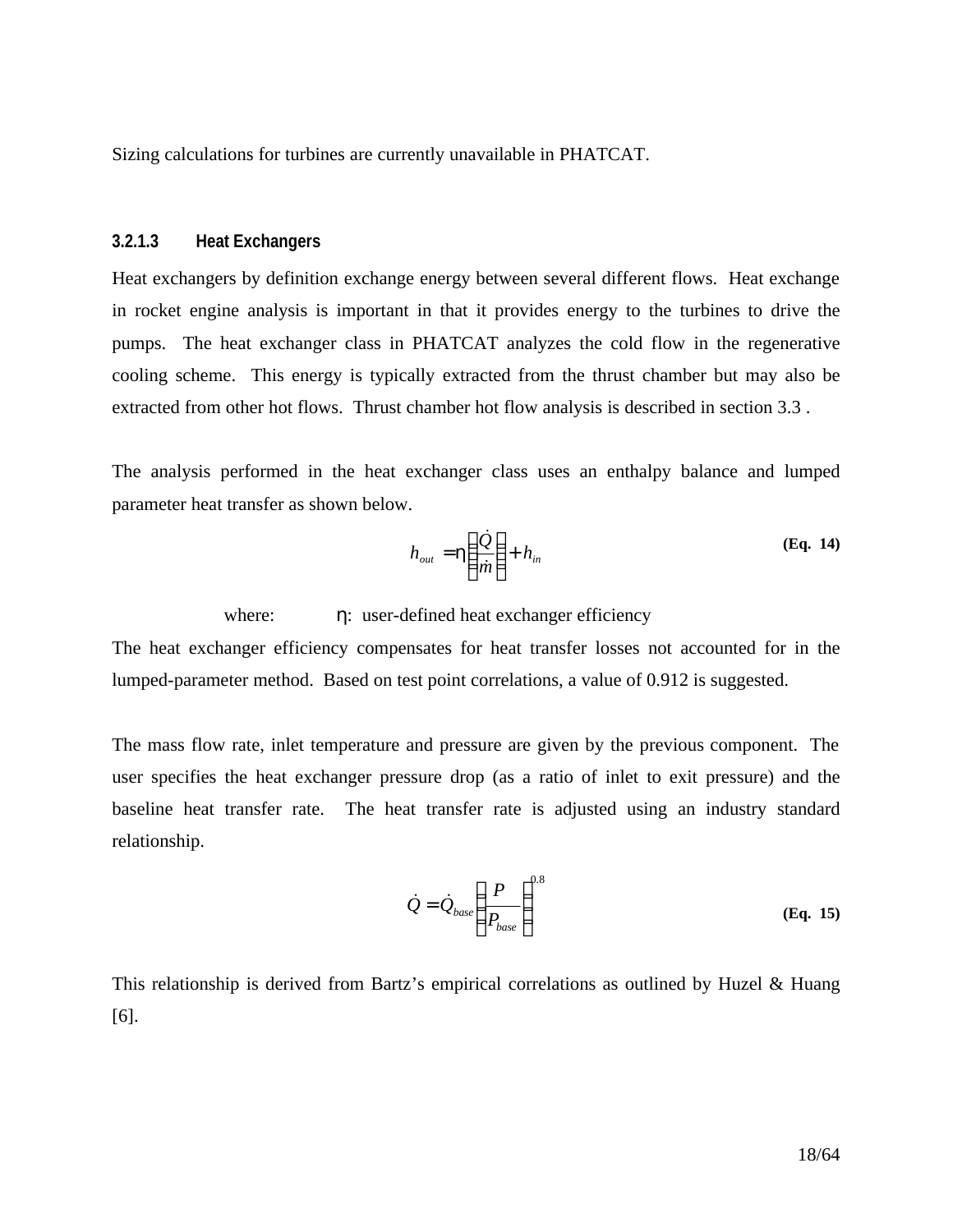Sizing calculations for turbines are currently unavailable in PHATCAT.

#### 3.2.1.3 Heat Exchangers

Heat exchangers by definition exchange energy between several different flows. Heat exchange in rocket engine analysis is important in that it provides energy to the turbines to drive the pumps. The heat exchanger class in PHATCAT analyzes the cold flow in the regenerative cooling scheme. This energy is typically extracted from the thrust chamber but may also be extracted from other hot flows. Thrust chamber hot flow analysis is described in section 3.3 .

The analysis performed in the heat exchanger class uses an enthalpy balance and lumped parameter heat transfer as shown below.

$$h_{out} = \eta \left( \frac{\dot{Q}}{\dot{m}} \right) + h_{in} \qquad \textbf{(Eq. 14)}$$

where: $\eta$: user-defined heat exchanger efficiency

The heat exchanger efficiency compensates for heat transfer losses not accounted for in the lumped-parameter method. Based on test point correlations, a value of 0.912 is suggested.

The mass flow rate, inlet temperature and pressure are given by the previous component. The user specifies the heat exchanger pressure drop (as a ratio of inlet to exit pressure) and the baseline heat transfer rate. The heat transfer rate is adjusted using an industry standard relationship.

$$\dot{Q} = \dot{Q}_{base} \left( \frac{P}{P_{base}} \right)^{0.8} \qquad \textbf{(Eq. 15)}$$

This relationship is derived from Bartz's empirical correlations as outlined by Huzel & Huang [6].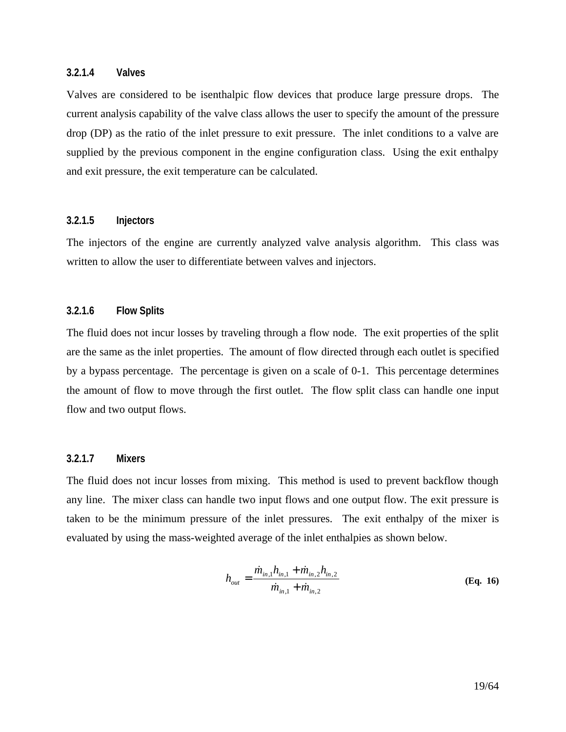#### 3.2.1.4 Valves

Valves are considered to be isenthalpic flow devices that produce large pressure drops. The current analysis capability of the valve class allows the user to specify the amount of the pressure drop (DP) as the ratio of the inlet pressure to exit pressure. The inlet conditions to a valve are supplied by the previous component in the engine configuration class. Using the exit enthalpy and exit pressure, the exit temperature can be calculated.

#### 3.2.1.5 Injectors

The injectors of the engine are currently analyzed valve analysis algorithm. This class was written to allow the user to differentiate between valves and injectors.

#### 3.2.1.6 Flow Splits

The fluid does not incur losses by traveling through a flow node. The exit properties of the split are the same as the inlet properties. The amount of flow directed through each outlet is specified by a bypass percentage. The percentage is given on a scale of 0-1. This percentage determines the amount of flow to move through the first outlet. The flow split class can handle one input flow and two output flows.

#### 3.2.1.7 Mixers

The fluid does not incur losses from mixing. This method is used to prevent backflow though any line. The mixer class can handle two input flows and one output flow. The exit pressure is taken to be the minimum pressure of the inlet pressures. The exit enthalpy of the mixer is evaluated by using the mass-weighted average of the inlet enthalpies as shown below.

$$h_{out} = \frac{\dot{m}_{in,1} h_{in,1} + \dot{m}_{in,2} h_{in,2}}{\dot{m}_{in,1} + \dot{m}_{in,2}} \tag{Eq. 16}$$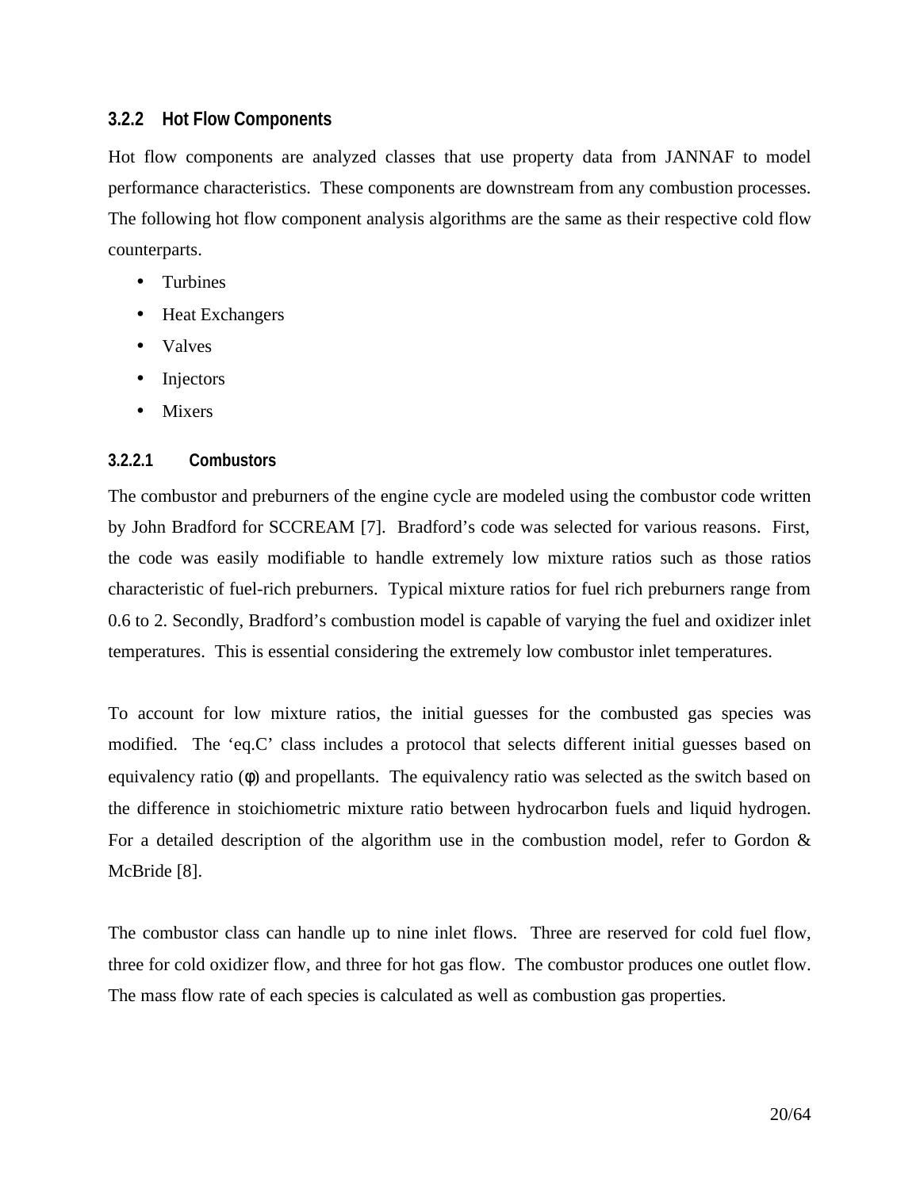### 3.2.2 Hot Flow Components

Hot flow components are analyzed classes that use property data from JANNAF to model performance characteristics. These components are downstream from any combustion processes. The following hot flow component analysis algorithms are the same as their respective cold flow counterparts.

- Turbines
- Heat Exchangers
- Valves
- Injectors
- Mixers

#### 3.2.2.1 Combustors

The combustor and preburners of the engine cycle are modeled using the combustor code written by John Bradford for SCCREAM [7]. Bradford's code was selected for various reasons. First, the code was easily modifiable to handle extremely low mixture ratios such as those ratios characteristic of fuel-rich preburners. Typical mixture ratios for fuel rich preburners range from 0.6 to 2. Secondly, Bradford's combustion model is capable of varying the fuel and oxidizer inlet temperatures. This is essential considering the extremely low combustor inlet temperatures.

To account for low mixture ratios, the initial guesses for the combusted gas species was modified. The 'eq.C' class includes a protocol that selects different initial guesses based on equivalency ratio ($\phi$) and propellants. The equivalency ratio was selected as the switch based on the difference in stoichiometric mixture ratio between hydrocarbon fuels and liquid hydrogen. For a detailed description of the algorithm use in the combustion model, refer to Gordon & McBride [8].

The combustor class can handle up to nine inlet flows. Three are reserved for cold fuel flow, three for cold oxidizer flow, and three for hot gas flow. The combustor produces one outlet flow. The mass flow rate of each species is calculated as well as combustion gas properties.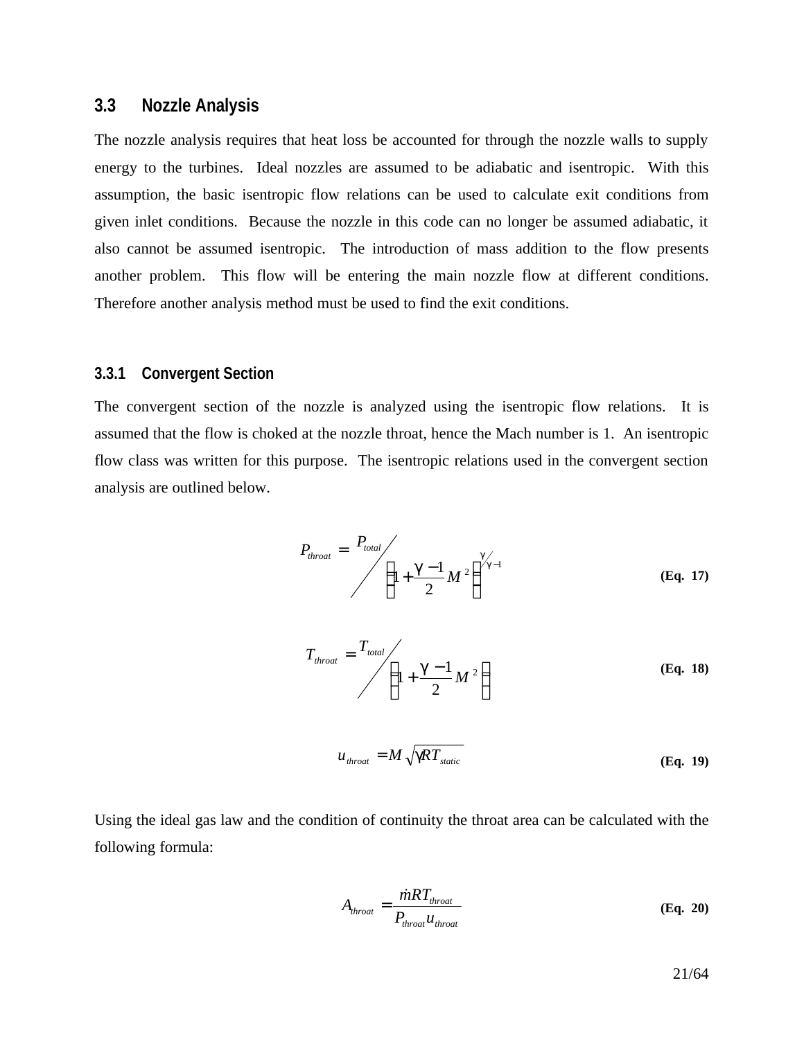### 3.3 Nozzle Analysis

The nozzle analysis requires that heat loss be accounted for through the nozzle walls to supply energy to the turbines. Ideal nozzles are assumed to be adiabatic and isentropic. With this assumption, the basic isentropic flow relations can be used to calculate exit conditions from given inlet conditions. Because the nozzle in this code can no longer be assumed adiabatic, it also cannot be assumed isentropic. The introduction of mass addition to the flow presents another problem. This flow will be entering the main nozzle flow at different conditions. Therefore another analysis method must be used to find the exit conditions.

#### 3.3.1 Convergent Section

The convergent section of the nozzle is analyzed using the isentropic flow relations. It is assumed that the flow is choked at the nozzle throat, hence the Mach number is 1. An isentropic flow class was written for this purpose. The isentropic relations used in the convergent section analysis are outlined below.

$$P_{throat} = P_{total} \Big/ \left(1 + \frac{\gamma - 1}{2} M^2\right)^{\gamma/\gamma - 1} \quad \textbf{(Eq. 17)}$$

$$T_{throat} = T_{total} \Big/ \left(1 + \frac{\gamma - 1}{2} M^2\right) \quad \textbf{(Eq. 18)}$$

$$u_{throat} = M\sqrt{\gamma R T_{static}} \quad \textbf{(Eq. 19)}$$

Using the ideal gas law and the condition of continuity the throat area can be calculated with the following formula:

$$A_{throat} = \frac{\dot{m} R T_{throat}}{P_{throat} u_{throat}} \quad \textbf{(Eq. 20)}$$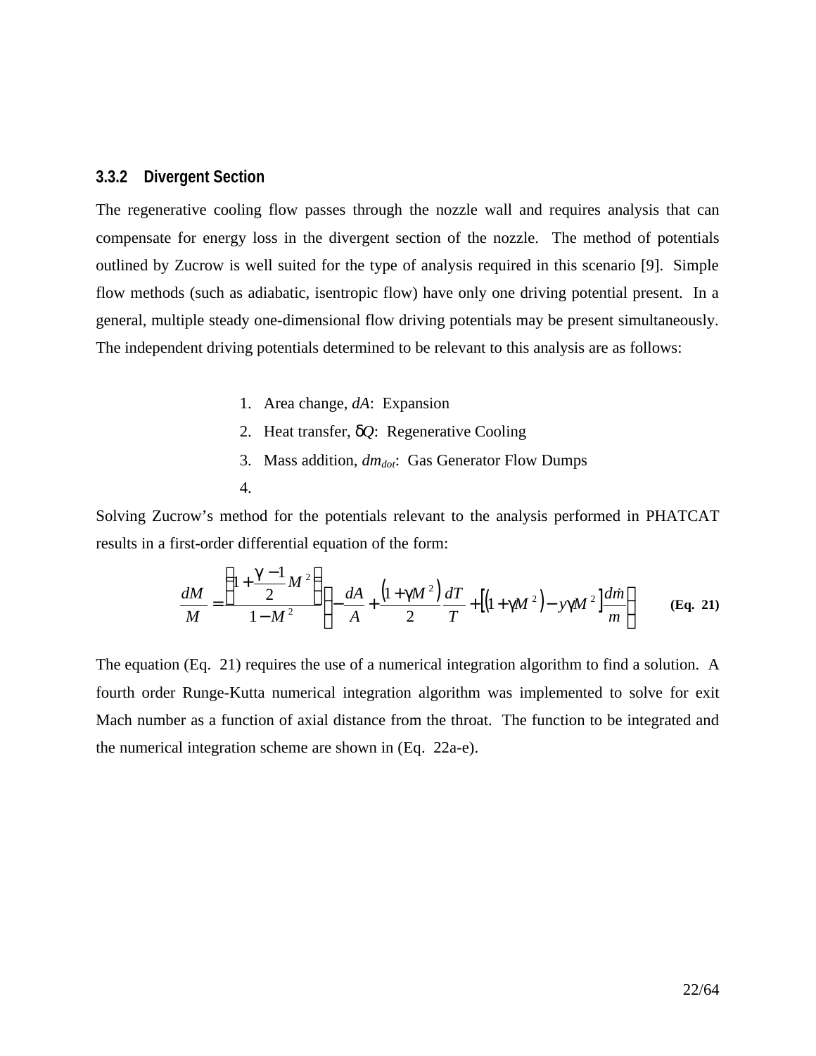### 3.3.2 Divergent Section

The regenerative cooling flow passes through the nozzle wall and requires analysis that can compensate for energy loss in the divergent section of the nozzle. The method of potentials outlined by Zucrow is well suited for the type of analysis required in this scenario [9]. Simple flow methods (such as adiabatic, isentropic flow) have only one driving potential present. In a general, multiple steady one-dimensional flow driving potentials may be present simultaneously. The independent driving potentials determined to be relevant to this analysis are as follows:

1. Area change, $dA$: Expansion
2. Heat transfer, $\delta Q$: Regenerative Cooling
3. Mass addition, $dm_{dot}$: Gas Generator Flow Dumps
4. 

Solving Zucrow's method for the potentials relevant to the analysis performed in PHATCAT results in a first-order differential equation of the form:

$$\frac{dM}{M} = \frac{\left(1+\frac{\gamma-1}{2}M^2\right)}{1-M^2}\left(-\frac{dA}{A}+\frac{\left(1+\gamma M^2\right)}{2}\frac{dT}{T}+\left[\left(1+\gamma M^2\right)-y\gamma M^2\right]\frac{d\dot{m}}{m}\right) \qquad \textbf{(Eq. 21)}$$

The equation (Eq. 21) requires the use of a numerical integration algorithm to find a solution. A fourth order Runge-Kutta numerical integration algorithm was implemented to solve for exit Mach number as a function of axial distance from the throat. The function to be integrated and the numerical integration scheme are shown in (Eq. 22a-e).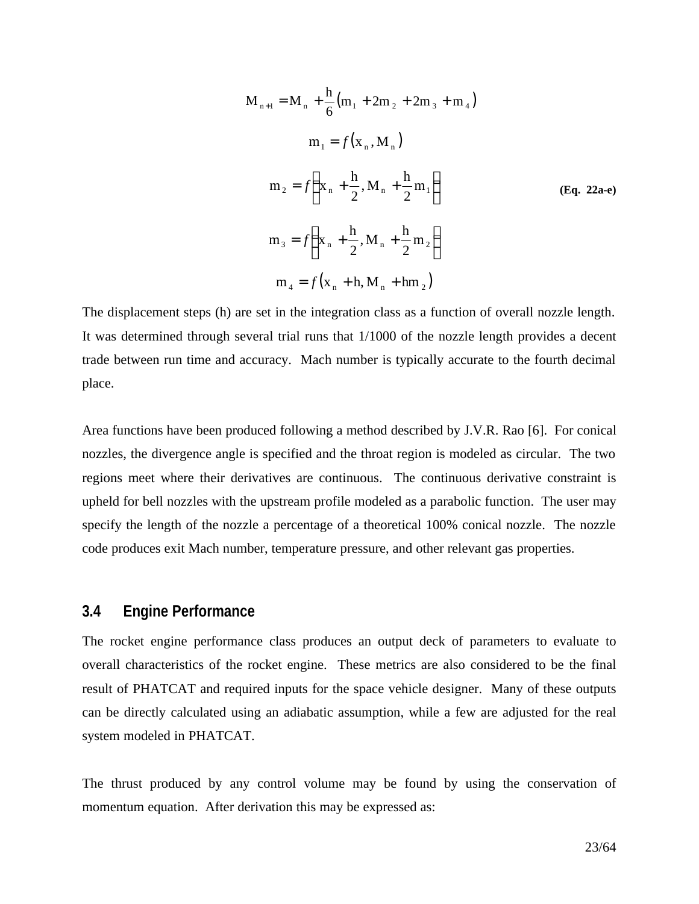$$M_{n+1} = M_n + \frac{h}{6}\left(m_1 + 2m_2 + 2m_3 + m_4\right)$$

$$m_1 = f\left(x_n, M_n\right)$$

$$m_2 = f\left(x_n + \frac{h}{2}, M_n + \frac{h}{2}m_1\right) \qquad \textbf{(Eq. 22a-e)}$$

$$m_3 = f\left(x_n + \frac{h}{2}, M_n + \frac{h}{2}m_2\right)$$

$$m_4 = f\left(x_n + h, M_n + hm_2\right)$$

The displacement steps (h) are set in the integration class as a function of overall nozzle length. It was determined through several trial runs that 1/1000 of the nozzle length provides a decent trade between run time and accuracy. Mach number is typically accurate to the fourth decimal place.

Area functions have been produced following a method described by J.V.R. Rao [6]. For conical nozzles, the divergence angle is specified and the throat region is modeled as circular. The two regions meet where their derivatives are continuous. The continuous derivative constraint is upheld for bell nozzles with the upstream profile modeled as a parabolic function. The user may specify the length of the nozzle a percentage of a theoretical 100% conical nozzle. The nozzle code produces exit Mach number, temperature pressure, and other relevant gas properties.

## 3.4 Engine Performance

The rocket engine performance class produces an output deck of parameters to evaluate to overall characteristics of the rocket engine. These metrics are also considered to be the final result of PHATCAT and required inputs for the space vehicle designer. Many of these outputs can be directly calculated using an adiabatic assumption, while a few are adjusted for the real system modeled in PHATCAT.

The thrust produced by any control volume may be found by using the conservation of momentum equation. After derivation this may be expressed as: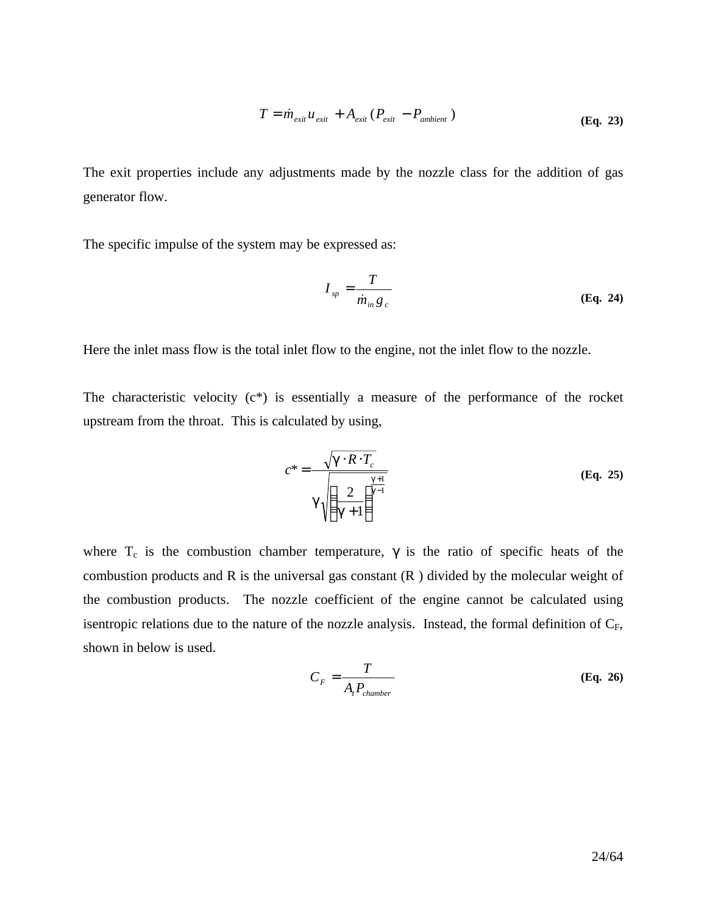$$T = \dot{m}_{exit} u_{exit} + A_{exit} (P_{exit} - P_{ambient}) \tag{Eq. 23}$$

The exit properties include any adjustments made by the nozzle class for the addition of gas generator flow.

The specific impulse of the system may be expressed as:

$$I_{sp} = \frac{T}{\dot{m}_{in} g_c} \tag{Eq. 24}$$

Here the inlet mass flow is the total inlet flow to the engine, not the inlet flow to the nozzle.

The characteristic velocity (c*) is essentially a measure of the performance of the rocket upstream from the throat. This is calculated by using,

$$c^* = \frac{\sqrt{\gamma \cdot R \cdot T_c}}{\gamma \sqrt{\left(\frac{2}{\gamma + 1}\right)^{\frac{\gamma+1}{\gamma-1}}}} \tag{Eq. 25}$$

where $T_c$ is the combustion chamber temperature, $\gamma$ is the ratio of specific heats of the combustion products and R is the universal gas constant (R ) divided by the molecular weight of the combustion products. The nozzle coefficient of the engine cannot be calculated using isentropic relations due to the nature of the nozzle analysis. Instead, the formal definition of $C_F$, shown in below is used.

$$C_F = \frac{T}{A_t P_{chamber}} \tag{Eq. 26}$$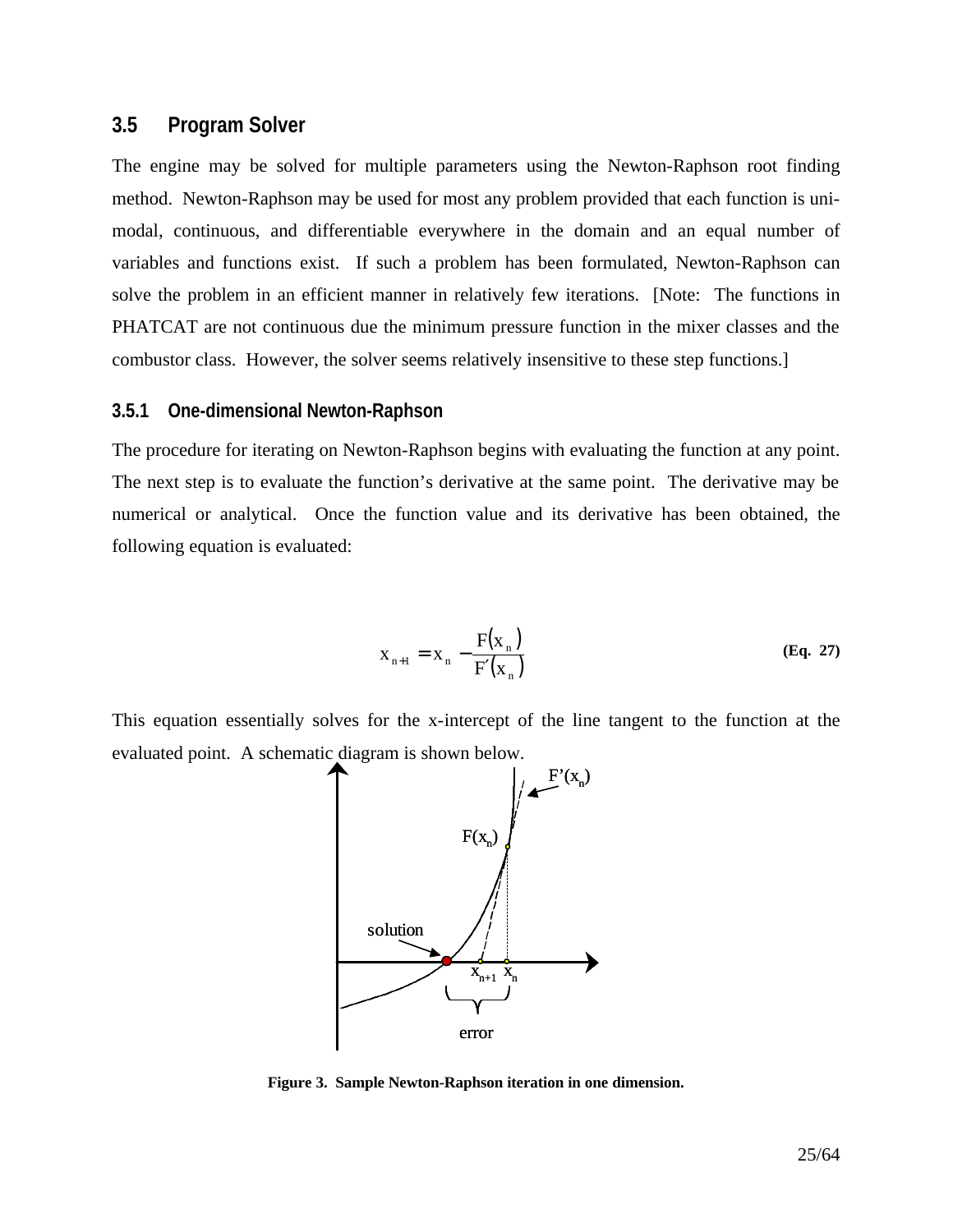## 3.5 Program Solver

The engine may be solved for multiple parameters using the Newton-Raphson root finding method. Newton-Raphson may be used for most any problem provided that each function is uni-modal, continuous, and differentiable everywhere in the domain and an equal number of variables and functions exist. If such a problem has been formulated, Newton-Raphson can solve the problem in an efficient manner in relatively few iterations. [Note: The functions in PHATCAT are not continuous due the minimum pressure function in the mixer classes and the combustor class. However, the solver seems relatively insensitive to these step functions.]

### 3.5.1 One-dimensional Newton-Raphson

The procedure for iterating on Newton-Raphson begins with evaluating the function at any point. The next step is to evaluate the function's derivative at the same point. The derivative may be numerical or analytical. Once the function value and its derivative has been obtained, the following equation is evaluated:

$$x_{n+1} = x_n - \frac{F(x_n)}{F'(x_n)} \qquad \textbf{(Eq. 27)}$$

This equation essentially solves for the x-intercept of the line tangent to the function at the evaluated point. A schematic diagram is shown below.

**Figure 3. Sample Newton-Raphson iteration in one dimension.**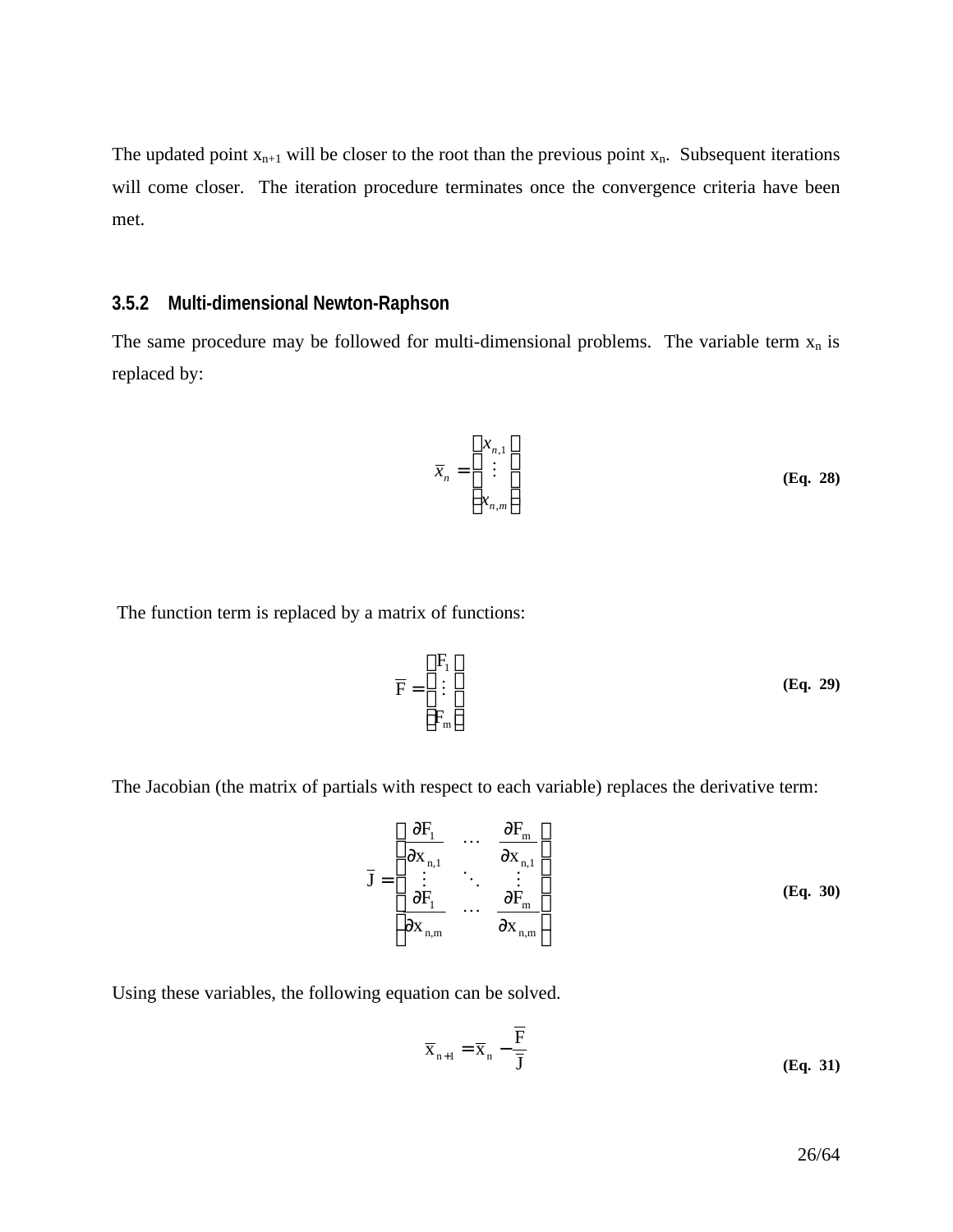The updated point $x_{n+1}$ will be closer to the root than the previous point $x_n$. Subsequent iterations will come closer. The iteration procedure terminates once the convergence criteria have been met.

### 3.5.2 Multi-dimensional Newton-Raphson

The same procedure may be followed for multi-dimensional problems. The variable term $x_n$ is replaced by:

$$\bar{x}_n = \begin{bmatrix} x_{n,1} \\ \vdots \\ x_{n,m} \end{bmatrix} \quad \textbf{(Eq. 28)}$$

The function term is replaced by a matrix of functions:

$$\bar{F} = \begin{bmatrix} F_1 \\ \vdots \\ F_m \end{bmatrix} \quad \textbf{(Eq. 29)}$$

The Jacobian (the matrix of partials with respect to each variable) replaces the derivative term:

$$\bar{J} = \begin{bmatrix} \frac{\partial F_1}{\partial x_{n,1}} & \cdots & \frac{\partial F_m}{\partial x_{n,1}} \\ \vdots & \ddots & \vdots \\ \frac{\partial F_1}{\partial x_{n,m}} & \cdots & \frac{\partial F_m}{\partial x_{n,m}} \end{bmatrix} \quad \textbf{(Eq. 30)}$$

Using these variables, the following equation can be solved.

$$\bar{x}_{n+1} = \bar{x}_n - \frac{\bar{F}}{\bar{J}} \quad \textbf{(Eq. 31)}$$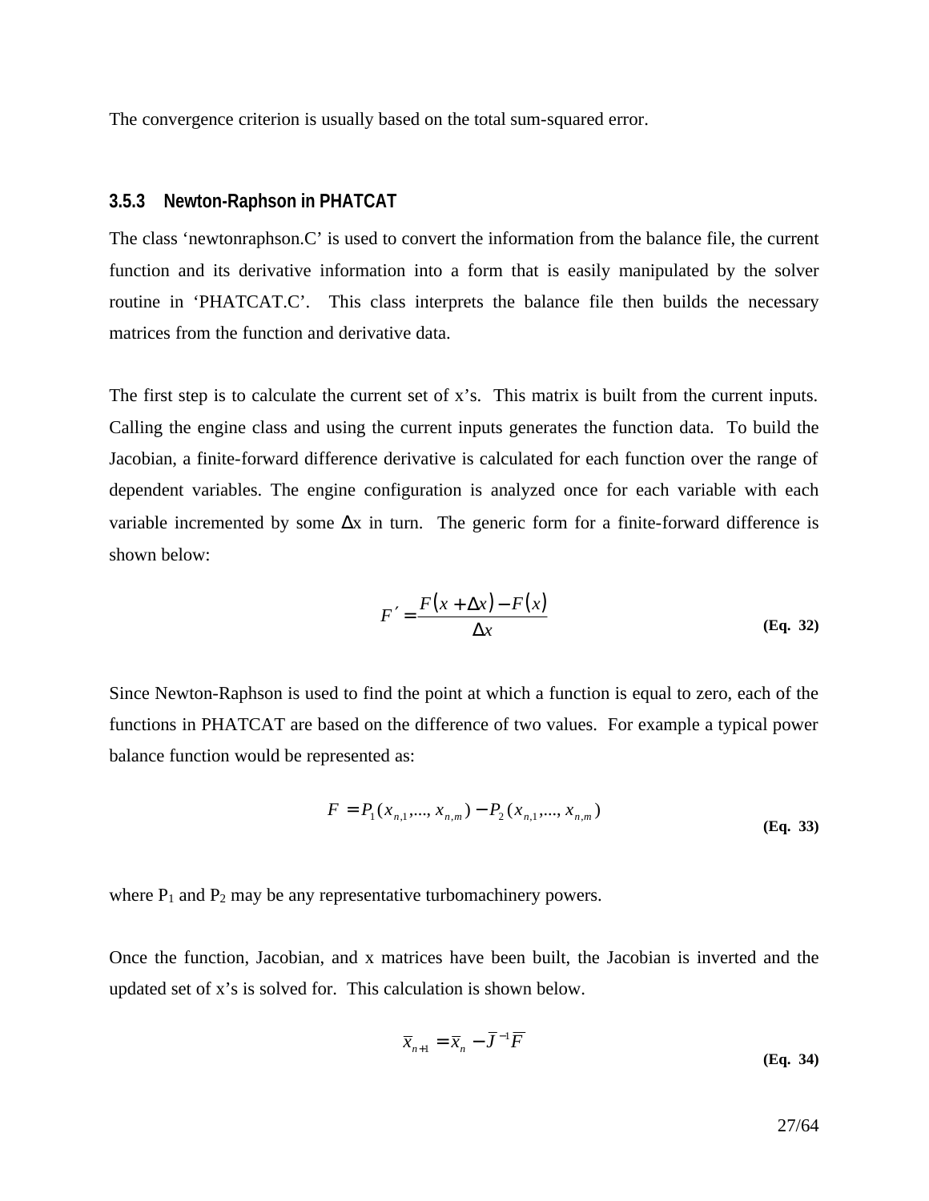The convergence criterion is usually based on the total sum-squared error.

### 3.5.3 Newton-Raphson in PHATCAT

The class 'newtonraphson.C' is used to convert the information from the balance file, the current function and its derivative information into a form that is easily manipulated by the solver routine in 'PHATCAT.C'. This class interprets the balance file then builds the necessary matrices from the function and derivative data.

The first step is to calculate the current set of x's. This matrix is built from the current inputs. Calling the engine class and using the current inputs generates the function data. To build the Jacobian, a finite-forward difference derivative is calculated for each function over the range of dependent variables. The engine configuration is analyzed once for each variable with each variable incremented by some $\Delta x$ in turn. The generic form for a finite-forward difference is shown below:

$$F' = \frac{F(x + \Delta x) - F(x)}{\Delta x} \quad \textbf{(Eq. 32)}$$

Since Newton-Raphson is used to find the point at which a function is equal to zero, each of the functions in PHATCAT are based on the difference of two values. For example a typical power balance function would be represented as:

$$F = P_1(x_{n,1},..., x_{n,m}) - P_2(x_{n,1},..., x_{n,m}) \quad \textbf{(Eq. 33)}$$

where $P_1$ and $P_2$ may be any representative turbomachinery powers.

Once the function, Jacobian, and x matrices have been built, the Jacobian is inverted and the updated set of x's is solved for. This calculation is shown below.

$$\overline{x}_{n+1} = \overline{x}_n - \overline{J}^{-1}\overline{F} \quad \textbf{(Eq. 34)}$$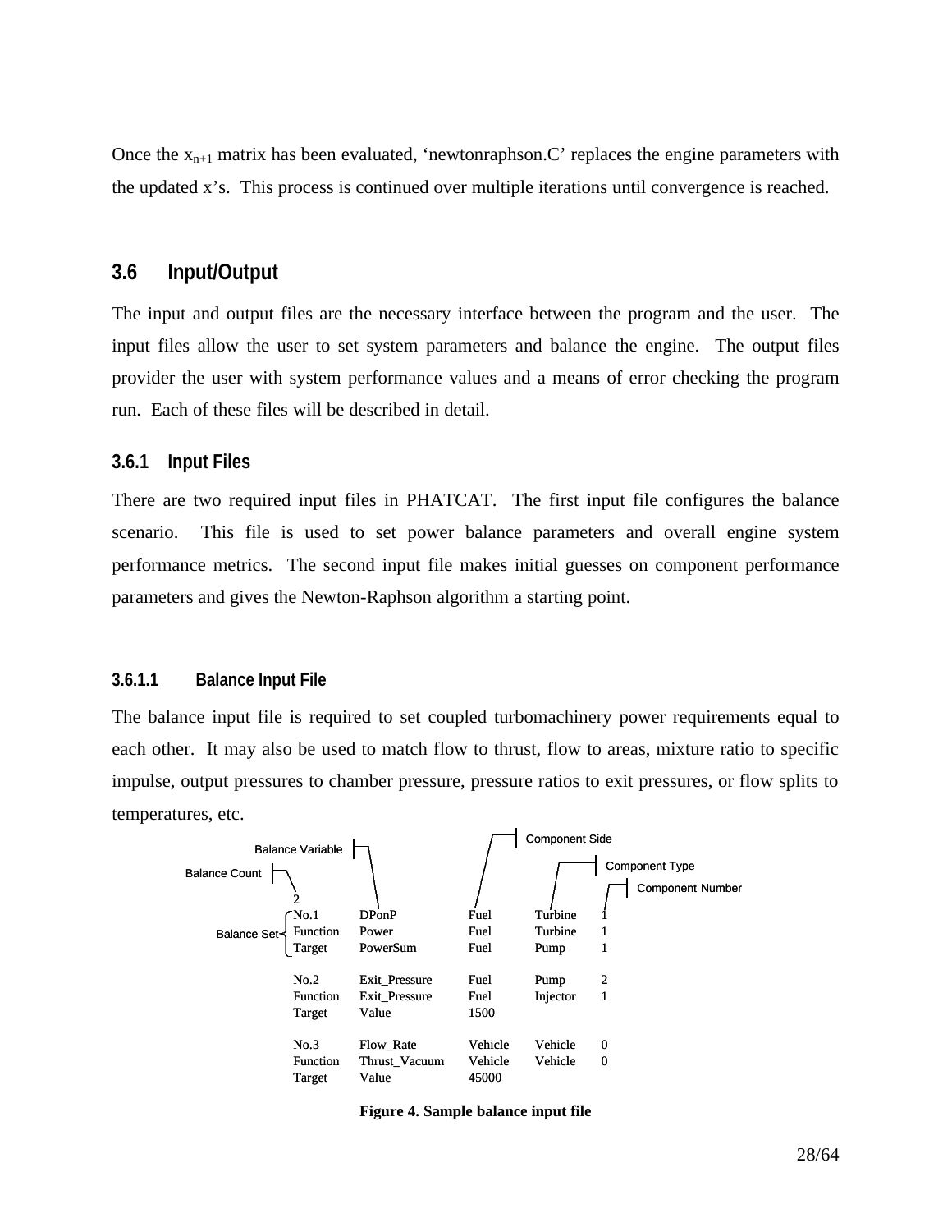Once the $x_{n+1}$ matrix has been evaluated, 'newtonraphson.C' replaces the engine parameters with the updated x's. This process is continued over multiple iterations until convergence is reached.

## 3.6 Input/Output

The input and output files are the necessary interface between the program and the user. The input files allow the user to set system parameters and balance the engine. The output files provider the user with system performance values and a means of error checking the program run. Each of these files will be described in detail.

### 3.6.1 Input Files

There are two required input files in PHATCAT. The first input file configures the balance scenario. This file is used to set power balance parameters and overall engine system performance metrics. The second input file makes initial guesses on component performance parameters and gives the Newton-Raphson algorithm a starting point.

#### 3.6.1.1 Balance Input File

The balance input file is required to set coupled turbomachinery power requirements equal to each other. It may also be used to match flow to thrust, flow to areas, mixture ratio to specific impulse, output pressures to chamber pressure, pressure ratios to exit pressures, or flow splits to temperatures, etc.

```
                Balance Variable              Component Side
                                                      Component Type
Balance Count                                                  Component Number
              2
             No.1       DPonP           Fuel     Turbine   1
Balance Set  Function   Power           Fuel     Turbine   1
             Target     PowerSum        Fuel     Pump      1

             No.2       Exit_Pressure   Fuel     Pump      2
             Function   Exit_Pressure   Fuel     Injector  1
             Target     Value           1500

             No.3       Flow_Rate       Vehicle  Vehicle   0
             Function   Thrust_Vacuum   Vehicle  Vehicle   0
             Target     Value           45000
```

**Figure 4. Sample balance input file**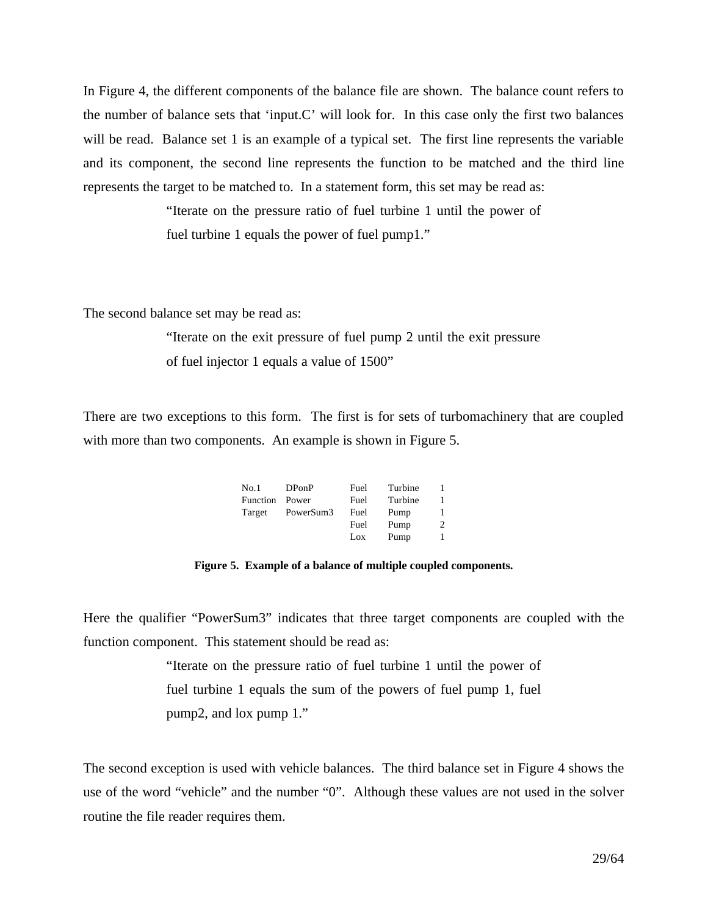In Figure 4, the different components of the balance file are shown. The balance count refers to the number of balance sets that 'input.C' will look for. In this case only the first two balances will be read. Balance set 1 is an example of a typical set. The first line represents the variable and its component, the second line represents the function to be matched and the third line represents the target to be matched to. In a statement form, this set may be read as:

> "Iterate on the pressure ratio of fuel turbine 1 until the power of fuel turbine 1 equals the power of fuel pump1."

The second balance set may be read as:

> "Iterate on the exit pressure of fuel pump 2 until the exit pressure of fuel injector 1 equals a value of 1500"

There are two exceptions to this form. The first is for sets of turbomachinery that are coupled with more than two components. An example is shown in Figure 5.

```
No.1      DPonP      Fuel   Turbine   1
Function  Power      Fuel   Turbine   1
Target    PowerSum3  Fuel   Pump      1
                     Fuel   Pump      2
                     Lox    Pump      1
```

**Figure 5. Example of a balance of multiple coupled components.**

Here the qualifier "PowerSum3" indicates that three target components are coupled with the function component. This statement should be read as:

> "Iterate on the pressure ratio of fuel turbine 1 until the power of fuel turbine 1 equals the sum of the powers of fuel pump 1, fuel pump2, and lox pump 1."

The second exception is used with vehicle balances. The third balance set in Figure 4 shows the use of the word "vehicle" and the number "0". Although these values are not used in the solver routine the file reader requires them.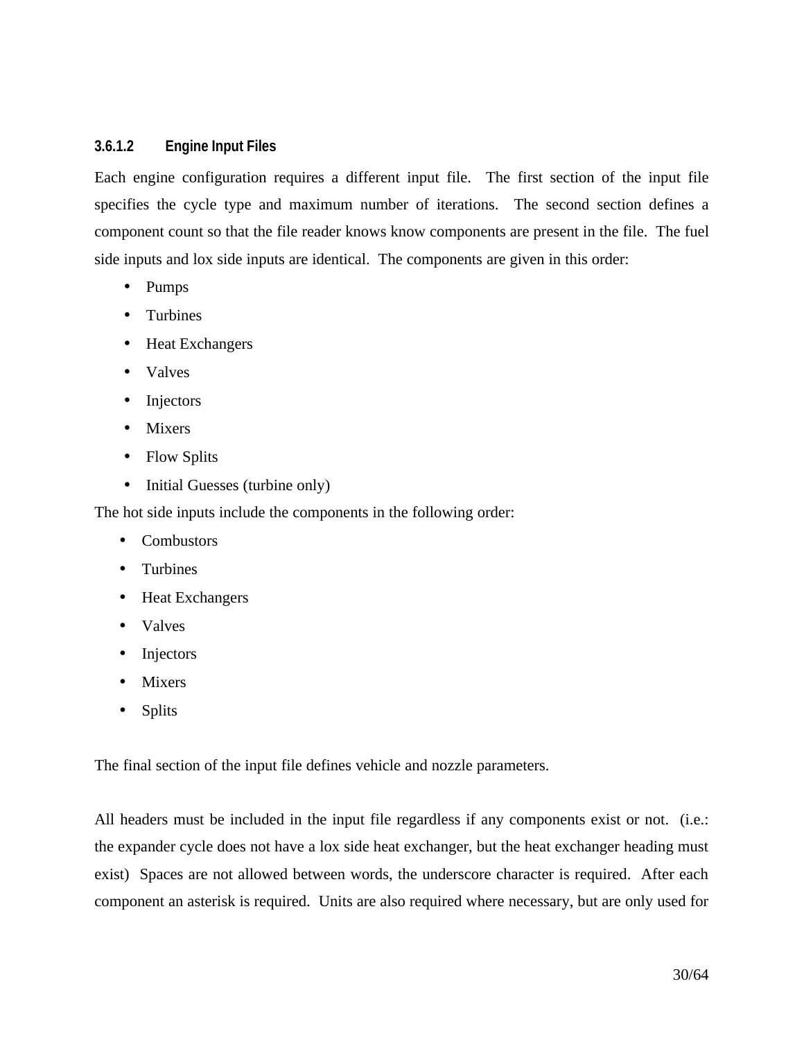#### 3.6.1.2 Engine Input Files

Each engine configuration requires a different input file. The first section of the input file specifies the cycle type and maximum number of iterations. The second section defines a component count so that the file reader knows know components are present in the file. The fuel side inputs and lox side inputs are identical. The components are given in this order:

- Pumps
- Turbines
- Heat Exchangers
- Valves
- Injectors
- Mixers
- Flow Splits
- Initial Guesses (turbine only)

The hot side inputs include the components in the following order:

- Combustors
- Turbines
- Heat Exchangers
- Valves
- Injectors
- Mixers
- Splits

The final section of the input file defines vehicle and nozzle parameters.

All headers must be included in the input file regardless if any components exist or not. (i.e.: the expander cycle does not have a lox side heat exchanger, but the heat exchanger heading must exist) Spaces are not allowed between words, the underscore character is required. After each component an asterisk is required. Units are also required where necessary, but are only used for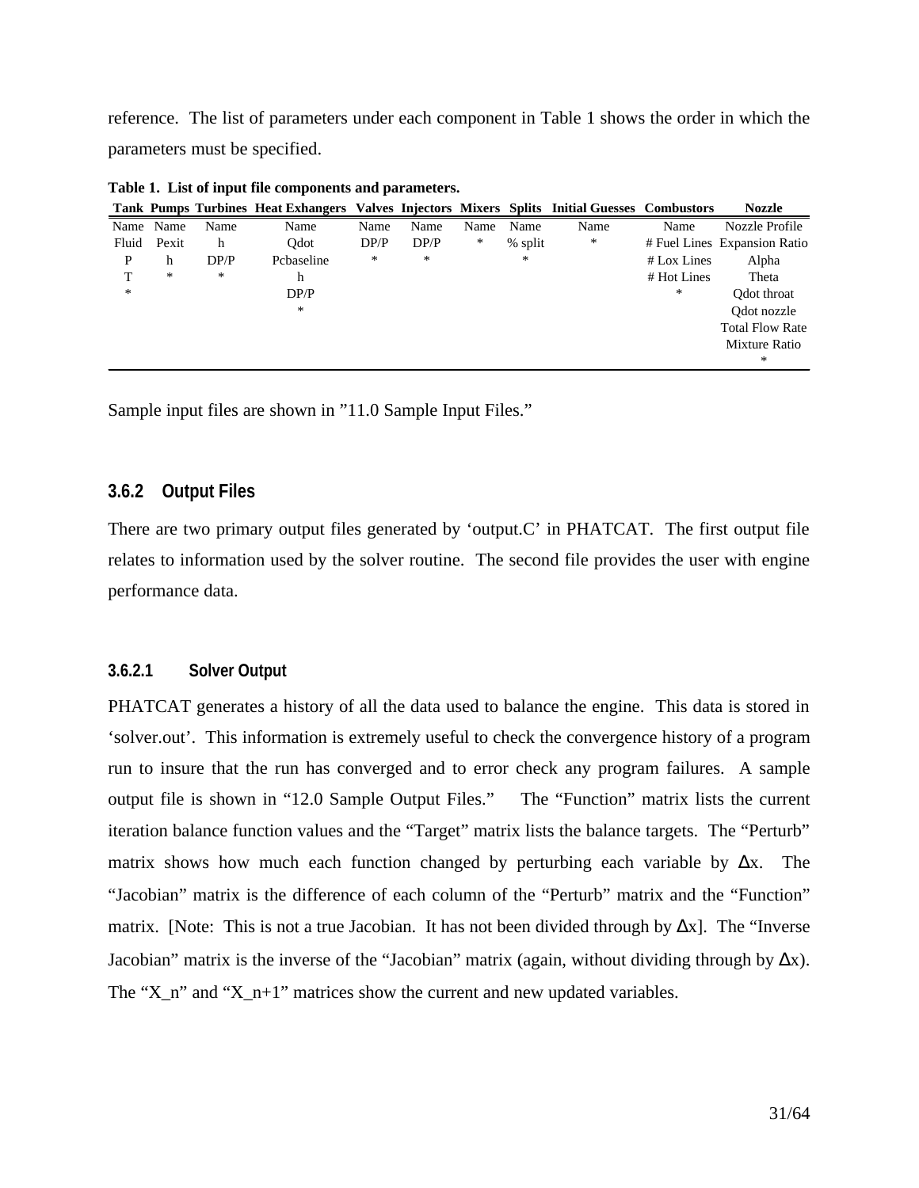reference. The list of parameters under each component in Table 1 shows the order in which the parameters must be specified.

**Table 1. List of input file components and parameters.**

| Tank | Pumps | Turbines | Heat Exhangers | Valves | Injectors | Mixers | Splits | Initial Guesses | Combustors | Nozzle |
|---|---|---|---|---|---|---|---|---|---|---|
| Name | Name | Name | Name | Name | Name | Name | Name | Name | Name | Nozzle Profile |
| Fluid | Pexit | h | Qdot | DP/P | DP/P | * | % split | * | # Fuel Lines | Expansion Ratio |
| P | h | DP/P | Pcbaseline | * | * | | * | | # Lox Lines | Alpha |
| T | * | * | h | | | | | | # Hot Lines | Theta |
| * | | | DP/P | | | | | | * | Qdot throat |
| | | | * | | | | | | | Qdot nozzle |
| | | | | | | | | | | Total Flow Rate |
| | | | | | | | | | | Mixture Ratio |
| | | | | | | | | | | * |

Sample input files are shown in "11.0 Sample Input Files."

### 3.6.2 Output Files

There are two primary output files generated by 'output.C' in PHATCAT. The first output file relates to information used by the solver routine. The second file provides the user with engine performance data.

#### 3.6.2.1 Solver Output

PHATCAT generates a history of all the data used to balance the engine. This data is stored in 'solver.out'. This information is extremely useful to check the convergence history of a program run to insure that the run has converged and to error check any program failures. A sample output file is shown in "12.0 Sample Output Files." The "Function" matrix lists the current iteration balance function values and the "Target" matrix lists the balance targets. The "Perturb" matrix shows how much each function changed by perturbing each variable by $\Delta x$. The "Jacobian" matrix is the difference of each column of the "Perturb" matrix and the "Function" matrix. [Note: This is not a true Jacobian. It has not been divided through by $\Delta x$]. The "Inverse Jacobian" matrix is the inverse of the "Jacobian" matrix (again, without dividing through by $\Delta x$). The "X_n" and "X_n+1" matrices show the current and new updated variables.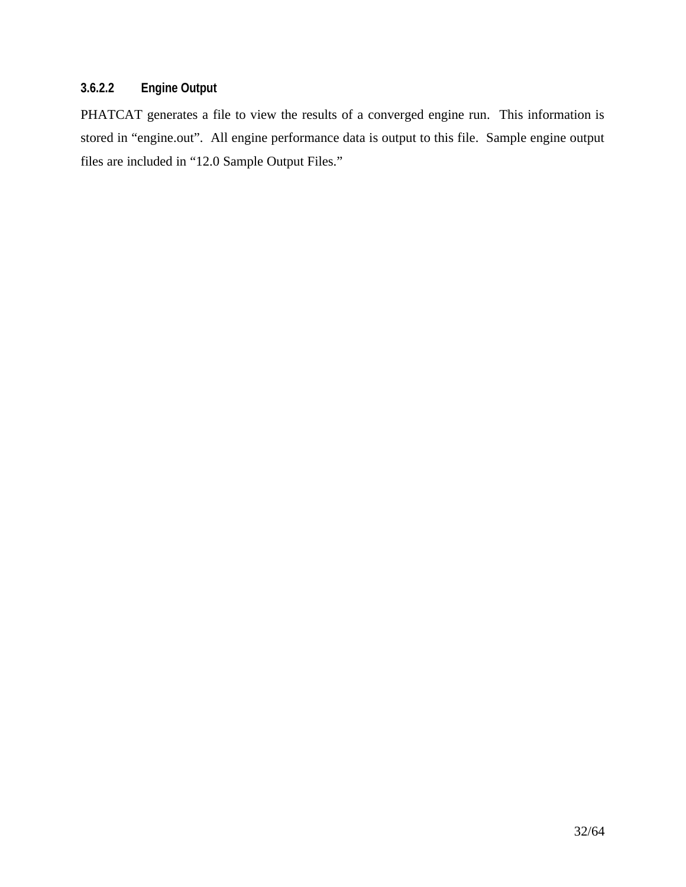#### 3.6.2.2 Engine Output

PHATCAT generates a file to view the results of a converged engine run. This information is stored in “engine.out”. All engine performance data is output to this file. Sample engine output files are included in “12.0 Sample Output Files.”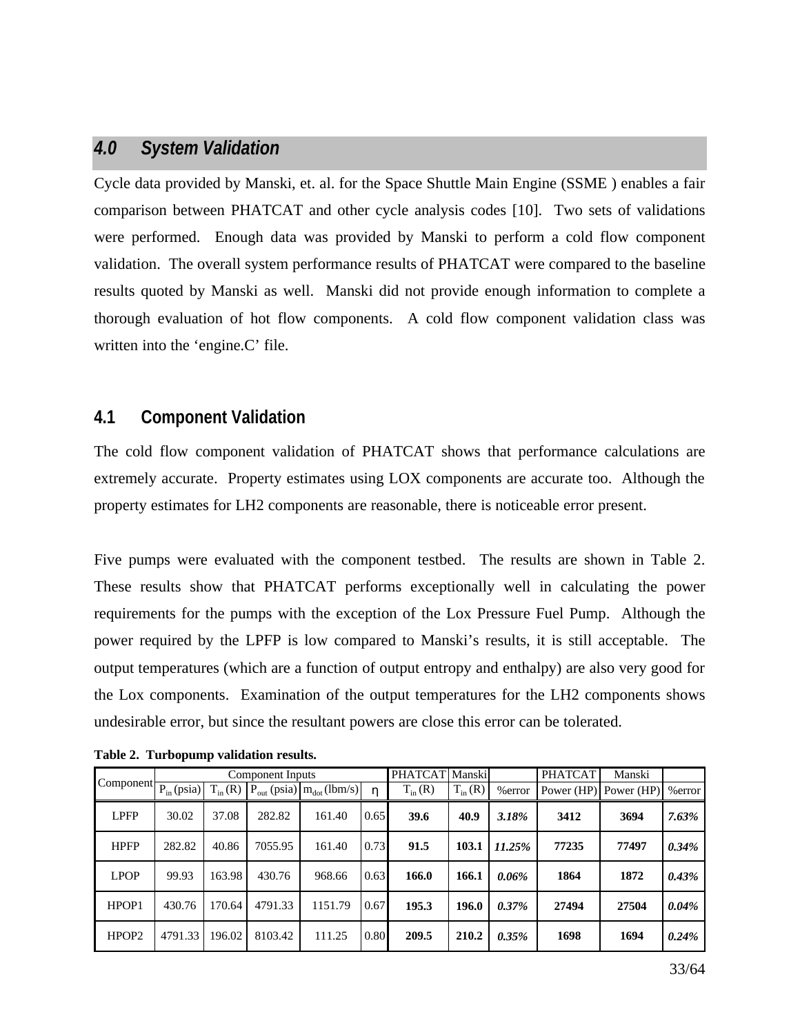## 4.0 System Validation

Cycle data provided by Manski, et. al. for the Space Shuttle Main Engine (SSME ) enables a fair comparison between PHATCAT and other cycle analysis codes [10]. Two sets of validations were performed. Enough data was provided by Manski to perform a cold flow component validation. The overall system performance results of PHATCAT were compared to the baseline results quoted by Manski as well. Manski did not provide enough information to complete a thorough evaluation of hot flow components. A cold flow component validation class was written into the 'engine.C' file.

### 4.1 Component Validation

The cold flow component validation of PHATCAT shows that performance calculations are extremely accurate. Property estimates using LOX components are accurate too. Although the property estimates for LH2 components are reasonable, there is noticeable error present.

Five pumps were evaluated with the component testbed. The results are shown in Table 2. These results show that PHATCAT performs exceptionally well in calculating the power requirements for the pumps with the exception of the Lox Pressure Fuel Pump. Although the power required by the LPFP is low compared to Manski's results, it is still acceptable. The output temperatures (which are a function of output entropy and enthalpy) are also very good for the Lox components. Examination of the output temperatures for the LH2 components shows undesirable error, but since the resultant powers are close this error can be tolerated.

**Table 2. Turbopump validation results.**

| Component | Component Inputs | | | | | PHATCAT | Manski | | PHATCAT | Manski | |
|---|---|---|---|---|---|---|---|---|---|---|---|
| | $P_{in}$ (psia) | $T_{in}$ (R) | $P_{out}$ (psia) | $m_{dot}$ (lbm/s) | η | $T_{in}$ (R) | $T_{in}$ (R) | %error | Power (HP) | Power (HP) | %error |
| LPFP | 30.02 | 37.08 | 282.82 | 161.40 | 0.65 | **39.6** | **40.9** | ***3.18%*** | **3412** | **3694** | ***7.63%*** |
| HPFP | 282.82 | 40.86 | 7055.95 | 161.40 | 0.73 | **91.5** | **103.1** | ***11.25%*** | **77235** | **77497** | ***0.34%*** |
| LPOP | 99.93 | 163.98 | 430.76 | 968.66 | 0.63 | **166.0** | **166.1** | ***0.06%*** | **1864** | **1872** | ***0.43%*** |
| HPOP1 | 430.76 | 170.64 | 4791.33 | 1151.79 | 0.67 | **195.3** | **196.0** | ***0.37%*** | **27494** | **27504** | ***0.04%*** |
| HPOP2 | 4791.33 | 196.02 | 8103.42 | 111.25 | 0.80 | **209.5** | **210.2** | ***0.35%*** | **1698** | **1694** | ***0.24%*** |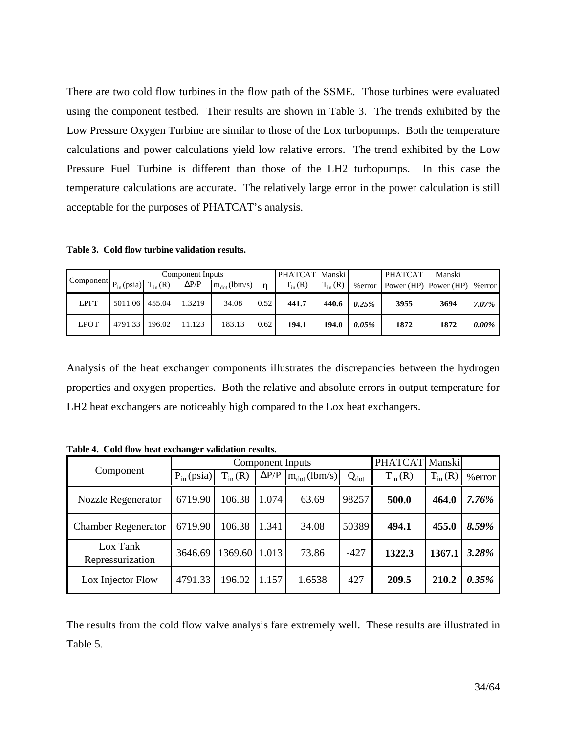There are two cold flow turbines in the flow path of the SSME. Those turbines were evaluated using the component testbed. Their results are shown in Table 3. The trends exhibited by the Low Pressure Oxygen Turbine are similar to those of the Lox turbopumps. Both the temperature calculations and power calculations yield low relative errors. The trend exhibited by the Low Pressure Fuel Turbine is different than those of the LH2 turbopumps. In this case the temperature calculations are accurate. The relatively large error in the power calculation is still acceptable for the purposes of PHATCAT's analysis.

**Table 3. Cold flow turbine validation results.**

| Component | Component Inputs | | | | | PHATCAT | Manski | | PHATCAT | Manski | |
|---|---|---|---|---|---|---|---|---|---|---|---|
| | $P_{in}$ (psia) | $T_{in}$ (R) | ΔP/P | $m_{dot}$ (lbm/s) | η | $T_{in}$ (R) | $T_{in}$ (R) | %error | Power (HP) | Power (HP) | %error |
| LPFT | 5011.06 | 455.04 | 1.3219 | 34.08 | 0.52 | **441.7** | **440.6** | ***0.25%*** | **3955** | **3694** | ***7.07%*** |
| LPOT | 4791.33 | 196.02 | 11.123 | 183.13 | 0.62 | **194.1** | **194.0** | ***0.05%*** | **1872** | **1872** | ***0.00%*** |

Analysis of the heat exchanger components illustrates the discrepancies between the hydrogen properties and oxygen properties. Both the relative and absolute errors in output temperature for LH2 heat exchangers are noticeably high compared to the Lox heat exchangers.

**Table 4. Cold flow heat exchanger validation results.**

| Component | Component Inputs | | | | | PHATCAT | Manski | |
|---|---|---|---|---|---|---|---|---|
| | $P_{in}$ (psia) | $T_{in}$ (R) | ΔP/P | $m_{dot}$ (lbm/s) | $Q_{dot}$ | $T_{in}$ (R) | $T_{in}$ (R) | %error |
| Nozzle Regenerator | 6719.90 | 106.38 | 1.074 | 63.69 | 98257 | **500.0** | **464.0** | ***7.76%*** |
| Chamber Regenerator | 6719.90 | 106.38 | 1.341 | 34.08 | 50389 | **494.1** | **455.0** | ***8.59%*** |
| Lox Tank Repressurization | 3646.69 | 1369.60 | 1.013 | 73.86 | -427 | **1322.3** | **1367.1** | ***3.28%*** |
| Lox Injector Flow | 4791.33 | 196.02 | 1.157 | 1.6538 | 427 | **209.5** | **210.2** | ***0.35%*** |

The results from the cold flow valve analysis fare extremely well. These results are illustrated in Table 5.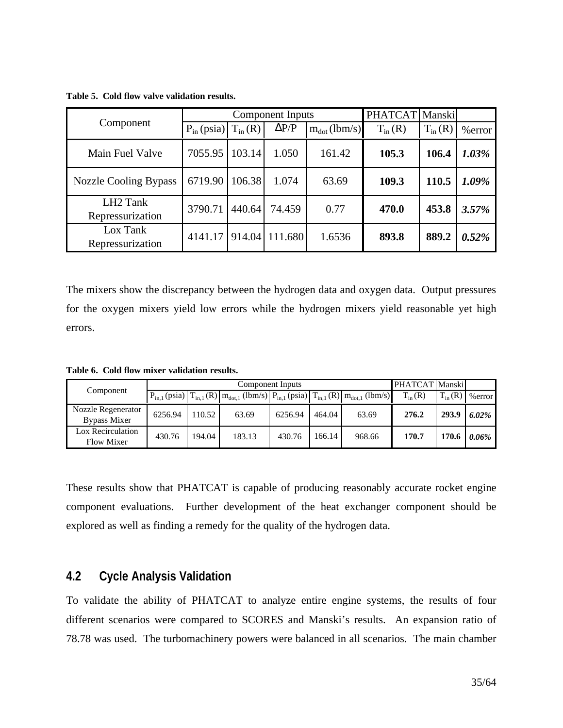**Table 5. Cold flow valve validation results.**

| Component | Component Inputs | | | | PHATCAT | Manski | |
|---|---|---|---|---|---|---|---|
| | $P_{in}$ (psia) | $T_{in}$ (R) | ΔP/P | $m_{dot}$ (lbm/s) | $T_{in}$ (R) | $T_{in}$ (R) | %error |
| Main Fuel Valve | 7055.95 | 103.14 | 1.050 | 161.42 | **105.3** | **106.4** | ***1.03%*** |
| Nozzle Cooling Bypass | 6719.90 | 106.38 | 1.074 | 63.69 | **109.3** | **110.5** | ***1.09%*** |
| LH2 Tank Repressurization | 3790.71 | 440.64 | 74.459 | 0.77 | **470.0** | **453.8** | ***3.57%*** |
| Lox Tank Repressurization | 4141.17 | 914.04 | 111.680 | 1.6536 | **893.8** | **889.2** | ***0.52%*** |

The mixers show the discrepancy between the hydrogen data and oxygen data. Output pressures for the oxygen mixers yield low errors while the hydrogen mixers yield reasonable yet high errors.

**Table 6. Cold flow mixer validation results.**

| Component | Component Inputs | | | | | | PHATCAT | Manski | |
|---|---|---|---|---|---|---|---|---|---|
| | $P_{in,1}$ (psia) | $T_{in,1}$ (R) | $m_{dot,1}$ (lbm/s) | $P_{in,1}$ (psia) | $T_{in,1}$ (R) | $m_{dot,1}$ (lbm/s) | $T_{in}$ (R) | $T_{in}$ (R) | %error |
| Nozzle Regenerator Bypass Mixer | 6256.94 | 110.52 | 63.69 | 6256.94 | 464.04 | 63.69 | **276.2** | **293.9** | ***6.02%*** |
| Lox Recirculation Flow Mixer | 430.76 | 194.04 | 183.13 | 430.76 | 166.14 | 968.66 | **170.7** | **170.6** | ***0.06%*** |

These results show that PHATCAT is capable of producing reasonably accurate rocket engine component evaluations. Further development of the heat exchanger component should be explored as well as finding a remedy for the quality of the hydrogen data.

## 4.2 Cycle Analysis Validation

To validate the ability of PHATCAT to analyze entire engine systems, the results of four different scenarios were compared to SCORES and Manski's results. An expansion ratio of 78.78 was used. The turbomachinery powers were balanced in all scenarios. The main chamber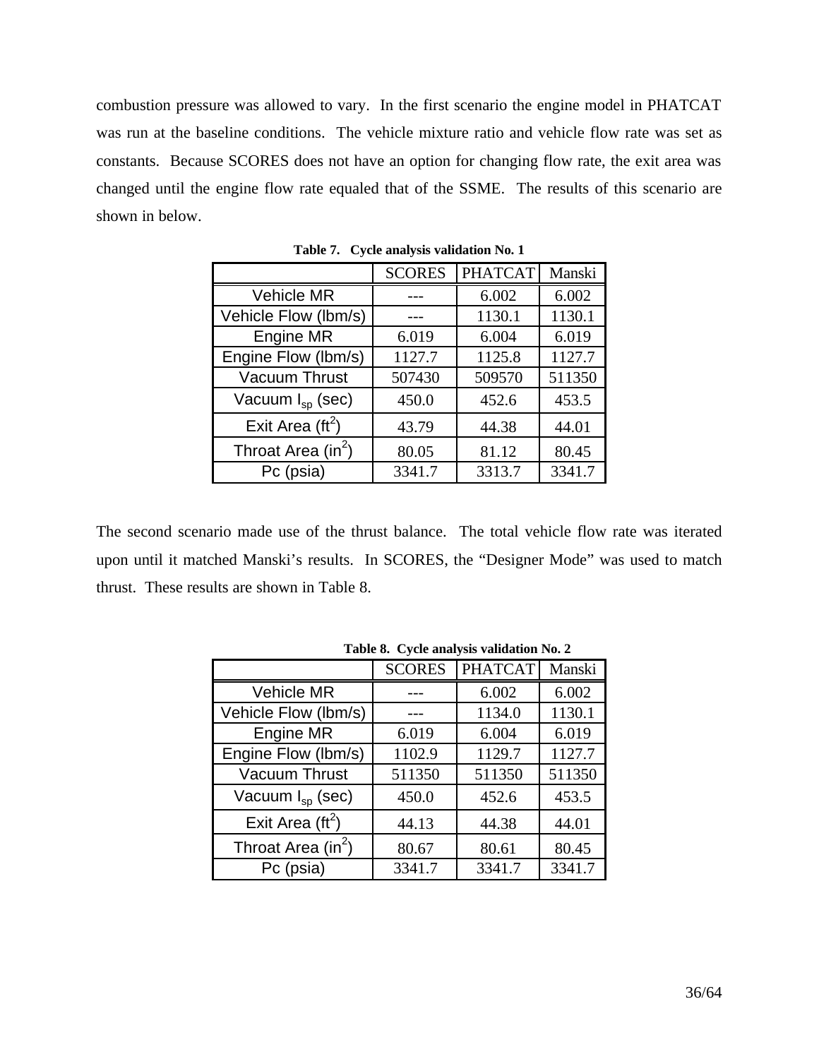combustion pressure was allowed to vary. In the first scenario the engine model in PHATCAT was run at the baseline conditions. The vehicle mixture ratio and vehicle flow rate was set as constants. Because SCORES does not have an option for changing flow rate, the exit area was changed until the engine flow rate equaled that of the SSME. The results of this scenario are shown in below.

**Table 7. Cycle analysis validation No. 1**

| | SCORES | PHATCAT | Manski |
|---|---|---|---|
| Vehicle MR | --- | 6.002 | 6.002 |
| Vehicle Flow (lbm/s) | --- | 1130.1 | 1130.1 |
| Engine MR | 6.019 | 6.004 | 6.019 |
| Engine Flow (lbm/s) | 1127.7 | 1125.8 | 1127.7 |
| Vacuum Thrust | 507430 | 509570 | 511350 |
| Vacuum $I_{sp}$ (sec) | 450.0 | 452.6 | 453.5 |
| Exit Area ($ft^2$) | 43.79 | 44.38 | 44.01 |
| Throat Area ($in^2$) | 80.05 | 81.12 | 80.45 |
| Pc (psia) | 3341.7 | 3313.7 | 3341.7 |

The second scenario made use of the thrust balance. The total vehicle flow rate was iterated upon until it matched Manski's results. In SCORES, the "Designer Mode" was used to match thrust. These results are shown in Table 8.

**Table 8. Cycle analysis validation No. 2**

| | SCORES | PHATCAT | Manski |
|---|---|---|---|
| Vehicle MR | --- | 6.002 | 6.002 |
| Vehicle Flow (lbm/s) | --- | 1134.0 | 1130.1 |
| Engine MR | 6.019 | 6.004 | 6.019 |
| Engine Flow (lbm/s) | 1102.9 | 1129.7 | 1127.7 |
| Vacuum Thrust | 511350 | 511350 | 511350 |
| Vacuum $I_{sp}$ (sec) | 450.0 | 452.6 | 453.5 |
| Exit Area ($ft^2$) | 44.13 | 44.38 | 44.01 |
| Throat Area ($in^2$) | 80.67 | 80.61 | 80.45 |
| Pc (psia) | 3341.7 | 3341.7 | 3341.7 |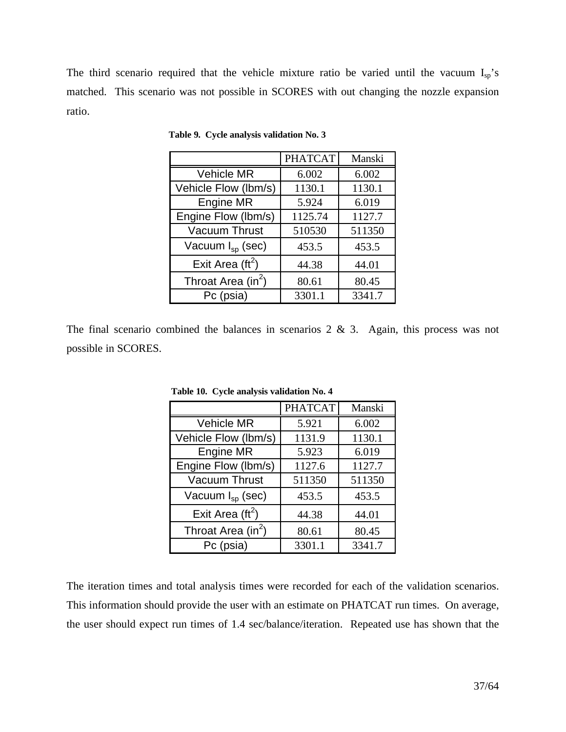The third scenario required that the vehicle mixture ratio be varied until the vacuum $I_{sp}$'s matched. This scenario was not possible in SCORES with out changing the nozzle expansion ratio.

**Table 9. Cycle analysis validation No. 3**

| | PHATCAT | Manski |
|---|---|---|
| Vehicle MR | 6.002 | 6.002 |
| Vehicle Flow (lbm/s) | 1130.1 | 1130.1 |
| Engine MR | 5.924 | 6.019 |
| Engine Flow (lbm/s) | 1125.74 | 1127.7 |
| Vacuum Thrust | 510530 | 511350 |
| Vacuum $I_{sp}$ (sec) | 453.5 | 453.5 |
| Exit Area ($ft^2$) | 44.38 | 44.01 |
| Throat Area ($in^2$) | 80.61 | 80.45 |
| Pc (psia) | 3301.1 | 3341.7 |

The final scenario combined the balances in scenarios 2 & 3. Again, this process was not possible in SCORES.

**Table 10. Cycle analysis validation No. 4**

| | PHATCAT | Manski |
|---|---|---|
| Vehicle MR | 5.921 | 6.002 |
| Vehicle Flow (lbm/s) | 1131.9 | 1130.1 |
| Engine MR | 5.923 | 6.019 |
| Engine Flow (lbm/s) | 1127.6 | 1127.7 |
| Vacuum Thrust | 511350 | 511350 |
| Vacuum $I_{sp}$ (sec) | 453.5 | 453.5 |
| Exit Area ($ft^2$) | 44.38 | 44.01 |
| Throat Area ($in^2$) | 80.61 | 80.45 |
| Pc (psia) | 3301.1 | 3341.7 |

The iteration times and total analysis times were recorded for each of the validation scenarios. This information should provide the user with an estimate on PHATCAT run times. On average, the user should expect run times of 1.4 sec/balance/iteration. Repeated use has shown that the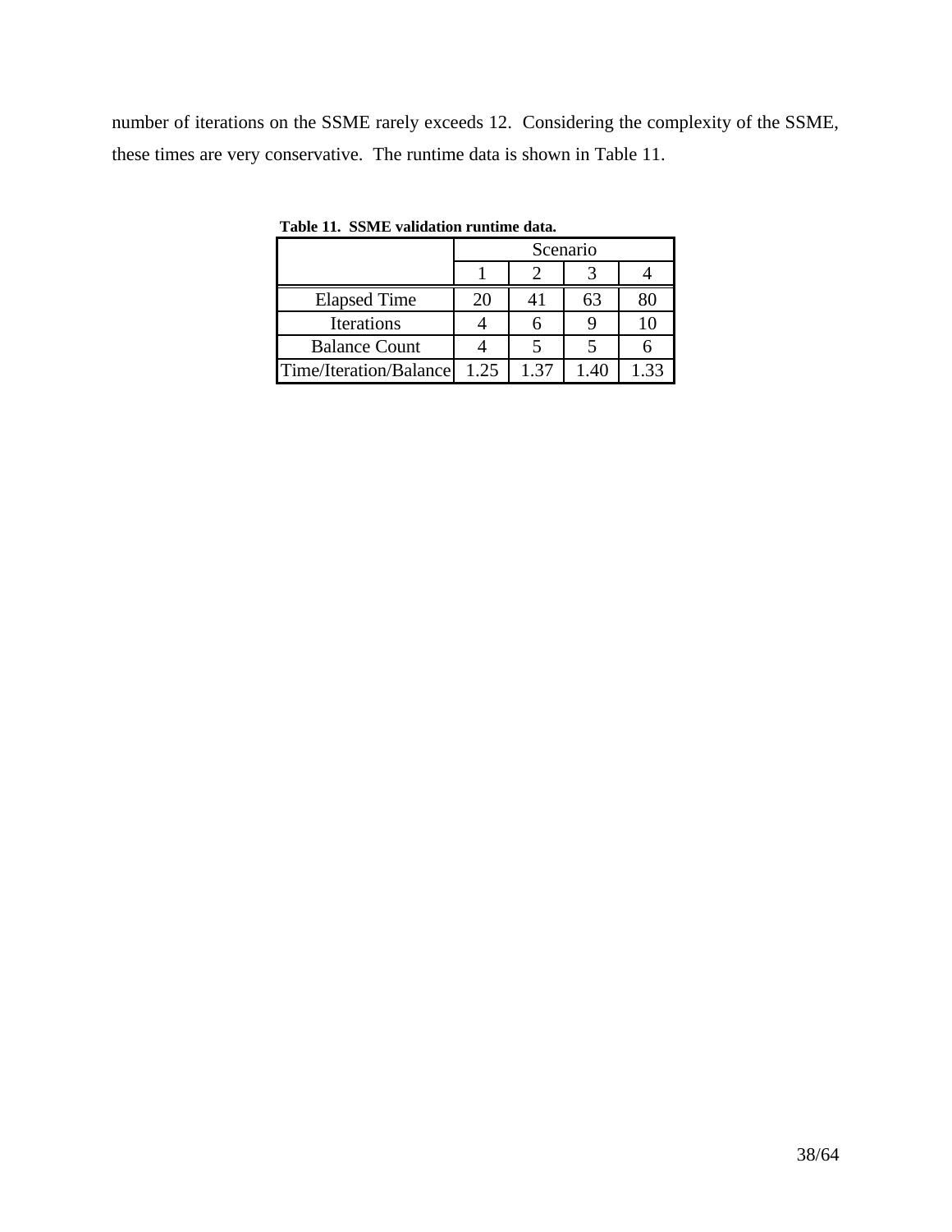number of iterations on the SSME rarely exceeds 12. Considering the complexity of the SSME, these times are very conservative. The runtime data is shown in Table 11.

**Table 11. SSME validation runtime data.**

| | Scenario | | | |
|---|---|---|---|---|
| | 1 | 2 | 3 | 4 |
| Elapsed Time | 20 | 41 | 63 | 80 |
| Iterations | 4 | 6 | 9 | 10 |
| Balance Count | 4 | 5 | 5 | 6 |
| Time/Iteration/Balance | 1.25 | 1.37 | 1.40 | 1.33 |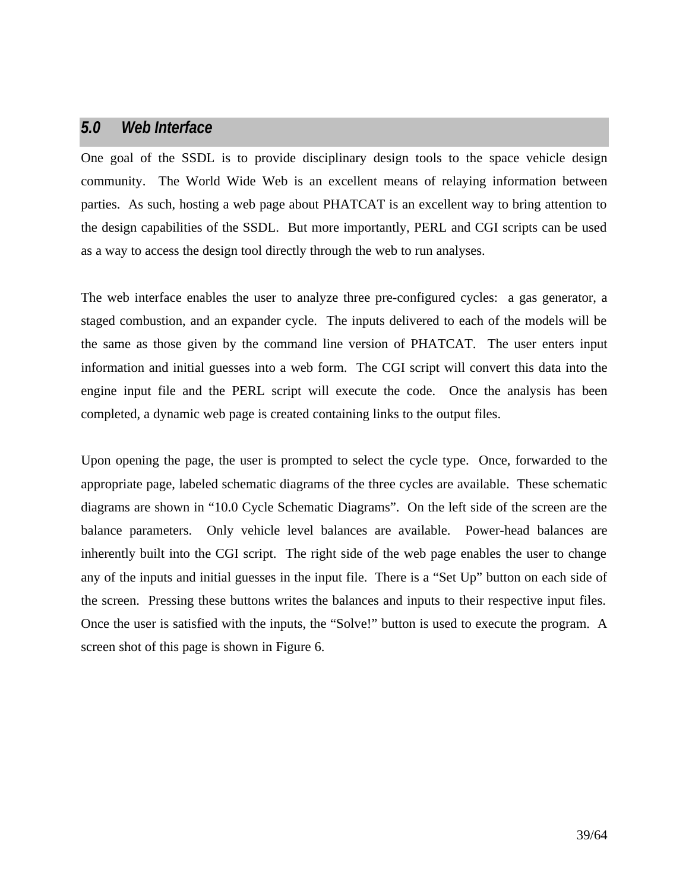## *5.0 Web Interface*

One goal of the SSDL is to provide disciplinary design tools to the space vehicle design community. The World Wide Web is an excellent means of relaying information between parties. As such, hosting a web page about PHATCAT is an excellent way to bring attention to the design capabilities of the SSDL. But more importantly, PERL and CGI scripts can be used as a way to access the design tool directly through the web to run analyses.

The web interface enables the user to analyze three pre-configured cycles: a gas generator, a staged combustion, and an expander cycle. The inputs delivered to each of the models will be the same as those given by the command line version of PHATCAT. The user enters input information and initial guesses into a web form. The CGI script will convert this data into the engine input file and the PERL script will execute the code. Once the analysis has been completed, a dynamic web page is created containing links to the output files.

Upon opening the page, the user is prompted to select the cycle type. Once, forwarded to the appropriate page, labeled schematic diagrams of the three cycles are available. These schematic diagrams are shown in "10.0 Cycle Schematic Diagrams". On the left side of the screen are the balance parameters. Only vehicle level balances are available. Power-head balances are inherently built into the CGI script. The right side of the web page enables the user to change any of the inputs and initial guesses in the input file. There is a "Set Up" button on each side of the screen. Pressing these buttons writes the balances and inputs to their respective input files. Once the user is satisfied with the inputs, the "Solve!" button is used to execute the program. A screen shot of this page is shown in Figure 6.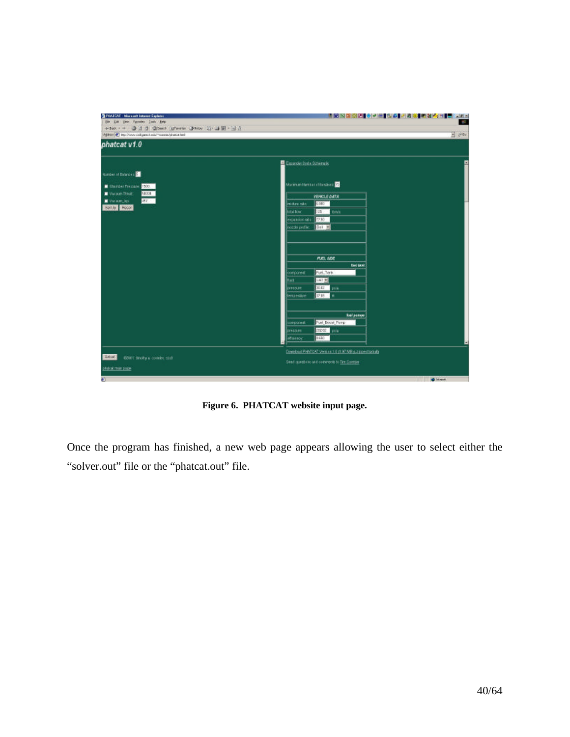**Figure 6. PHATCAT website input page.**

Once the program has finished, a new web page appears allowing the user to select either the "solver.out" file or the "phatcat.out" file.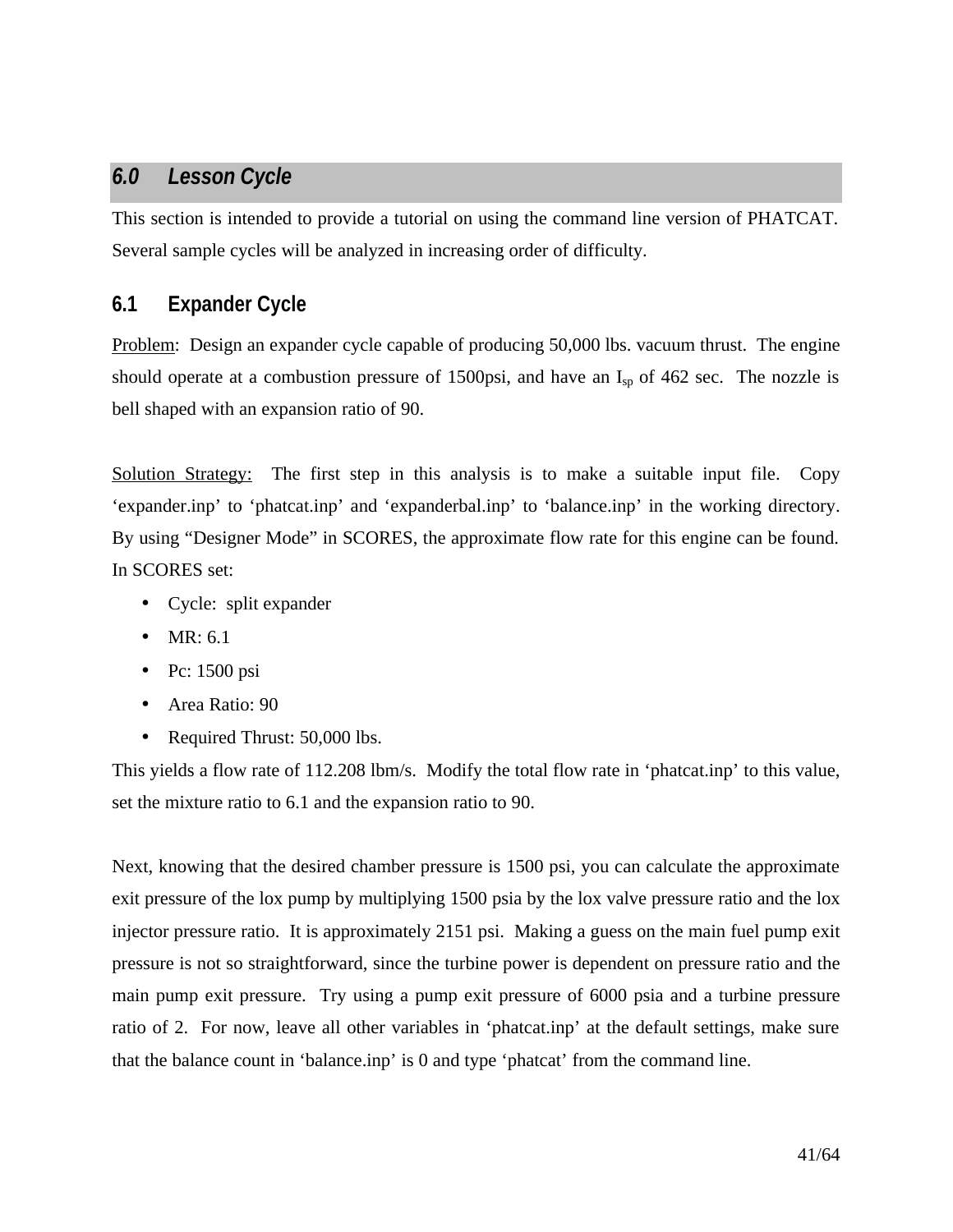## *6.0 Lesson Cycle*

This section is intended to provide a tutorial on using the command line version of PHATCAT. Several sample cycles will be analyzed in increasing order of difficulty.

### 6.1 Expander Cycle

Problem: Design an expander cycle capable of producing 50,000 lbs. vacuum thrust. The engine should operate at a combustion pressure of 1500psi, and have an $I_{sp}$ of 462 sec. The nozzle is bell shaped with an expansion ratio of 90.

Solution Strategy: The first step in this analysis is to make a suitable input file. Copy 'expander.inp' to 'phatcat.inp' and 'expanderbal.inp' to 'balance.inp' in the working directory. By using "Designer Mode" in SCORES, the approximate flow rate for this engine can be found. In SCORES set:

- Cycle: split expander
- MR: 6.1
- Pc: 1500 psi
- Area Ratio: 90
- Required Thrust: 50,000 lbs.

This yields a flow rate of 112.208 lbm/s. Modify the total flow rate in 'phatcat.inp' to this value, set the mixture ratio to 6.1 and the expansion ratio to 90.

Next, knowing that the desired chamber pressure is 1500 psi, you can calculate the approximate exit pressure of the lox pump by multiplying 1500 psia by the lox valve pressure ratio and the lox injector pressure ratio. It is approximately 2151 psi. Making a guess on the main fuel pump exit pressure is not so straightforward, since the turbine power is dependent on pressure ratio and the main pump exit pressure. Try using a pump exit pressure of 6000 psia and a turbine pressure ratio of 2. For now, leave all other variables in 'phatcat.inp' at the default settings, make sure that the balance count in 'balance.inp' is 0 and type 'phatcat' from the command line.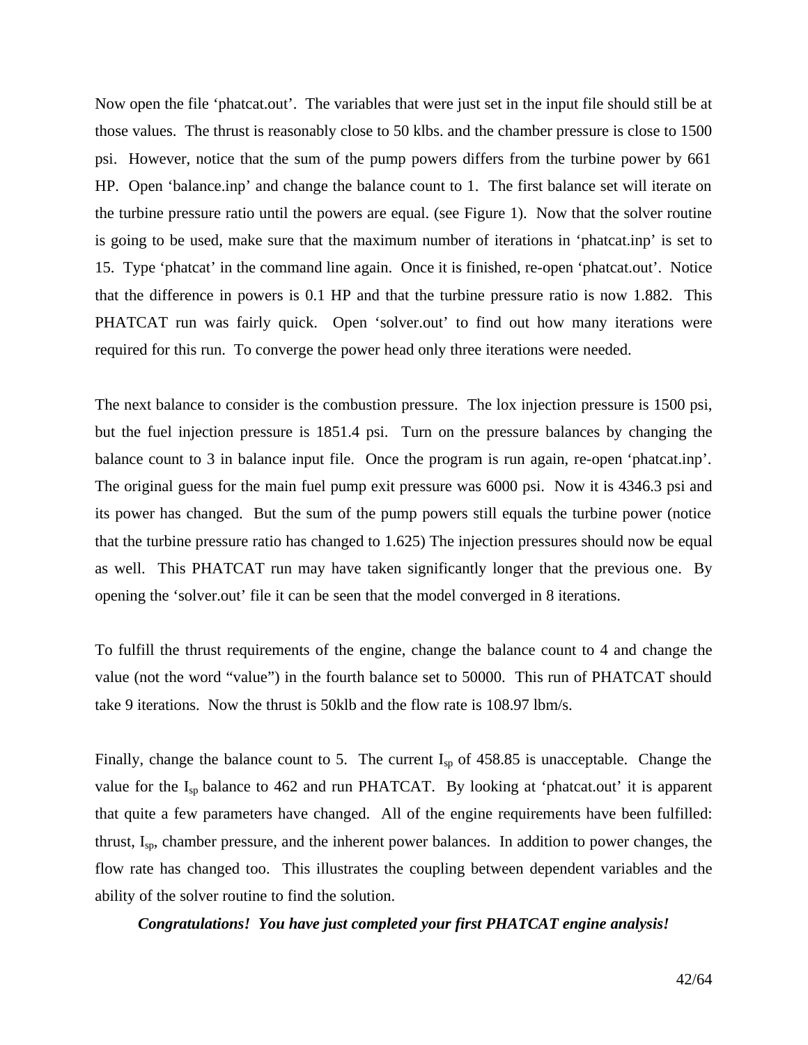Now open the file 'phatcat.out'. The variables that were just set in the input file should still be at those values. The thrust is reasonably close to 50 klbs. and the chamber pressure is close to 1500 psi. However, notice that the sum of the pump powers differs from the turbine power by 661 HP. Open 'balance.inp' and change the balance count to 1. The first balance set will iterate on the turbine pressure ratio until the powers are equal. (see Figure 1). Now that the solver routine is going to be used, make sure that the maximum number of iterations in 'phatcat.inp' is set to 15. Type 'phatcat' in the command line again. Once it is finished, re-open 'phatcat.out'. Notice that the difference in powers is 0.1 HP and that the turbine pressure ratio is now 1.882. This PHATCAT run was fairly quick. Open 'solver.out' to find out how many iterations were required for this run. To converge the power head only three iterations were needed.

The next balance to consider is the combustion pressure. The lox injection pressure is 1500 psi, but the fuel injection pressure is 1851.4 psi. Turn on the pressure balances by changing the balance count to 3 in balance input file. Once the program is run again, re-open 'phatcat.inp'. The original guess for the main fuel pump exit pressure was 6000 psi. Now it is 4346.3 psi and its power has changed. But the sum of the pump powers still equals the turbine power (notice that the turbine pressure ratio has changed to 1.625) The injection pressures should now be equal as well. This PHATCAT run may have taken significantly longer that the previous one. By opening the 'solver.out' file it can be seen that the model converged in 8 iterations.

To fulfill the thrust requirements of the engine, change the balance count to 4 and change the value (not the word "value") in the fourth balance set to 50000. This run of PHATCAT should take 9 iterations. Now the thrust is 50klb and the flow rate is 108.97 lbm/s.

Finally, change the balance count to 5. The current $I_{sp}$ of 458.85 is unacceptable. Change the value for the $I_{sp}$ balance to 462 and run PHATCAT. By looking at 'phatcat.out' it is apparent that quite a few parameters have changed. All of the engine requirements have been fulfilled: thrust, $I_{sp}$, chamber pressure, and the inherent power balances. In addition to power changes, the flow rate has changed too. This illustrates the coupling between dependent variables and the ability of the solver routine to find the solution.

***Congratulations! You have just completed your first PHATCAT engine analysis!***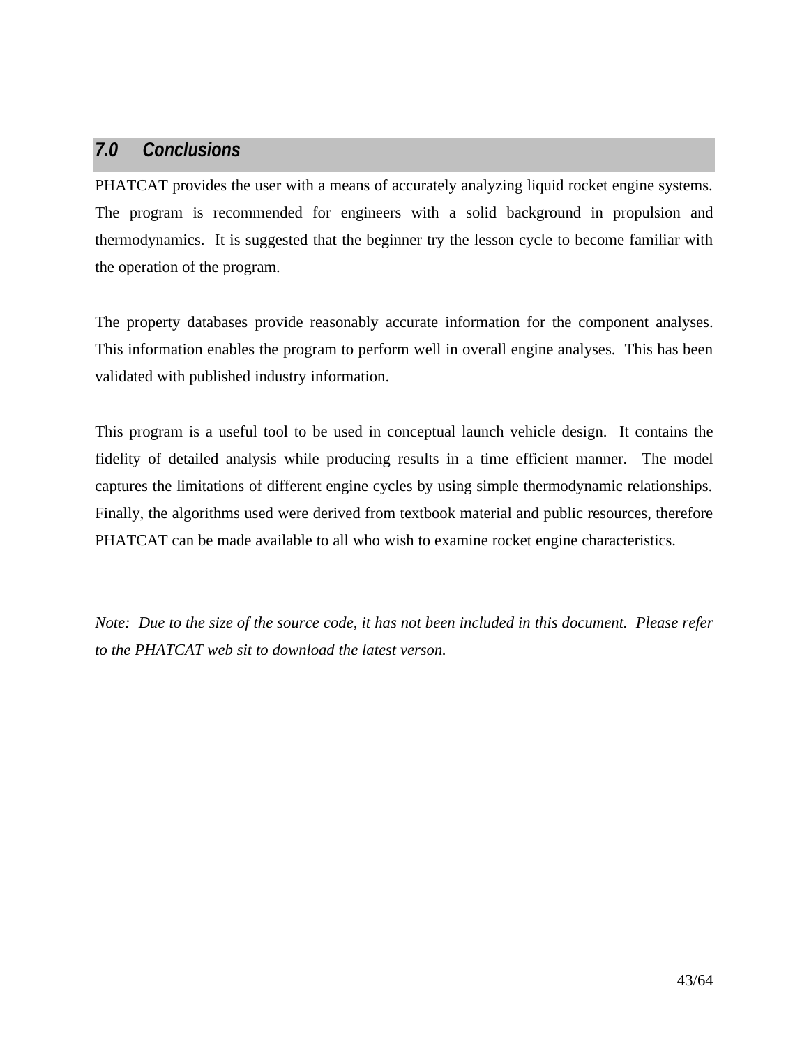## *7.0 Conclusions*

PHATCAT provides the user with a means of accurately analyzing liquid rocket engine systems. The program is recommended for engineers with a solid background in propulsion and thermodynamics. It is suggested that the beginner try the lesson cycle to become familiar with the operation of the program.

The property databases provide reasonably accurate information for the component analyses. This information enables the program to perform well in overall engine analyses. This has been validated with published industry information.

This program is a useful tool to be used in conceptual launch vehicle design. It contains the fidelity of detailed analysis while producing results in a time efficient manner. The model captures the limitations of different engine cycles by using simple thermodynamic relationships. Finally, the algorithms used were derived from textbook material and public resources, therefore PHATCAT can be made available to all who wish to examine rocket engine characteristics.

*Note: Due to the size of the source code, it has not been included in this document. Please refer to the PHATCAT web sit to download the latest verson.*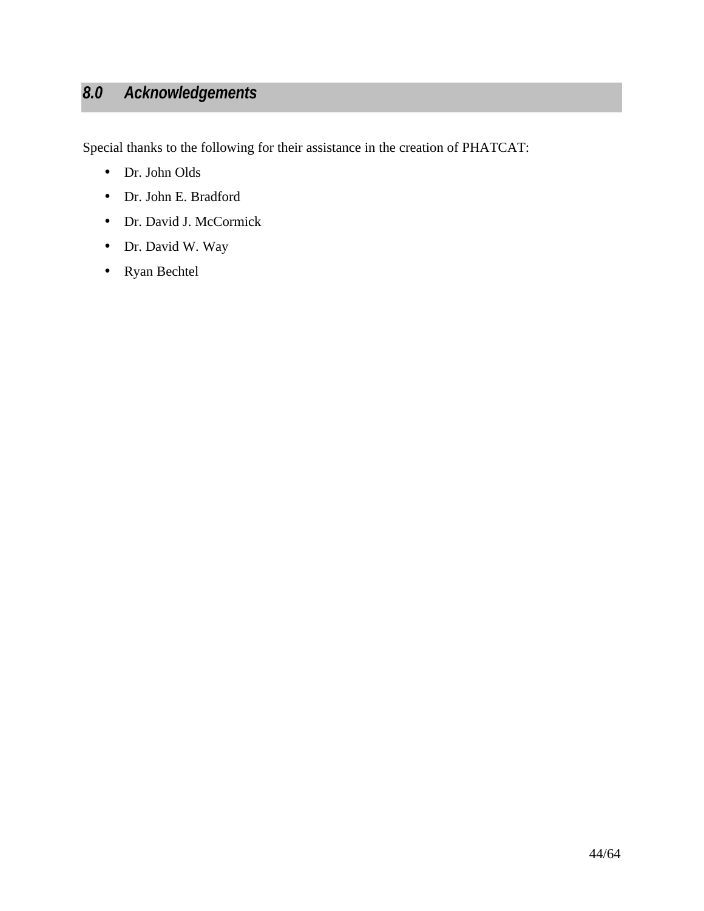## *8.0 Acknowledgements*

Special thanks to the following for their assistance in the creation of PHATCAT:

- Dr. John Olds
- Dr. John E. Bradford
- Dr. David J. McCormick
- Dr. David W. Way
- Ryan Bechtel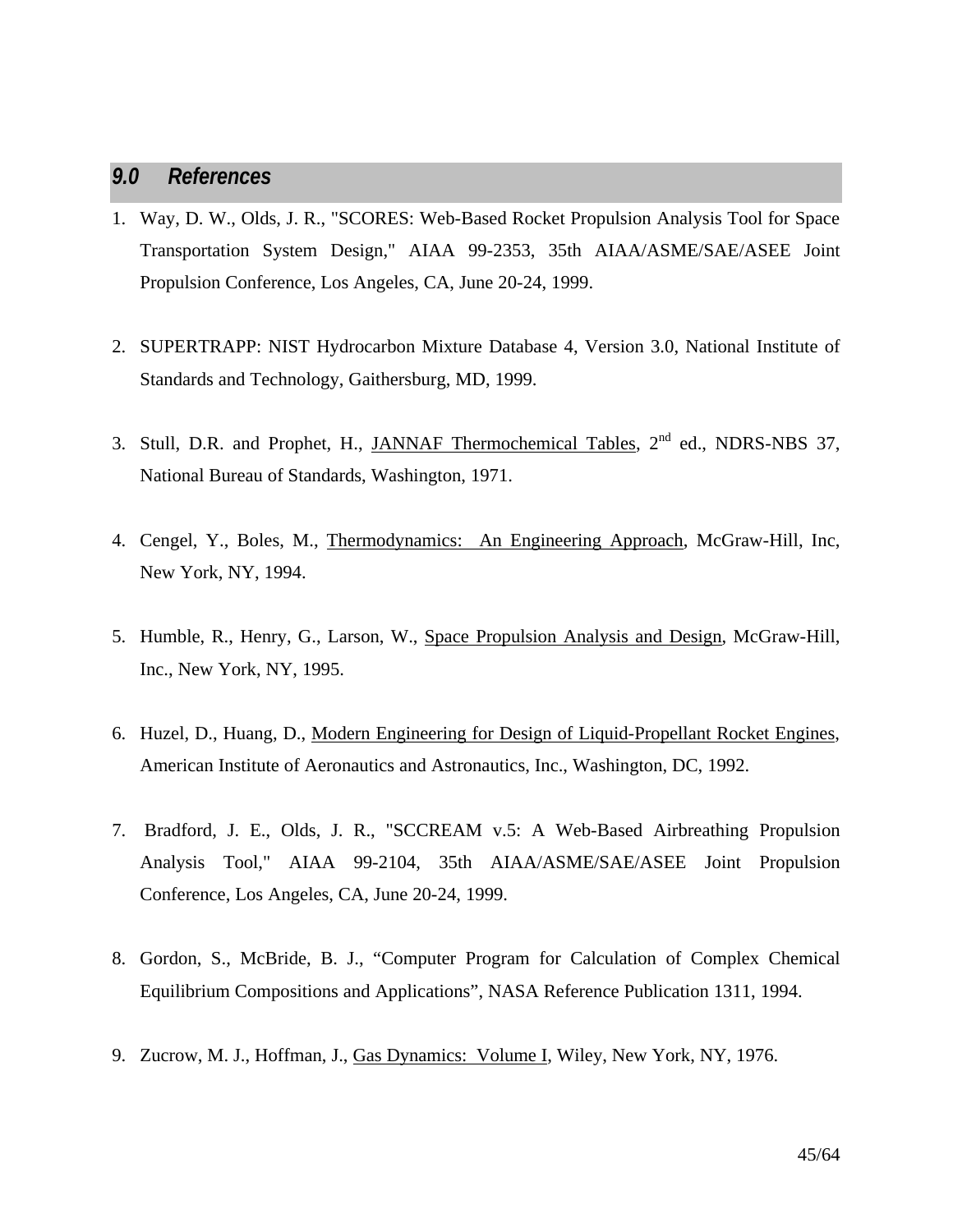## 9.0 References

1. Way, D. W., Olds, J. R., "SCORES: Web-Based Rocket Propulsion Analysis Tool for Space Transportation System Design," AIAA 99-2353, 35th AIAA/ASME/SAE/ASEE Joint Propulsion Conference, Los Angeles, CA, June 20-24, 1999.

2. SUPERTRAPP: NIST Hydrocarbon Mixture Database 4, Version 3.0, National Institute of Standards and Technology, Gaithersburg, MD, 1999.

3. Stull, D.R. and Prophet, H., JANNAF Thermochemical Tables, 2nd ed., NDRS-NBS 37, National Bureau of Standards, Washington, 1971.

4. Cengel, Y., Boles, M., Thermodynamics: An Engineering Approach, McGraw-Hill, Inc, New York, NY, 1994.

5. Humble, R., Henry, G., Larson, W., Space Propulsion Analysis and Design, McGraw-Hill, Inc., New York, NY, 1995.

6. Huzel, D., Huang, D., Modern Engineering for Design of Liquid-Propellant Rocket Engines, American Institute of Aeronautics and Astronautics, Inc., Washington, DC, 1992.

7. Bradford, J. E., Olds, J. R., "SCCREAM v.5: A Web-Based Airbreathing Propulsion Analysis Tool," AIAA 99-2104, 35th AIAA/ASME/SAE/ASEE Joint Propulsion Conference, Los Angeles, CA, June 20-24, 1999.

8. Gordon, S., McBride, B. J., "Computer Program for Calculation of Complex Chemical Equilibrium Compositions and Applications", NASA Reference Publication 1311, 1994.

9. Zucrow, M. J., Hoffman, J., Gas Dynamics: Volume I, Wiley, New York, NY, 1976.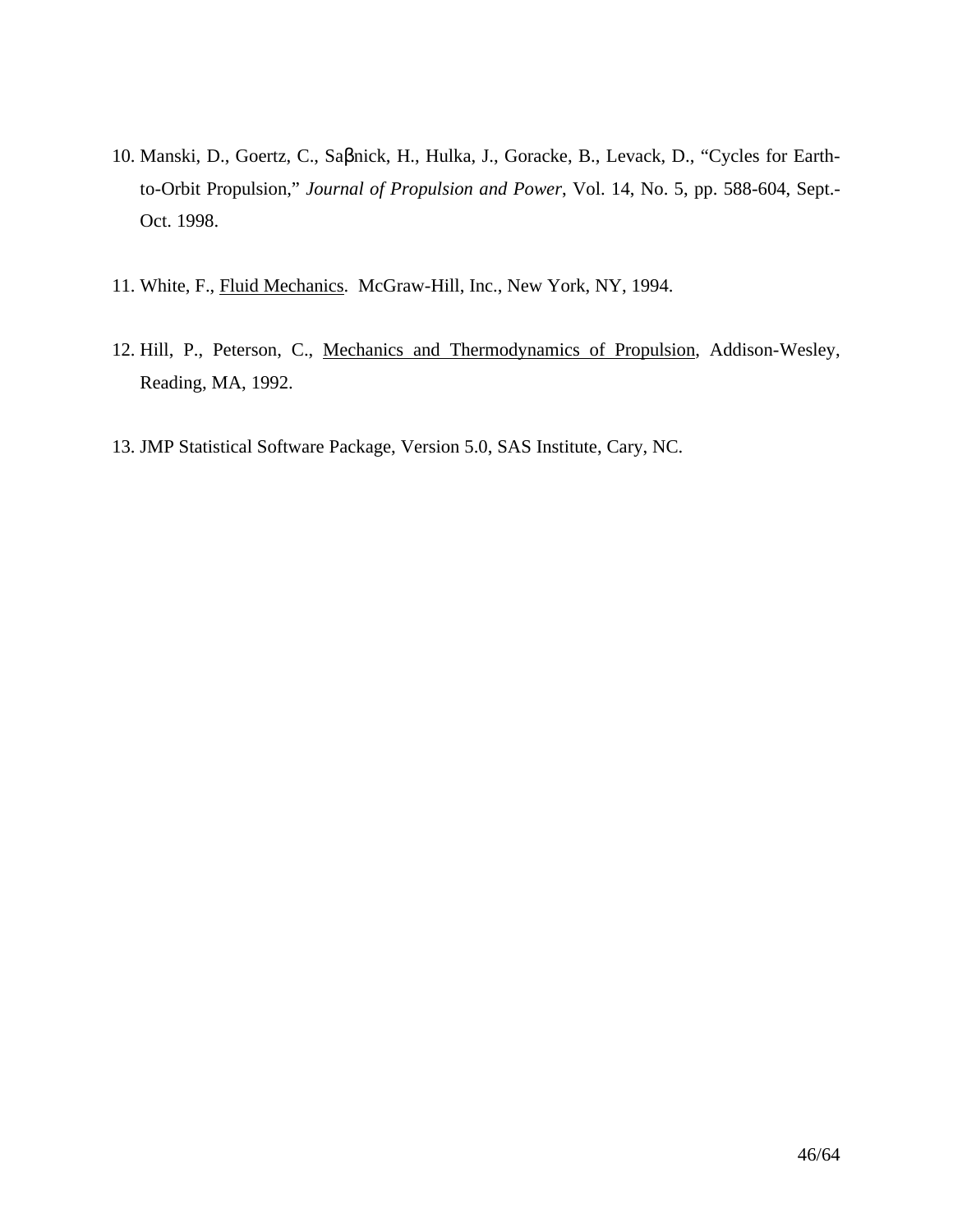10. Manski, D., Goertz, C., Saβnick, H., Hulka, J., Goracke, B., Levack, D., "Cycles for Earth-to-Orbit Propulsion," *Journal of Propulsion and Power*, Vol. 14, No. 5, pp. 588-604, Sept.-Oct. 1998.

11. White, F., Fluid Mechanics. McGraw-Hill, Inc., New York, NY, 1994.

12. Hill, P., Peterson, C., Mechanics and Thermodynamics of Propulsion, Addison-Wesley, Reading, MA, 1992.

13. JMP Statistical Software Package, Version 5.0, SAS Institute, Cary, NC.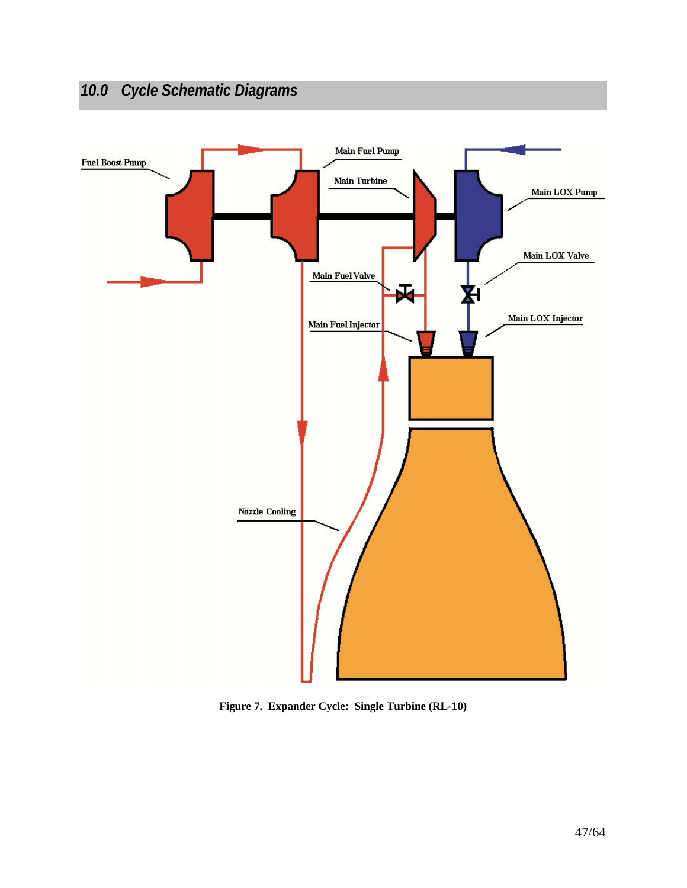## 10.0 Cycle Schematic Diagrams

Fuel Boost Pump

Main Fuel Pump

Main Turbine

Main LOX Pump

Main LOX Valve

Main Fuel Valve

Main Fuel Injector

Main LOX Injector

Nozzle Cooling

**Figure 7. Expander Cycle: Single Turbine (RL-10)**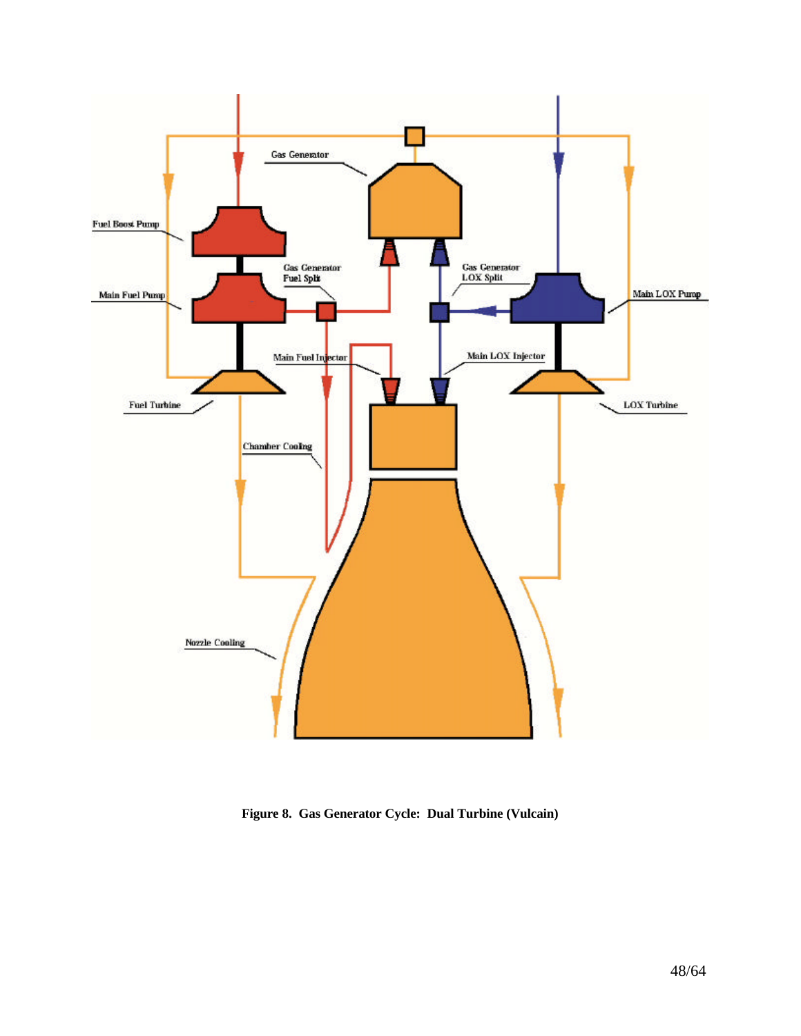Figure 8. Gas Generator Cycle: Dual Turbine (Vulcain)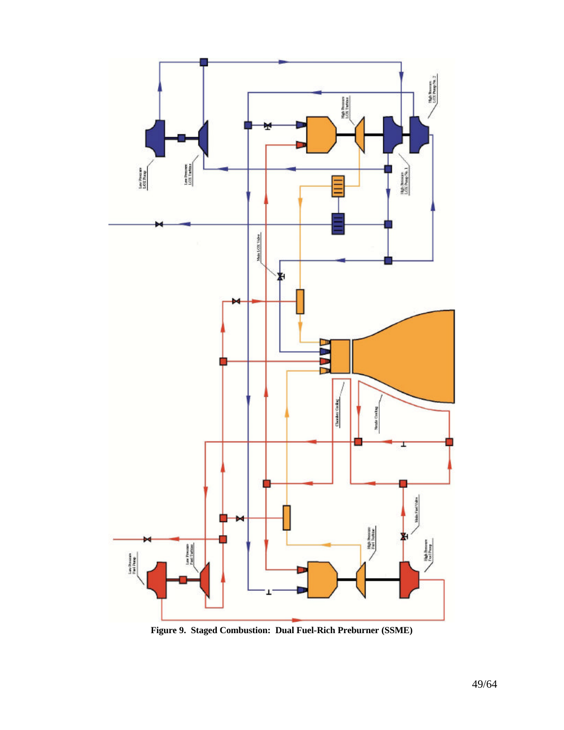**Figure 9. Staged Combustion: Dual Fuel-Rich Preburner (SSME)**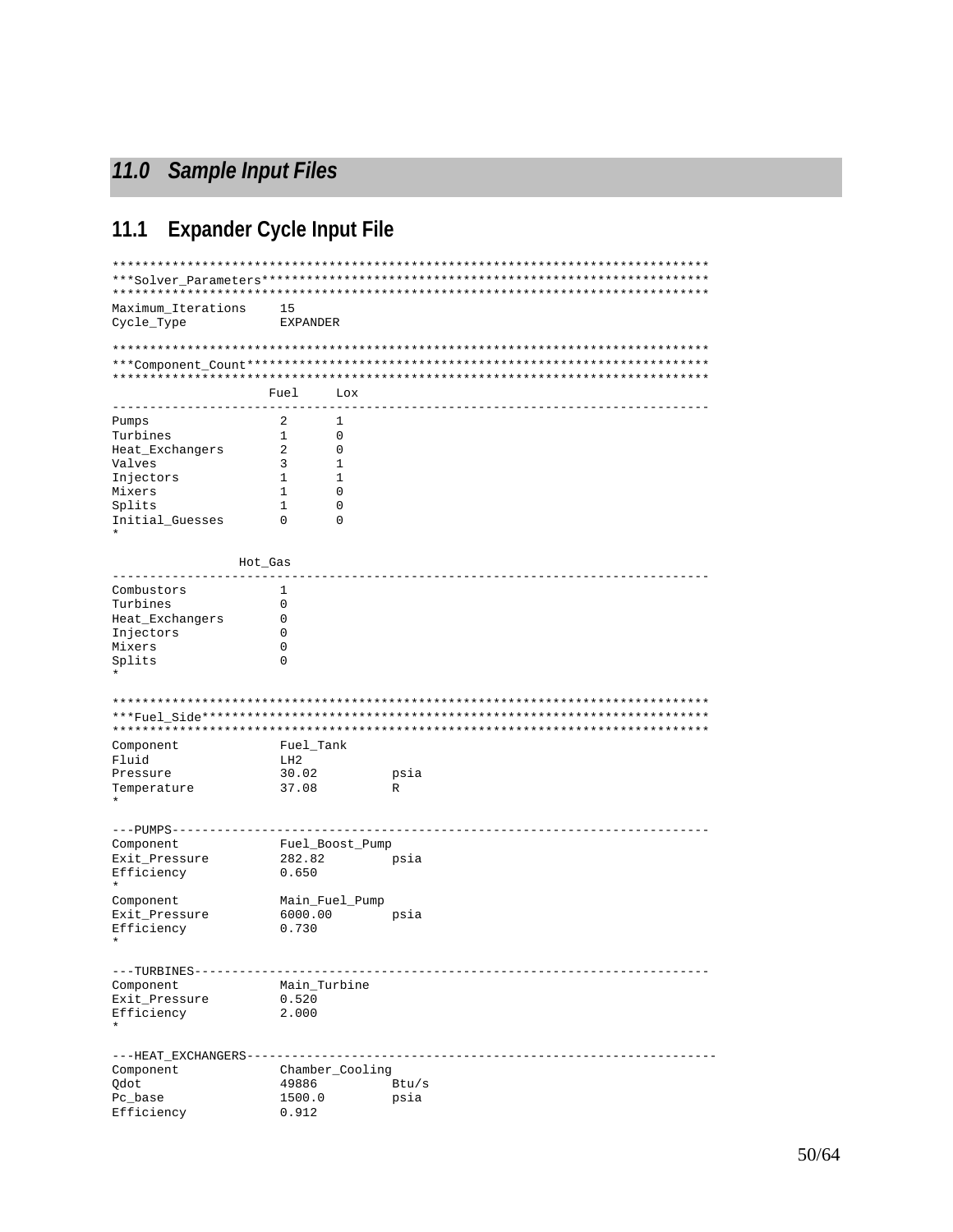# 11.0 Sample Input Files

## 11.1 Expander Cycle Input File

```
******************************************************************************
***Solver_Parameters**********************************************************
******************************************************************************
Maximum_Iterations     15
Cycle_Type             EXPANDER

******************************************************************************
***Component_Count************************************************************
******************************************************************************
                     Fuel     Lox
------------------------------------------------------------------------------
Pumps                2        1
Turbines             1        0
Heat_Exchangers      2        0
Valves               3        1
Injectors            1        1
Mixers               1        0
Splits               1        0
Initial_Guesses      0        0
*

                 Hot_Gas
------------------------------------------------------------------------------
Combustors           1
Turbines             0
Heat_Exchangers      0
Injectors            0
Mixers               0
Splits               0
*

******************************************************************************
***Fuel_Side******************************************************************
******************************************************************************
Component              Fuel_Tank
Fluid                  LH2
Pressure               30.02          psia
Temperature            37.08          R
*

---PUMPS----------------------------------------------------------------------
Component              Fuel_Boost_Pump
Exit_Pressure          282.82         psia
Efficiency             0.650
*

Component              Main_Fuel_Pump
Exit_Pressure          6000.00        psia
Efficiency             0.730
*

---TURBINES-------------------------------------------------------------------
Component              Main_Turbine
Exit_Pressure          0.520
Efficiency             2.000
*

---HEAT_EXCHANGERS------------------------------------------------------------
Component              Chamber_Cooling
Qdot                   49886          Btu/s
Pc_base                1500.0         psia
Efficiency             0.912
```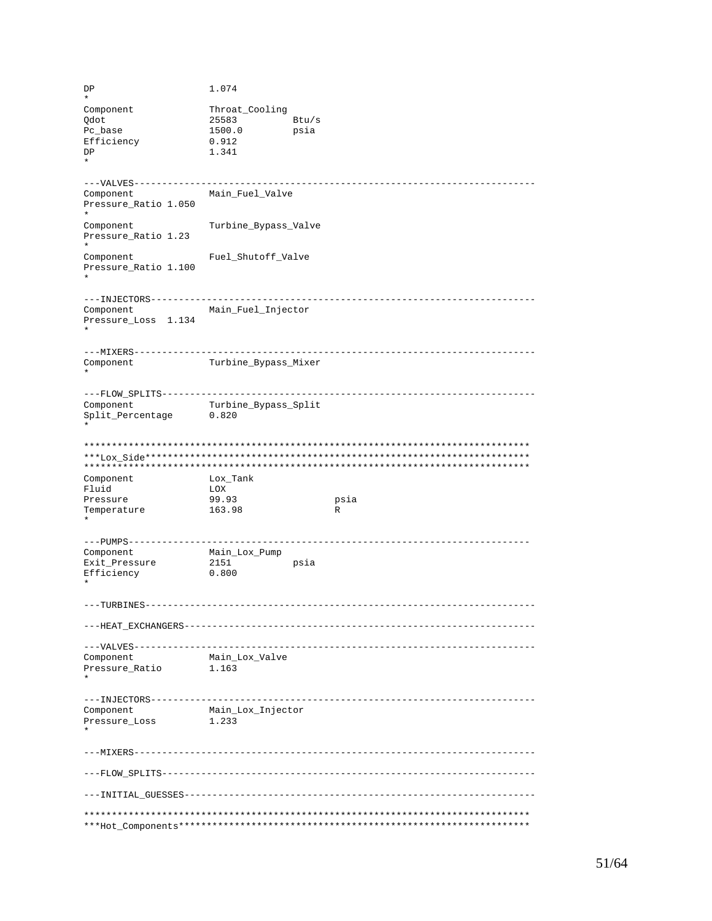```
DP                      1.074
*
Component               Throat_Cooling
Qdot                    25583           Btu/s
Pc_base                 1500.0          psia
Efficiency              0.912
DP                      1.341
*

---VALVES-----------------------------------------------------------------------
Component               Main_Fuel_Valve
Pressure_Ratio 1.050
*
Component               Turbine_Bypass_Valve
Pressure_Ratio 1.23
*
Component               Fuel_Shutoff_Valve
Pressure_Ratio 1.100
*

---INJECTORS--------------------------------------------------------------------
Component               Main_Fuel_Injector
Pressure_Loss  1.134
*

---MIXERS-----------------------------------------------------------------------
Component               Turbine_Bypass_Mixer
*

---FLOW_SPLITS------------------------------------------------------------------
Component               Turbine_Bypass_Split
Split_Percentage        0.820
*

*******************************************************************************
***Lox_Side********************************************************************
*******************************************************************************
Component               Lox_Tank
Fluid                   LOX
Pressure                99.93                   psia
Temperature             163.98                  R
*

---PUMPS------------------------------------------------------------------------
Component               Main_Lox_Pump
Exit_Pressure           2151            psia
Efficiency              0.800
*

---TURBINES---------------------------------------------------------------------

---HEAT_EXCHANGERS--------------------------------------------------------------

---VALVES-----------------------------------------------------------------------
Component               Main_Lox_Valve
Pressure_Ratio          1.163
*

---INJECTORS--------------------------------------------------------------------
Component               Main_Lox_Injector
Pressure_Loss           1.233
*

---MIXERS-----------------------------------------------------------------------

---FLOW_SPLITS------------------------------------------------------------------

---INITIAL_GUESSES--------------------------------------------------------------

*******************************************************************************
***Hot_Components**************************************************************
```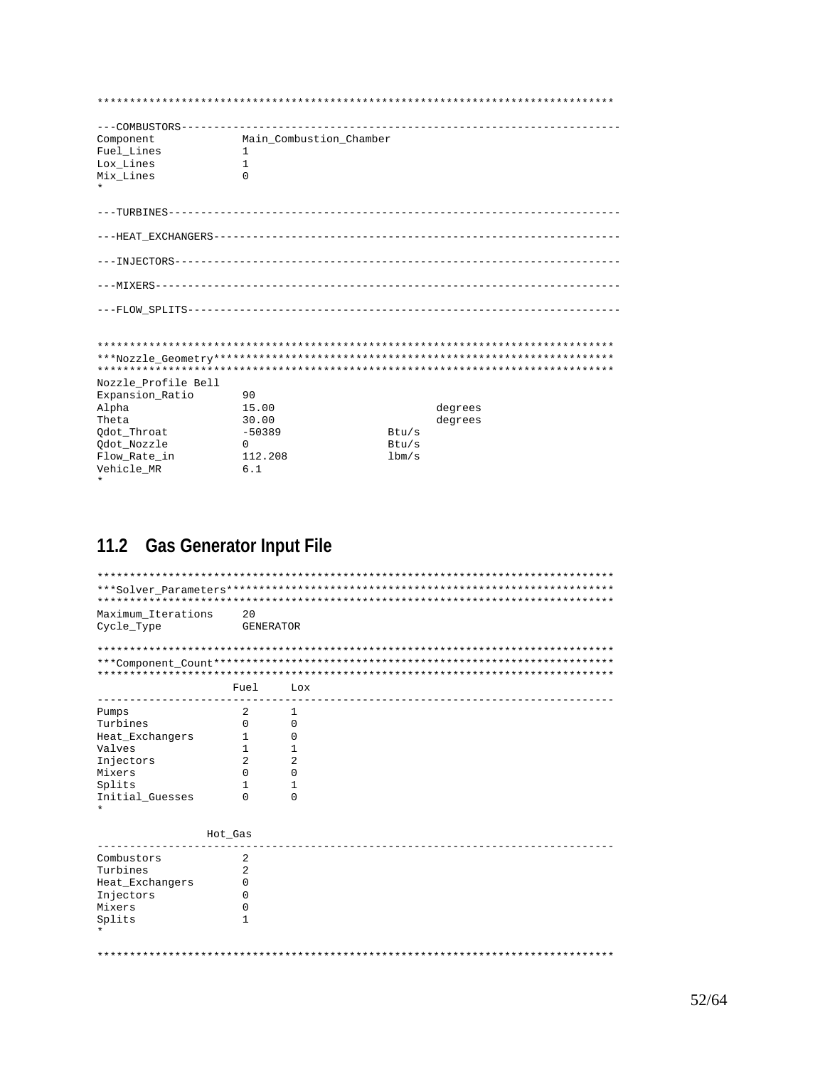```
*******************************************************************************

---COMBUSTORS-------------------------------------------------------------------
Component            Main_Combustion_Chamber
Fuel_Lines           1
Lox_Lines            1
Mix_Lines            0
*

---TURBINES---------------------------------------------------------------------

---HEAT_EXCHANGERS--------------------------------------------------------------

---INJECTORS--------------------------------------------------------------------

---MIXERS-----------------------------------------------------------------------

---FLOW_SPLITS------------------------------------------------------------------


*******************************************************************************
***Nozzle_Geometry*************************************************************
*******************************************************************************
Nozzle_Profile Bell
Expansion_Ratio      90
Alpha                15.00                          degrees
Theta                30.00                          degrees
Qdot_Throat          -50389                 Btu/s
Qdot_Nozzle          0                      Btu/s
Flow_Rate_in         112.208                lbm/s
Vehicle_MR           6.1
*
```

## 11.2 Gas Generator Input File

```
*******************************************************************************
***Solver_Parameters***********************************************************
*******************************************************************************
Maximum_Iterations     20
Cycle_Type             GENERATOR

*******************************************************************************
***Component_Count*************************************************************
*******************************************************************************
                     Fuel     Lox
-------------------------------------------------------------------------------
Pumps                2        1
Turbines             0        0
Heat_Exchangers      1        0
Valves               1        1
Injectors            2        2
Mixers               0        0
Splits               1        1
Initial_Guesses      0        0
*

                 Hot_Gas
-------------------------------------------------------------------------------
Combustors           2
Turbines             2
Heat_Exchangers      0
Injectors            0
Mixers               0
Splits               1
*

*******************************************************************************
```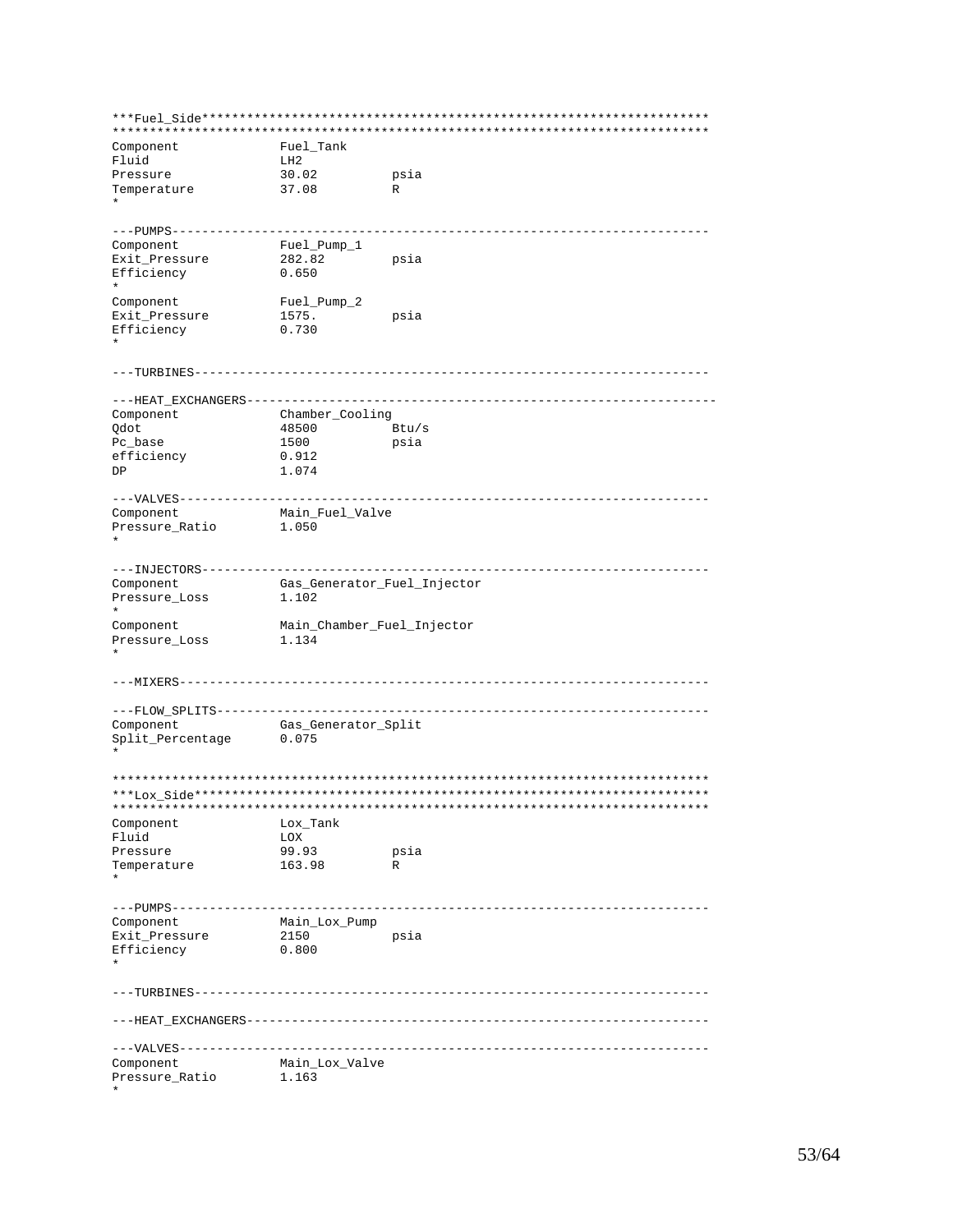```
***Fuel_Side******************************************************************
******************************************************************************
Component              Fuel_Tank
Fluid                  LH2
Pressure               30.02          psia
Temperature            37.08          R
*

---PUMPS----------------------------------------------------------------------
Component              Fuel_Pump_1
Exit_Pressure          282.82         psia
Efficiency             0.650
*
Component              Fuel_Pump_2
Exit_Pressure          1575.          psia
Efficiency             0.730
*

---TURBINES-------------------------------------------------------------------

---HEAT_EXCHANGERS------------------------------------------------------------
Component              Chamber_Cooling
Qdot                   48500          Btu/s
Pc_base                1500           psia
efficiency             0.912
DP                     1.074

---VALVES---------------------------------------------------------------------
Component              Main_Fuel_Valve
Pressure_Ratio         1.050
*

---INJECTORS------------------------------------------------------------------
Component              Gas_Generator_Fuel_Injector
Pressure_Loss          1.102
*
Component              Main_Chamber_Fuel_Injector
Pressure_Loss          1.134
*

---MIXERS---------------------------------------------------------------------

---FLOW_SPLITS----------------------------------------------------------------
Component              Gas_Generator_Split
Split_Percentage       0.075
*

******************************************************************************
***Lox_Side*******************************************************************
******************************************************************************
Component              Lox_Tank
Fluid                  LOX
Pressure               99.93          psia
Temperature            163.98         R
*

---PUMPS----------------------------------------------------------------------
Component              Main_Lox_Pump
Exit_Pressure          2150           psia
Efficiency             0.800
*

---TURBINES-------------------------------------------------------------------

---HEAT_EXCHANGERS------------------------------------------------------------

---VALVES---------------------------------------------------------------------
Component              Main_Lox_Valve
Pressure_Ratio         1.163
*
```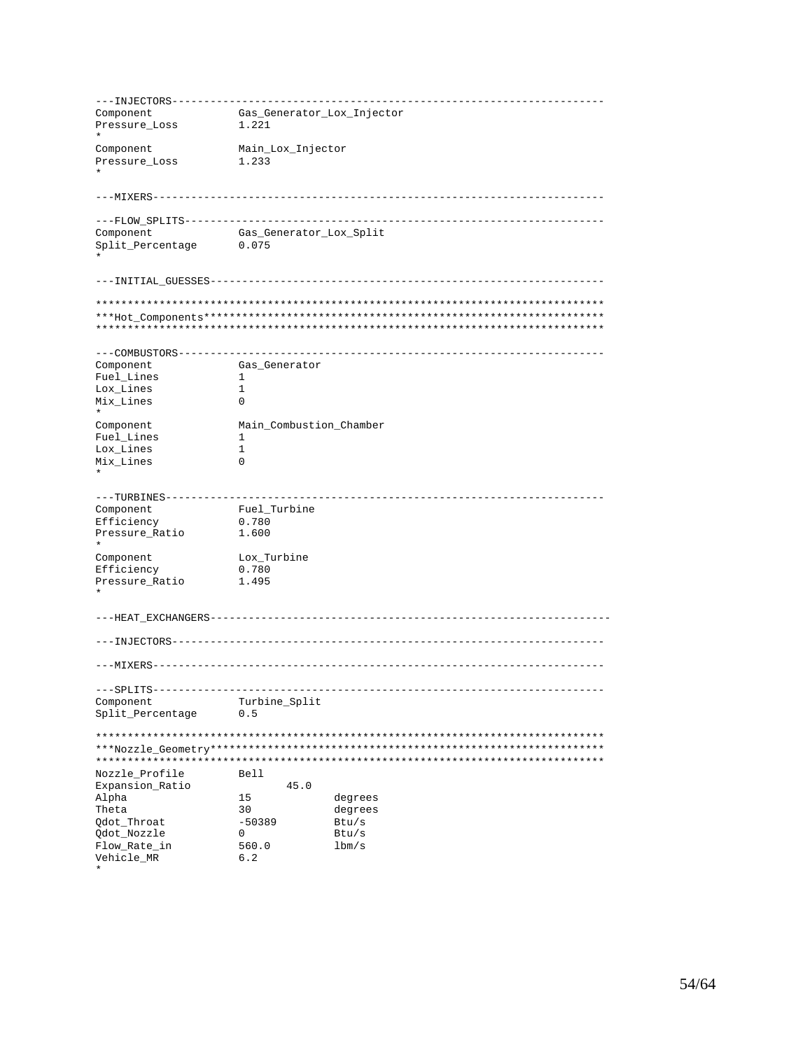```
---INJECTORS-------------------------------------------------------------------
Component             Gas_Generator_Lox_Injector
Pressure_Loss         1.221
*
Component             Main_Lox_Injector
Pressure_Loss         1.233
*

---MIXERS----------------------------------------------------------------------

---FLOW_SPLITS-----------------------------------------------------------------
Component             Gas_Generator_Lox_Split
Split_Percentage      0.075
*

---INITIAL_GUESSES-------------------------------------------------------------

*******************************************************************************
***Hot_Components**************************************************************
*******************************************************************************

---COMBUSTORS------------------------------------------------------------------
Component             Gas_Generator
Fuel_Lines            1
Lox_Lines             1
Mix_Lines             0
*
Component             Main_Combustion_Chamber
Fuel_Lines            1
Lox_Lines             1
Mix_Lines             0
*

---TURBINES--------------------------------------------------------------------
Component             Fuel_Turbine
Efficiency            0.780
Pressure_Ratio        1.600
*
Component             Lox_Turbine
Efficiency            0.780
Pressure_Ratio        1.495
*

---HEAT_EXCHANGERS--------------------------------------------------------------

---INJECTORS-------------------------------------------------------------------

---MIXERS----------------------------------------------------------------------

---SPLITS----------------------------------------------------------------------
Component             Turbine_Split
Split_Percentage      0.5

*******************************************************************************
***Nozzle_Geometry*************************************************************
*******************************************************************************
Nozzle_Profile        Bell
Expansion_Ratio               45.0
Alpha                 15             degrees
Theta                 30             degrees
Qdot_Throat           -50389         Btu/s
Qdot_Nozzle           0              Btu/s
Flow_Rate_in          560.0          lbm/s
Vehicle_MR            6.2
*
```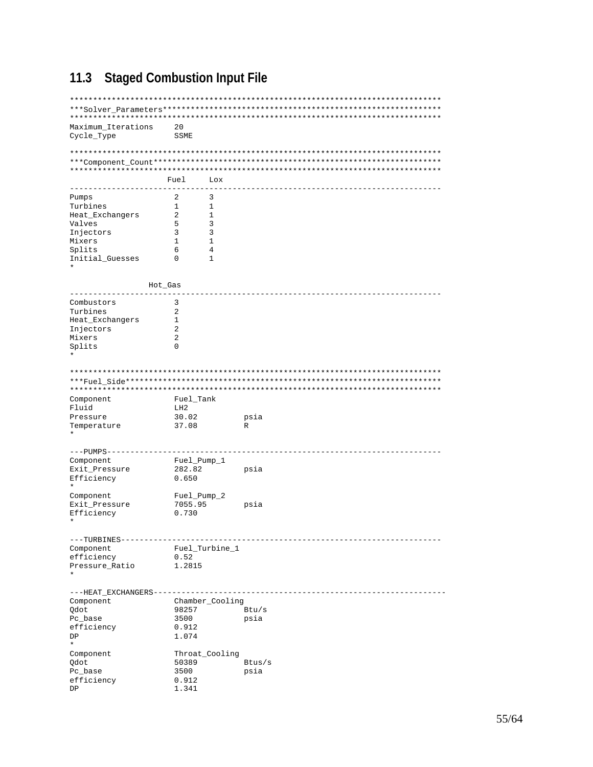## 11.3 Staged Combustion Input File

```
******************************************************************************
***Solver_Parameters**********************************************************
******************************************************************************
Maximum_Iterations     20
Cycle_Type             SSME

******************************************************************************
***Component_Count************************************************************
******************************************************************************
                     Fuel     Lox
------------------------------------------------------------------------------
Pumps                2        3
Turbines             1        1
Heat_Exchangers      2        1
Valves               5        3
Injectors            3        3
Mixers               1        1
Splits               6        4
Initial_Guesses      0        1
*

                 Hot_Gas
------------------------------------------------------------------------------
Combustors           3
Turbines             2
Heat_Exchangers      1
Injectors            2
Mixers               2
Splits               0
*

******************************************************************************
***Fuel_Side******************************************************************
******************************************************************************
Component             Fuel_Tank
Fluid                 LH2
Pressure              30.02          psia
Temperature           37.08          R
*

---PUMPS----------------------------------------------------------------------
Component             Fuel_Pump_1
Exit_Pressure         282.82         psia
Efficiency            0.650
*
Component             Fuel_Pump_2
Exit_Pressure         7055.95        psia
Efficiency            0.730
*

---TURBINES-------------------------------------------------------------------
Component             Fuel_Turbine_1
efficiency            0.52
Pressure_Ratio        1.2815
*

---HEAT_EXCHANGERS------------------------------------------------------------
Component             Chamber_Cooling
Qdot                  98257          Btu/s
Pc_base               3500           psia
efficiency            0.912
DP                    1.074
*
Component             Throat_Cooling
Qdot                  50389          Btus/s
Pc_base               3500           psia
efficiency            0.912
DP                    1.341
```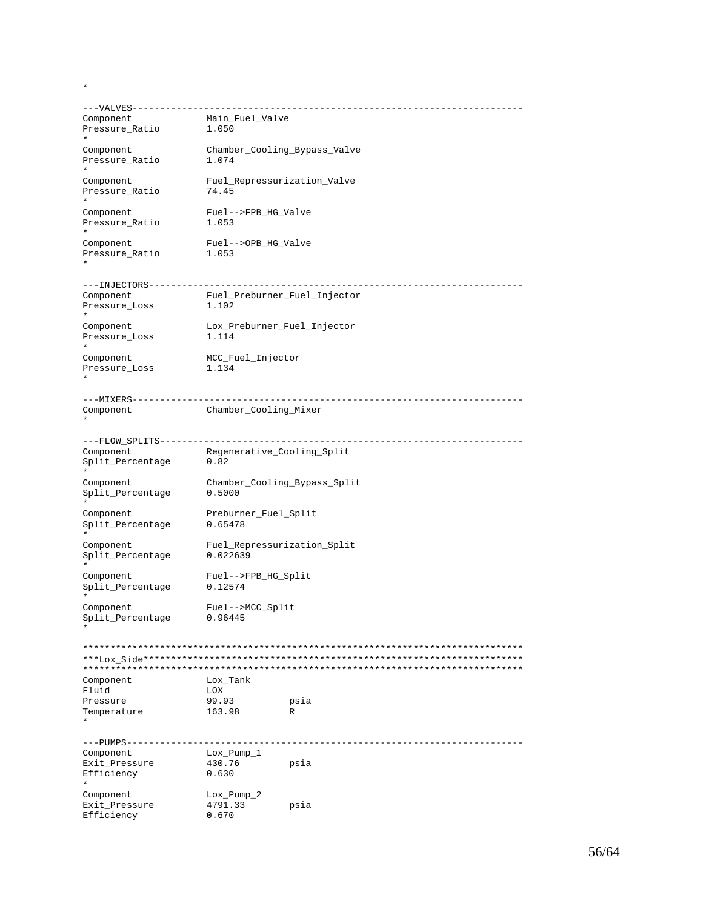```
*

---VALVES---------------------------------------------------------------------
Component             Main_Fuel_Valve
Pressure_Ratio        1.050
*
Component             Chamber_Cooling_Bypass_Valve
Pressure_Ratio        1.074
*
Component             Fuel_Repressurization_Valve
Pressure_Ratio        74.45
*
Component             Fuel-->FPB_HG_Valve
Pressure_Ratio        1.053
*
Component             Fuel-->OPB_HG_Valve
Pressure_Ratio        1.053
*

---INJECTORS------------------------------------------------------------------
Component             Fuel_Preburner_Fuel_Injector
Pressure_Loss         1.102
*
Component             Lox_Preburner_Fuel_Injector
Pressure_Loss         1.114
*
Component             MCC_Fuel_Injector
Pressure_Loss         1.134
*

---MIXERS---------------------------------------------------------------------
Component             Chamber_Cooling_Mixer
*

---FLOW_SPLITS----------------------------------------------------------------
Component             Regenerative_Cooling_Split
Split_Percentage      0.82
*
Component             Chamber_Cooling_Bypass_Split
Split_Percentage      0.5000
*
Component             Preburner_Fuel_Split
Split_Percentage      0.65478
*
Component             Fuel_Repressurization_Split
Split_Percentage      0.022639
*
Component             Fuel-->FPB_HG_Split
Split_Percentage      0.12574
*
Component             Fuel-->MCC_Split
Split_Percentage      0.96445
*

******************************************************************************
***Lox_Side*******************************************************************
******************************************************************************
Component             Lox_Tank
Fluid                 LOX
Pressure              99.93          psia
Temperature           163.98         R
*

---PUMPS----------------------------------------------------------------------
Component             Lox_Pump_1
Exit_Pressure         430.76         psia
Efficiency            0.630
*
Component             Lox_Pump_2
Exit_Pressure         4791.33        psia
Efficiency            0.670
```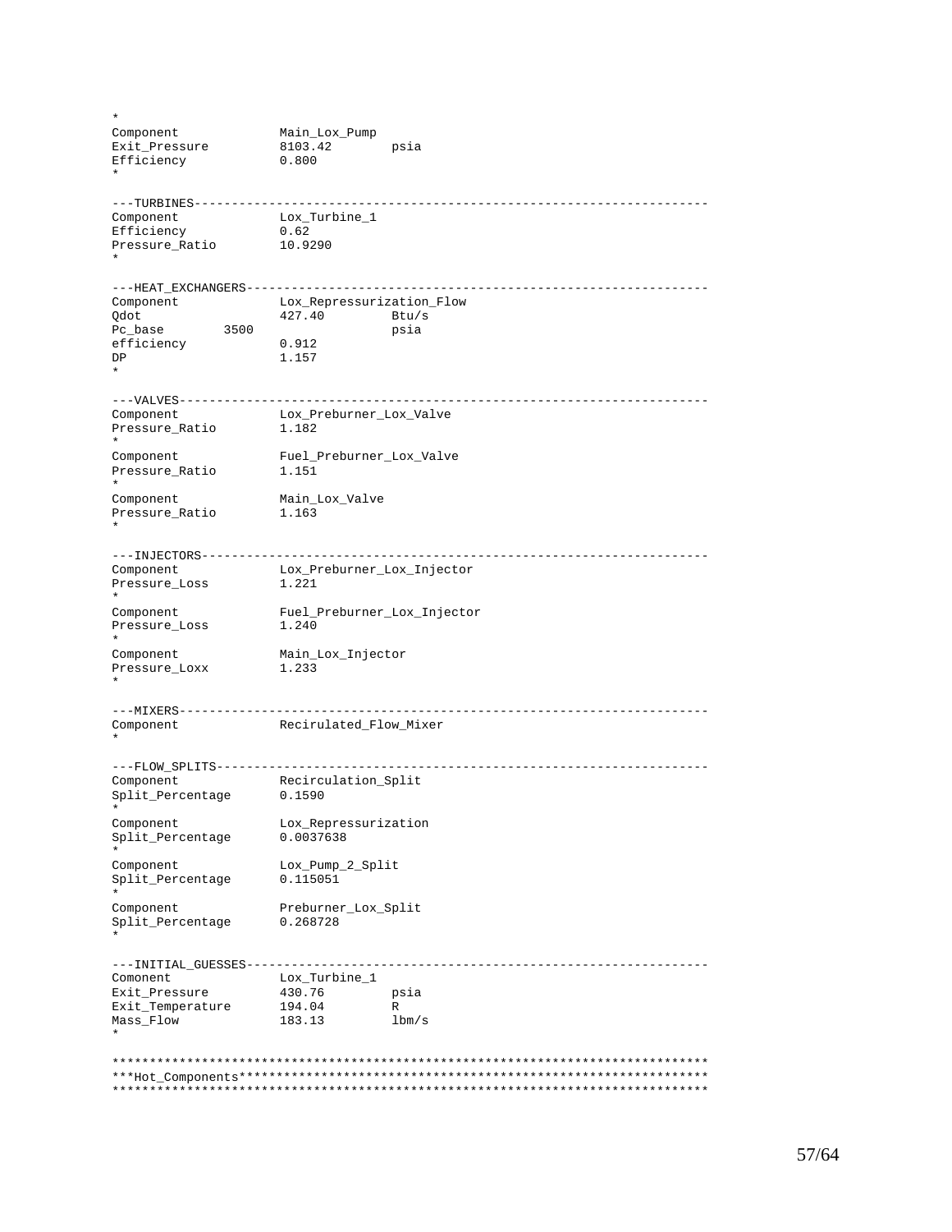```
*
Component            Main_Lox_Pump
Exit_Pressure        8103.42        psia
Efficiency           0.800
*

---TURBINES-------------------------------------------------------------------
Component            Lox_Turbine_1
Efficiency           0.62
Pressure_Ratio       10.9290
*

---HEAT_EXCHANGERS------------------------------------------------------------
Component            Lox_Repressurization_Flow
Qdot                 427.40         Btu/s
Pc_base        3500                 psia
efficiency           0.912
DP                   1.157
*

---VALVES---------------------------------------------------------------------
Component            Lox_Preburner_Lox_Valve
Pressure_Ratio       1.182
*
Component            Fuel_Preburner_Lox_Valve
Pressure_Ratio       1.151
*
Component            Main_Lox_Valve
Pressure_Ratio       1.163
*

---INJECTORS------------------------------------------------------------------
Component            Lox_Preburner_Lox_Injector
Pressure_Loss        1.221
*
Component            Fuel_Preburner_Lox_Injector
Pressure_Loss        1.240
*
Component            Main_Lox_Injector
Pressure_Loxx        1.233
*

---MIXERS---------------------------------------------------------------------
Component            Recirulated_Flow_Mixer
*

---FLOW_SPLITS----------------------------------------------------------------
Component            Recirculation_Split
Split_Percentage     0.1590
*
Component            Lox_Repressurization
Split_Percentage     0.0037638
*
Component            Lox_Pump_2_Split
Split_Percentage     0.115051
*
Component            Preburner_Lox_Split
Split_Percentage     0.268728
*

---INITIAL_GUESSES------------------------------------------------------------
Comonent             Lox_Turbine_1
Exit_Pressure        430.76         psia
Exit_Temperature     194.04         R
Mass_Flow            183.13         lbm/s
*

********************************************************************************
***Hot_Components***************************************************************
********************************************************************************
```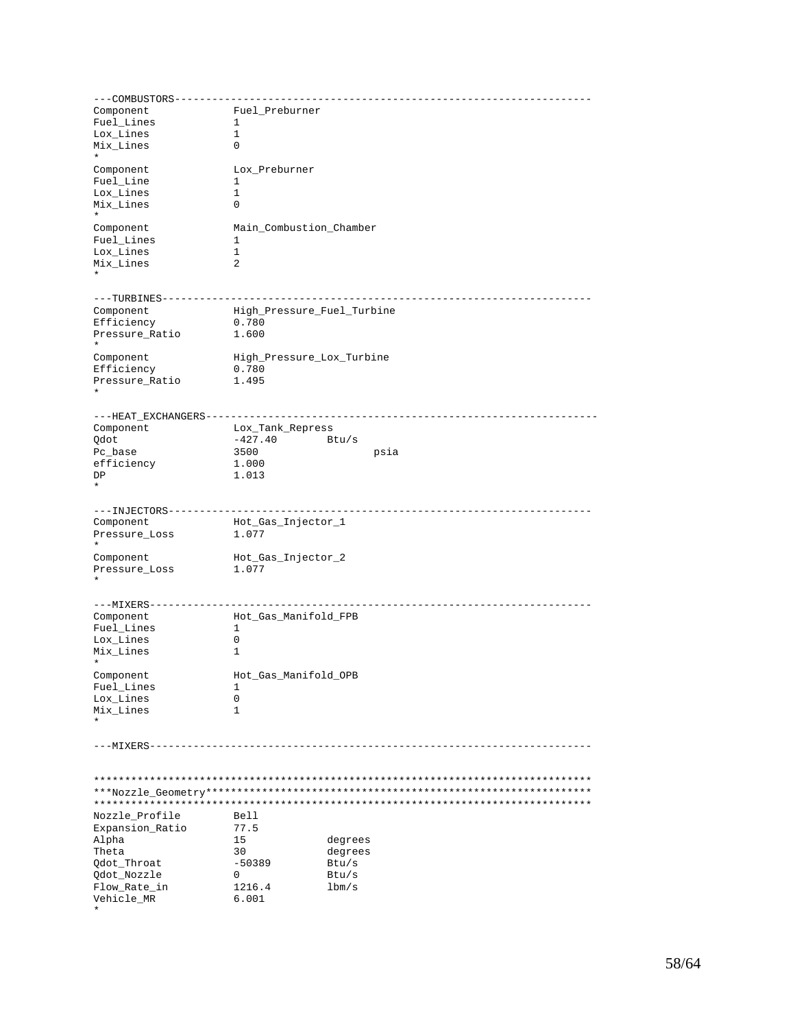```
---COMBUSTORS-------------------------------------------------------------------
Component            Fuel_Preburner
Fuel_Lines           1
Lox_Lines            1
Mix_Lines            0
*
Component            Lox_Preburner
Fuel_Line            1
Lox_Lines            1
Mix_Lines            0
*
Component            Main_Combustion_Chamber
Fuel_Lines           1
Lox_Lines            1
Mix_Lines            2
*

---TURBINES--------------------------------------------------------------------
Component            High_Pressure_Fuel_Turbine
Efficiency           0.780
Pressure_Ratio       1.600
*
Component            High_Pressure_Lox_Turbine
Efficiency           0.780
Pressure_Ratio       1.495
*

---HEAT_EXCHANGERS-------------------------------------------------------------
Component            Lox_Tank_Repress
Qdot                 -427.40        Btu/s
Pc_base              3500                   psia
efficiency           1.000
DP                   1.013
*

---INJECTORS-------------------------------------------------------------------
Component            Hot_Gas_Injector_1
Pressure_Loss        1.077
*
Component            Hot_Gas_Injector_2
Pressure_Loss        1.077
*

---MIXERS----------------------------------------------------------------------
Component            Hot_Gas_Manifold_FPB
Fuel_Lines           1
Lox_Lines            0
Mix_Lines            1
*
Component            Hot_Gas_Manifold_OPB
Fuel_Lines           1
Lox_Lines            0
Mix_Lines            1
*

---MIXERS----------------------------------------------------------------------


*******************************************************************************
***Nozzle_Geometry*************************************************************
*******************************************************************************
Nozzle_Profile       Bell
Expansion_Ratio      77.5
Alpha                15             degrees
Theta                30             degrees
Qdot_Throat          -50389         Btu/s
Qdot_Nozzle          0              Btu/s
Flow_Rate_in         1216.4         lbm/s
Vehicle_MR           6.001
*
```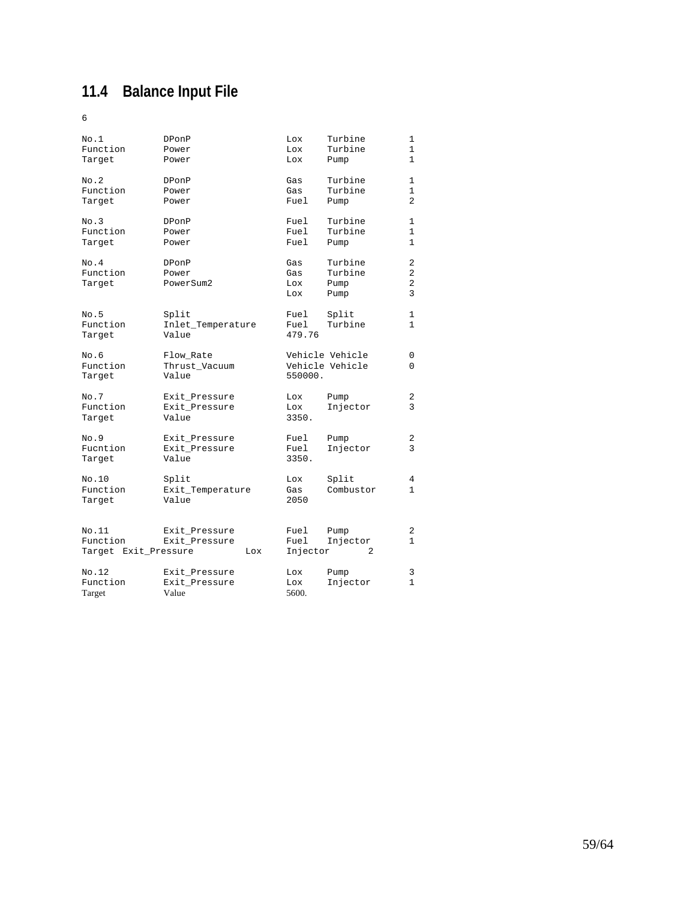## 11.4 Balance Input File

```
6

No.1          DPonP                  Lox     Turbine        1
Function      Power                  Lox     Turbine        1
Target        Power                  Lox     Pump           1

No.2          DPonP                  Gas     Turbine        1
Function      Power                  Gas     Turbine        1
Target        Power                  Fuel    Pump           2

No.3          DPonP                  Fuel    Turbine        1
Function      Power                  Fuel    Turbine        1
Target        Power                  Fuel    Pump           1

No.4          DPonP                  Gas     Turbine        2
Function      Power                  Gas     Turbine        2
Target        PowerSum2              Lox     Pump           2
                                     Lox     Pump           3

No.5          Split                  Fuel    Split          1
Function      Inlet_Temperature      Fuel    Turbine        1
Target        Value                  479.76

No.6          Flow_Rate              Vehicle Vehicle        0
Function      Thrust_Vacuum          Vehicle Vehicle        0
Target        Value                  550000.

No.7          Exit_Pressure          Lox     Pump           2
Function      Exit_Pressure          Lox     Injector       3
Target        Value                  3350.

No.9          Exit_Pressure          Fuel    Pump           2
Fucntion      Exit_Pressure          Fuel    Injector       3
Target        Value                  3350.

No.10         Split                  Lox     Split          4
Function      Exit_Temperature       Gas     Combustor      1
Target        Value                  2050


No.11         Exit_Pressure          Fuel    Pump           2
Function      Exit_Pressure          Fuel    Injector       1
Target  Exit_Pressure         Lox    Injector       2

No.12         Exit_Pressure          Lox     Pump           3
Function      Exit_Pressure          Lox     Injector       1
Target        Value                  5600.
```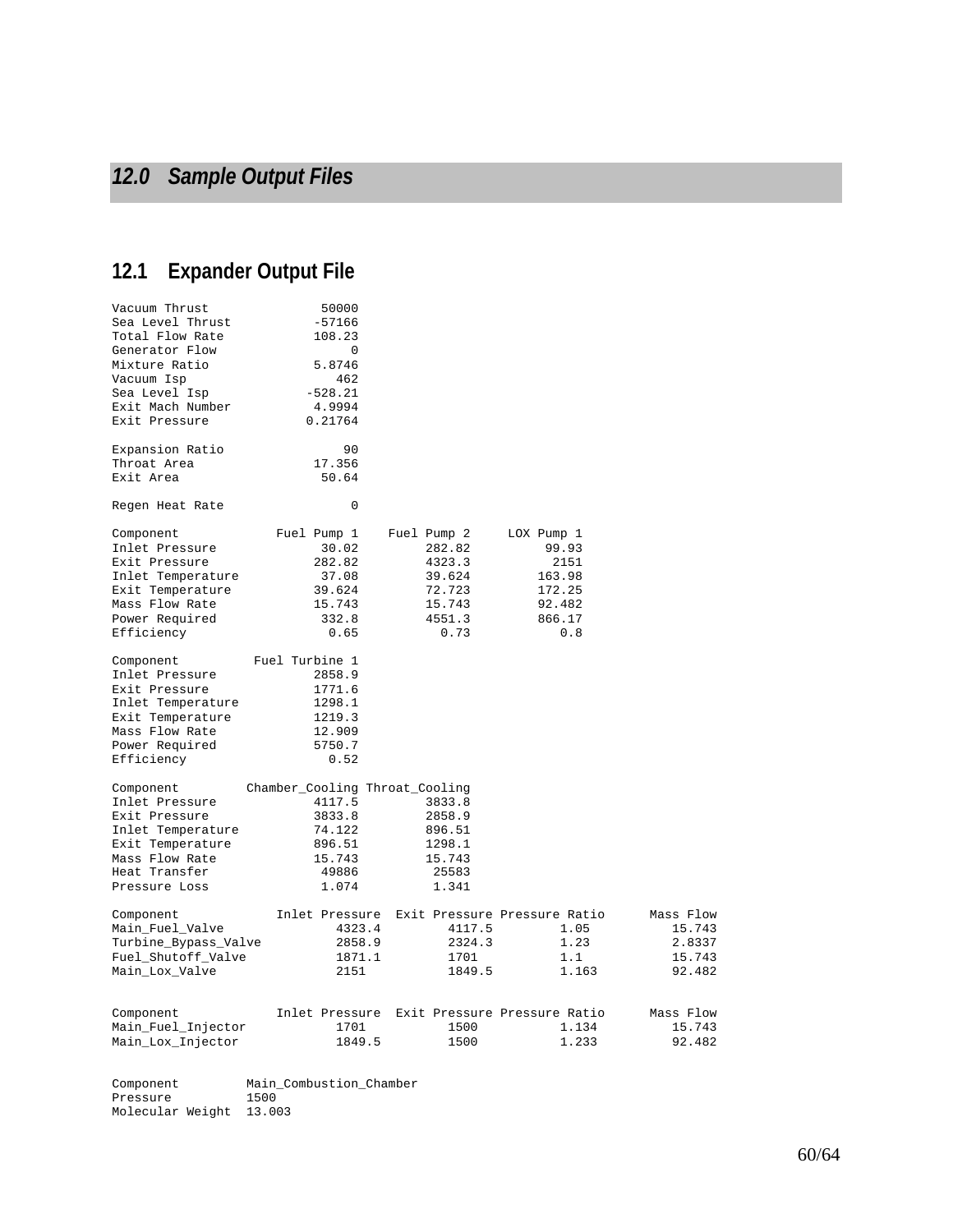# 12.0 Sample Output Files

## 12.1 Expander Output File

```
Vacuum Thrust              50000
Sea Level Thrust          -57166
Total Flow Rate           108.23
Generator Flow                 0
Mixture Ratio             5.8746
Vacuum Isp                   462
Sea Level Isp            -528.21
Exit Mach Number          4.9994
Exit Pressure            0.21764

Expansion Ratio               90
Throat Area               17.356
Exit Area                  50.64

Regen Heat Rate                0

Component            Fuel Pump 1    Fuel Pump 2     LOX Pump 1
Inlet Pressure             30.02         282.82          99.93
Exit Pressure             282.82         4323.3           2151
Inlet Temperature          37.08         39.624         163.98
Exit Temperature          39.624         72.723         172.25
Mass Flow Rate            15.743         15.743         92.482
Power Required             332.8         4551.3         866.17
Efficiency                  0.65           0.73            0.8

Component         Fuel Turbine 1
Inlet Pressure            2858.9
Exit Pressure             1771.6
Inlet Temperature         1298.1
Exit Temperature          1219.3
Mass Flow Rate            12.909
Power Required            5750.7
Efficiency                  0.52

Component         Chamber_Cooling Throat_Cooling
Inlet Pressure            4117.5         3833.8
Exit Pressure             3833.8         2858.9
Inlet Temperature         74.122         896.51
Exit Temperature          896.51         1298.1
Mass Flow Rate            15.743         15.743
Heat Transfer              49886          25583
Pressure Loss              1.074          1.341

Component             Inlet Pressure  Exit Pressure Pressure Ratio      Mass Flow
Main_Fuel_Valve               4323.4         4117.5           1.05         15.743
Turbine_Bypass_Valve          2858.9         2324.3           1.23         2.8337
Fuel_Shutoff_Valve            1871.1         1701             1.1          15.743
Main_Lox_Valve                2151           1849.5           1.163        92.482


Component             Inlet Pressure  Exit Pressure Pressure Ratio      Mass Flow
Main_Fuel_Injector            1701           1500             1.134        15.743
Main_Lox_Injector             1849.5         1500             1.233        92.482


Component         Main_Combustion_Chamber
Pressure          1500
Molecular Weight  13.003
```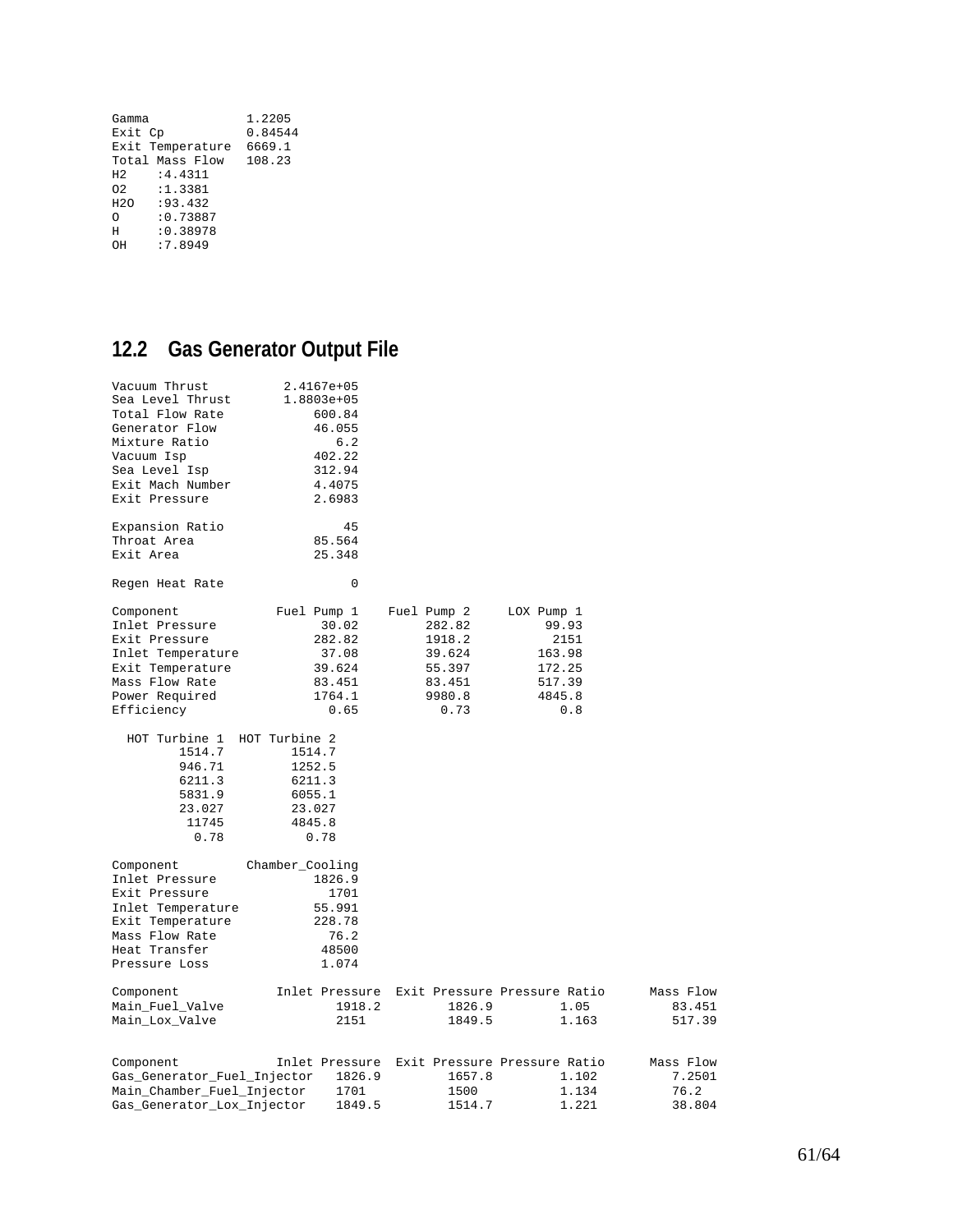```
Gamma             1.2205
Exit Cp           0.84544
Exit Temperature  6669.1
Total Mass Flow   108.23
H2    :4.4311
O2    :1.3381
H2O   :93.432
O     :0.73887
H     :0.38978
OH    :7.8949
```

## 12.2 Gas Generator Output File

```
Vacuum Thrust         2.4167e+05
Sea Level Thrust      1.8803e+05
Total Flow Rate           600.84
Generator Flow            46.055
Mixture Ratio                6.2
Vacuum Isp                402.22
Sea Level Isp             312.94
Exit Mach Number          4.4075
Exit Pressure             2.6983

Expansion Ratio               45
Throat Area               85.564
Exit Area                 25.348

Regen Heat Rate                0

Component            Fuel Pump 1    Fuel Pump 2     LOX Pump 1
Inlet Pressure             30.02         282.82          99.93
Exit Pressure             282.82         1918.2           2151
Inlet Temperature          37.08         39.624         163.98
Exit Temperature          39.624         55.397         172.25
Mass Flow Rate            83.451         83.451         517.39
Power Required            1764.1         9980.8         4845.8
Efficiency                  0.65           0.73            0.8

  HOT Turbine 1  HOT Turbine 2
         1514.7         1514.7
         946.71         1252.5
         6211.3         6211.3
         5831.9         6055.1
         23.027         23.027
          11745         4845.8
           0.78           0.78

Component         Chamber_Cooling
Inlet Pressure             1826.9
Exit Pressure                1701
Inlet Temperature          55.991
Exit Temperature           228.78
Mass Flow Rate               76.2
Heat Transfer               48500
Pressure Loss               1.074

Component            Inlet Pressure  Exit Pressure Pressure Ratio      Mass Flow
Main_Fuel_Valve              1918.2         1826.9          1.05         83.451
Main_Lox_Valve                 2151         1849.5         1.163         517.39


Component            Inlet Pressure  Exit Pressure Pressure Ratio      Mass Flow
Gas_Generator_Fuel_Injector   1826.9         1657.8         1.102         7.2501
Main_Chamber_Fuel_Injector    1701           1500           1.134         76.2
Gas_Generator_Lox_Injector    1849.5         1514.7         1.221         38.804
```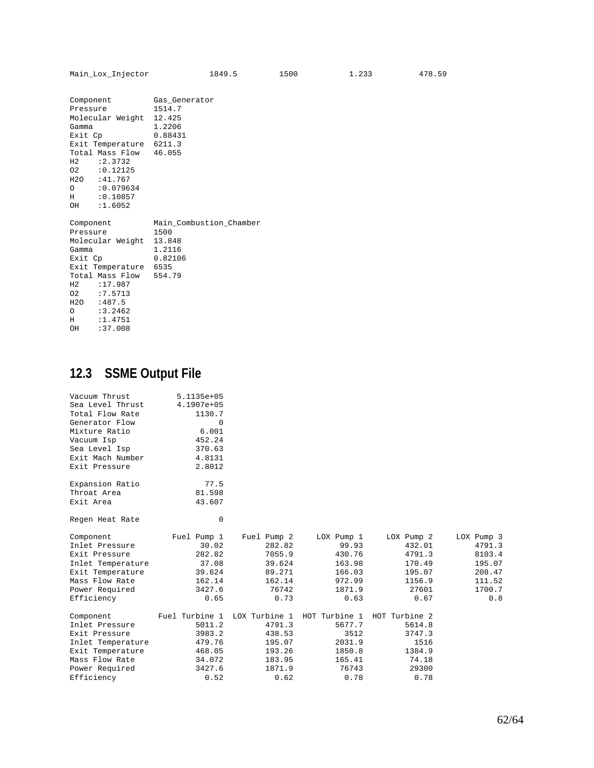```
Main_Lox_Injector            1849.5         1500           1.233          478.59

Component         Gas_Generator
Pressure          1514.7
Molecular Weight  12.425
Gamma             1.2206
Exit Cp           0.88431
Exit Temperature  6211.3
Total Mass Flow   46.055
H2    :2.3732
O2    :0.12125
H2O   :41.767
O     :0.079634
H     :0.10857
OH    :1.6052

Component         Main_Combustion_Chamber
Pressure          1500
Molecular Weight  13.848
Gamma             1.2116
Exit Cp           0.82106
Exit Temperature  6535
Total Mass Flow   554.79
H2    :17.987
O2    :7.5713
H2O   :487.5
O     :3.2462
H     :1.4751
OH    :37.008
```

## 12.3 SSME Output File

```
Vacuum Thrust          5.1135e+05
Sea Level Thrust       4.1907e+05
Total Flow Rate            1130.7
Generator Flow                  0
Mixture Ratio               6.001
Vacuum Isp                 452.24
Sea Level Isp              370.63
Exit Mach Number           4.8131
Exit Pressure              2.8012

Expansion Ratio              77.5
Throat Area                81.598
Exit Area                  43.607

Regen Heat Rate                 0

Component           Fuel Pump 1    Fuel Pump 2     LOX Pump 1     LOX Pump 2     LOX Pump 3
Inlet Pressure            30.02         282.82          99.93         432.01         4791.3
Exit Pressure            282.82         7055.9         430.76         4791.3         8103.4
Inlet Temperature         37.08         39.624         163.98         170.49         195.07
Exit Temperature         39.624         89.271         166.03         195.07         208.47
Mass Flow Rate           162.14         162.14         972.99         1156.9         111.52
Power Required           3427.6          76742         1871.9          27601         1700.7
Efficiency                 0.65           0.73           0.63           0.67            0.8

Component        Fuel Turbine 1  LOX Turbine 1  HOT Turbine 1  HOT Turbine 2
Inlet Pressure           5011.2         4791.3         5677.7         5614.8
Exit Pressure            3983.2         438.53           3512         3747.3
Inlet Temperature        479.76         195.07         2031.9           1516
Exit Temperature         468.05         193.26         1850.8         1384.9
Mass Flow Rate           34.072         183.95         165.41          74.18
Power Required           3427.6         1871.9          76743          29300
Efficiency                 0.52           0.62           0.78           0.78
```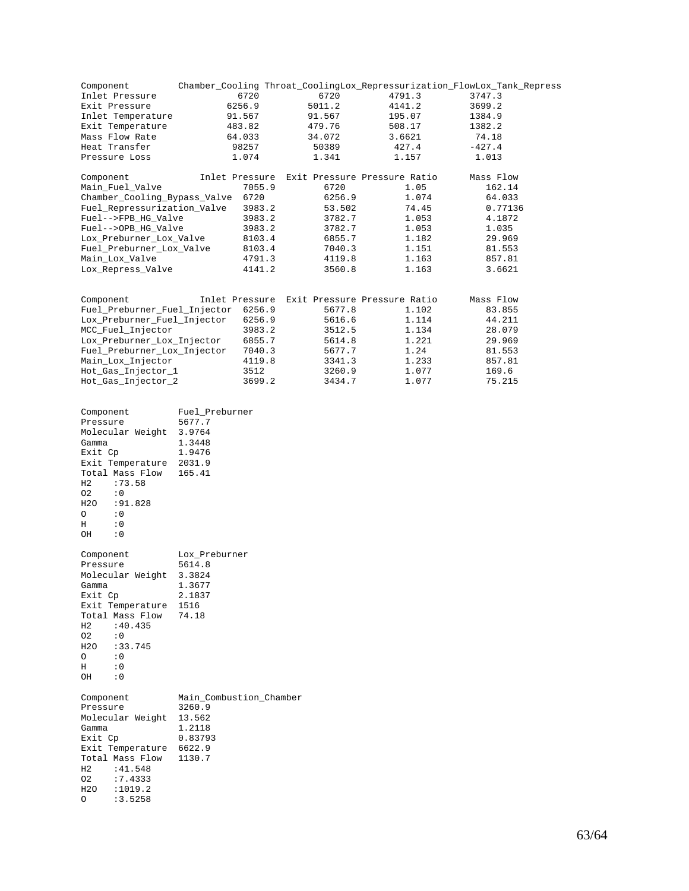| Component | Chamber_Cooling | Throat_Cooling | Lox_Repressurization_Flow | Lox_Tank_Repress |
|---|---|---|---|---|
| Inlet Pressure | 6720 | 6720 | 4791.3 | 3747.3 |
| Exit Pressure | 6256.9 | 5011.2 | 4141.2 | 3699.2 |
| Inlet Temperature | 91.567 | 91.567 | 195.07 | 1384.9 |
| Exit Temperature | 483.82 | 479.76 | 508.17 | 1382.2 |
| Mass Flow Rate | 64.033 | 34.072 | 3.6621 | 74.18 |
| Heat Transfer | 98257 | 50389 | 427.4 | -427.4 |
| Pressure Loss | 1.074 | 1.341 | 1.157 | 1.013 |

| Component | Inlet Pressure | Exit Pressure | Pressure Ratio | Mass Flow |
|---|---|---|---|---|
| Main_Fuel_Valve | 7055.9 | 6720 | 1.05 | 162.14 |
| Chamber_Cooling_Bypass_Valve | 6720 | 6256.9 | 1.074 | 64.033 |
| Fuel_Repressurization_Valve | 3983.2 | 53.502 | 74.45 | 0.77136 |
| Fuel-->FPB_HG_Valve | 3983.2 | 3782.7 | 1.053 | 4.1872 |
| Fuel-->OPB_HG_Valve | 3983.2 | 3782.7 | 1.053 | 1.035 |
| Lox_Preburner_Lox_Valve | 8103.4 | 6855.7 | 1.182 | 29.969 |
| Fuel_Preburner_Lox_Valve | 8103.4 | 7040.3 | 1.151 | 81.553 |
| Main_Lox_Valve | 4791.3 | 4119.8 | 1.163 | 857.81 |
| Lox_Repress_Valve | 4141.2 | 3560.8 | 1.163 | 3.6621 |

| Component | Inlet Pressure | Exit Pressure | Pressure Ratio | Mass Flow |
|---|---|---|---|---|
| Fuel_Preburner_Fuel_Injector | 6256.9 | 5677.8 | 1.102 | 83.855 |
| Lox_Preburner_Fuel_Injector | 6256.9 | 5616.6 | 1.114 | 44.211 |
| MCC_Fuel_Injector | 3983.2 | 3512.5 | 1.134 | 28.079 |
| Lox_Preburner_Lox_Injector | 6855.7 | 5614.8 | 1.221 | 29.969 |
| Fuel_Preburner_Lox_Injector | 7040.3 | 5677.7 | 1.24 | 81.553 |
| Main_Lox_Injector | 4119.8 | 3341.3 | 1.233 | 857.81 |
| Hot_Gas_Injector_1 | 3512 | 3260.9 | 1.077 | 169.6 |
| Hot_Gas_Injector_2 | 3699.2 | 3434.7 | 1.077 | 75.215 |

| Component | Fuel_Preburner |
|---|---|
| Pressure | 5677.7 |
| Molecular Weight | 3.9764 |
| Gamma | 1.3448 |
| Exit Cp | 1.9476 |
| Exit Temperature | 2031.9 |
| Total Mass Flow | 165.41 |

```
H2   :73.58
O2   :0
H2O  :91.828
O    :0
H    :0
OH   :0
```

| Component | Lox_Preburner |
|---|---|
| Pressure | 5614.8 |
| Molecular Weight | 3.3824 |
| Gamma | 1.3677 |
| Exit Cp | 2.1837 |
| Exit Temperature | 1516 |
| Total Mass Flow | 74.18 |

```
H2   :40.435
O2   :0
H2O  :33.745
O    :0
H    :0
OH   :0
```

| Component | Main_Combustion_Chamber |
|---|---|
| Pressure | 3260.9 |
| Molecular Weight | 13.562 |
| Gamma | 1.2118 |
| Exit Cp | 0.83793 |
| Exit Temperature | 6622.9 |
| Total Mass Flow | 1130.7 |

```
H2   :41.548
O2   :7.4333
H2O  :1019.2
O    :3.5258
```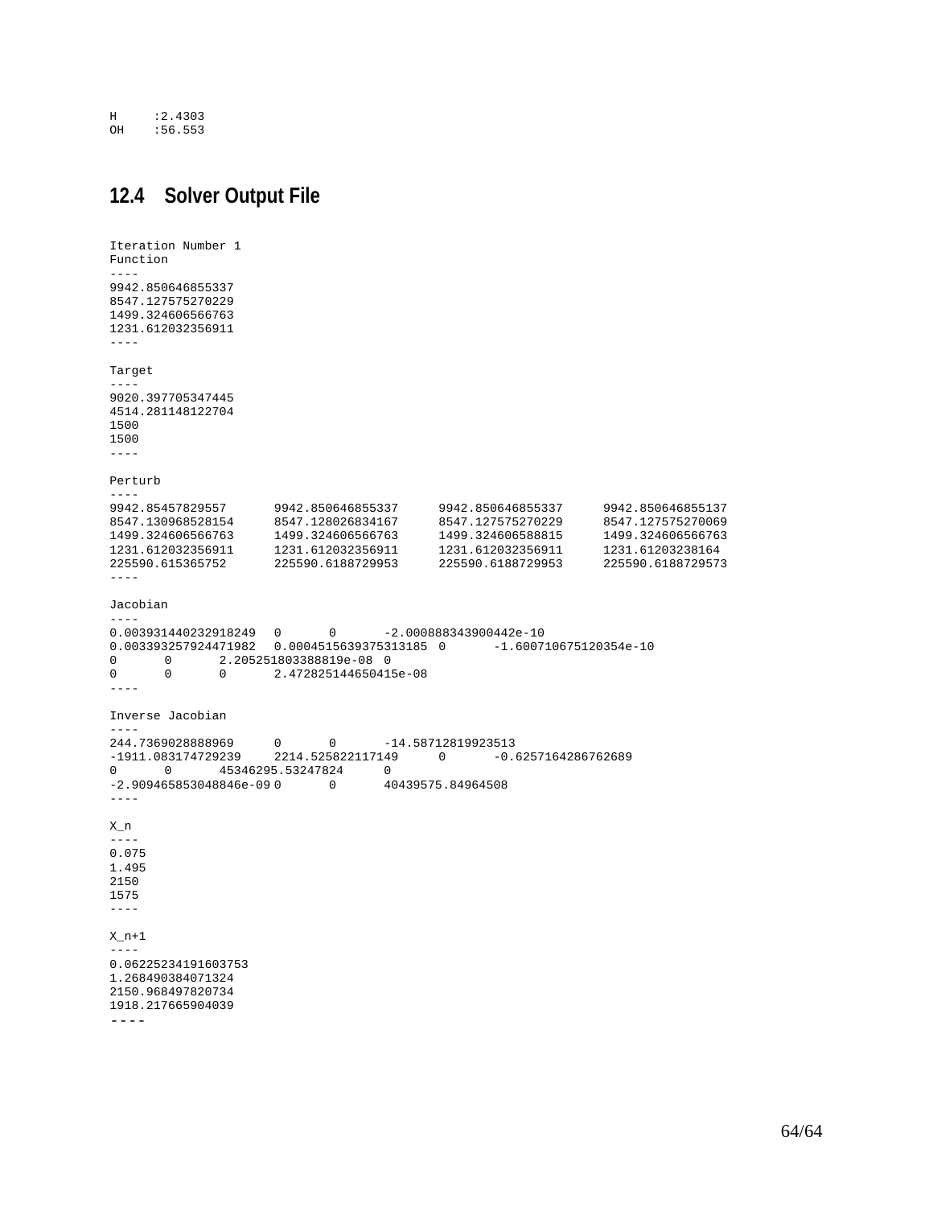```
H     :2.4303
OH    :56.553
```

## 12.4 Solver Output File

```
Iteration Number 1
Function
----
9942.850646855337
8547.127575270229
1499.324606566763
1231.612032356911
----

Target
----
9020.397705347445
4514.281148122704
1500
1500
----

Perturb
----
9942.85457829557      9942.850646855337     9942.850646855337     9942.850646855137
8547.130968528154     8547.128026834167     8547.127575270229     8547.127575270069
1499.324606566763     1499.324606566763     1499.324606588815     1499.324606566763
1231.612032356911     1231.612032356911     1231.612032356911     1231.61203238164
225590.615365752      225590.6188729953     225590.6188729953     225590.6188729573
----

Jacobian
----
0.003931440232918249  0       0       -2.000888343900442e-10
0.003393257924471982  0.0004515639375313185  0       -1.600710675120354e-10
0       0       2.205251803388819e-08  0
0       0       0       2.472825144650415e-08
----

Inverse Jacobian
----
244.7369028888969     0       0       -14.58712819923513
-1911.083174729239    2214.525822117149      0       -0.6257164286762689
0       0       45346295.53247824      0
-2.909465853048846e-09 0      0       40439575.84964508
----

X_n
----
0.075
1.495
2150
1575
----

X_n+1
----
0.06225234191603753
1.268490384071324
2150.968497820734
1918.217665904039
----
```